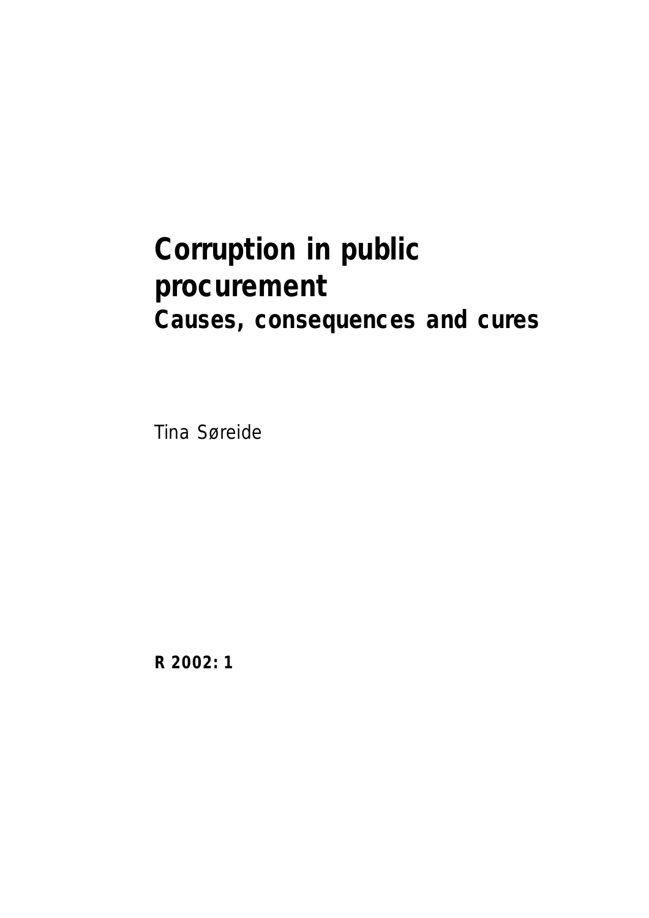# Corruption in public procurement

## Causes, consequences and cures

Tina Søreide

**R 2002: 1**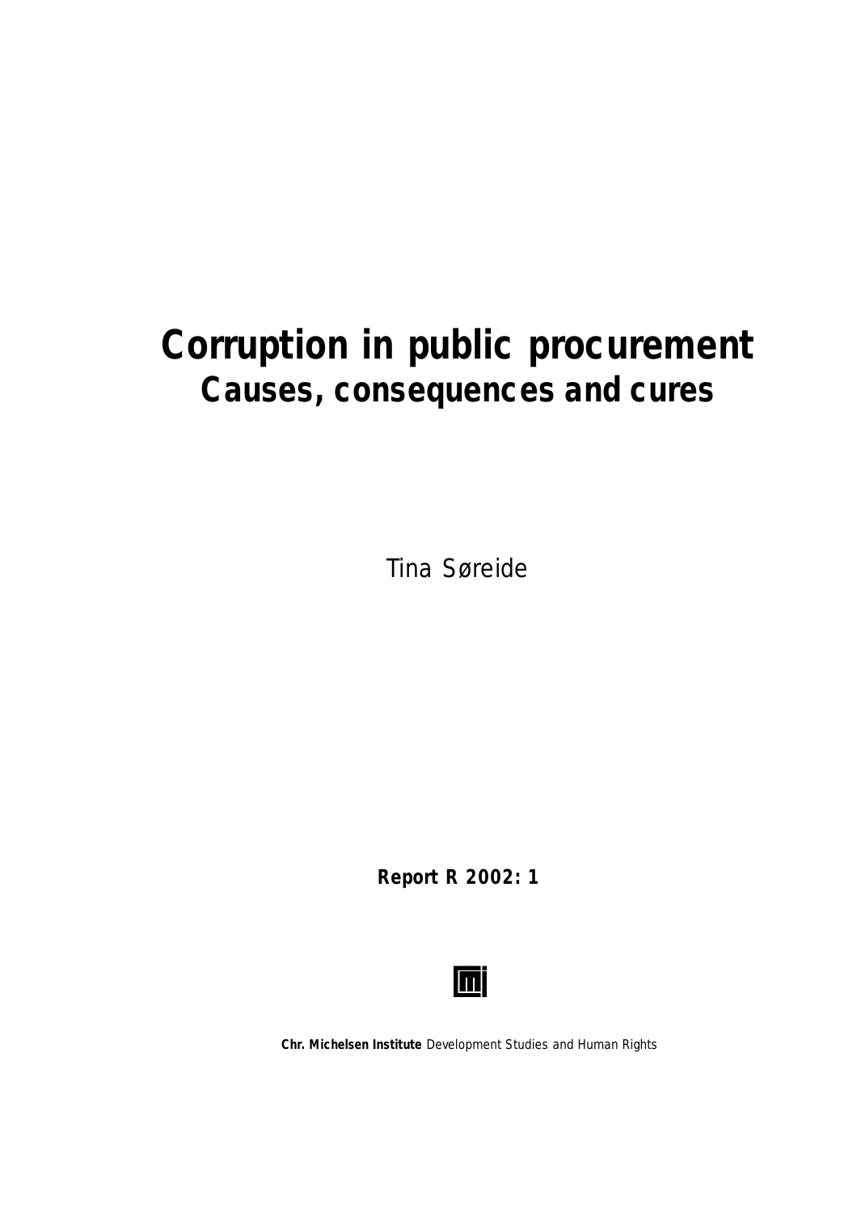# Corruption in public procurement
## Causes, consequences and cures

Tina Søreide

**Report R 2002: 1**

**Chr. Michelsen Institute** Development Studies and Human Rights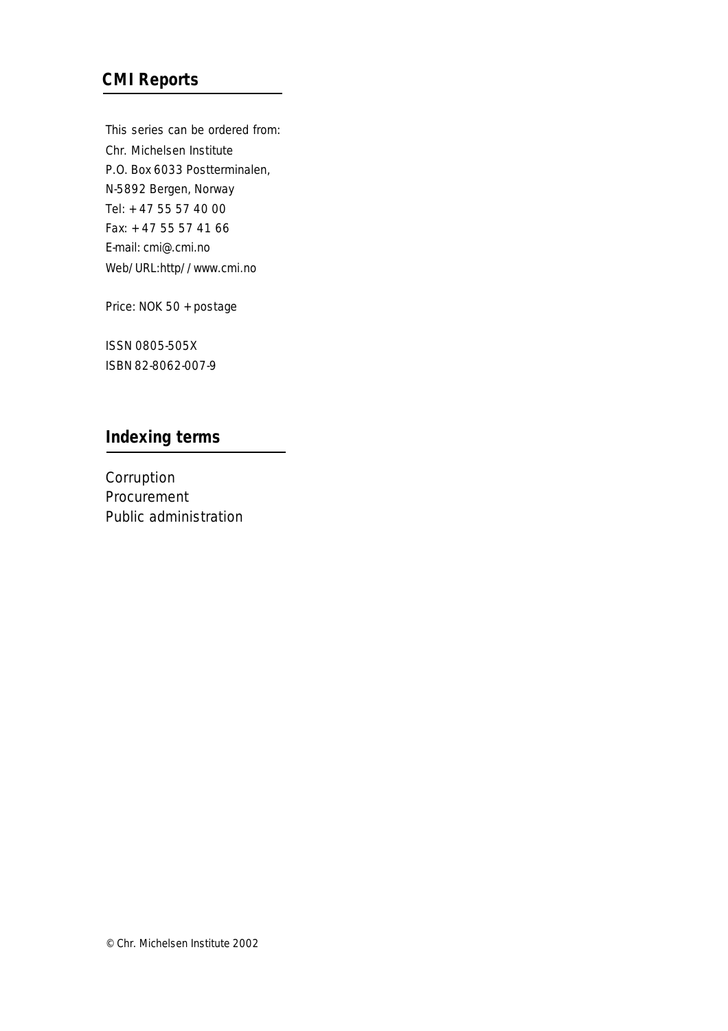## CMI Reports

This series can be ordered from:
Chr. Michelsen Institute
P.O. Box 6033 Postterminalen,
N-5892 Bergen, Norway
Tel: + 47 55 57 40 00
Fax: + 47 55 57 41 66
E-mail: cmi@.cmi.no
Web/URL:http//www.cmi.no

Price: NOK 50 + postage

ISSN 0805-505X
ISBN 82-8062-007-9

## Indexing terms

Corruption
Procurement
Public administration

© Chr. Michelsen Institute 2002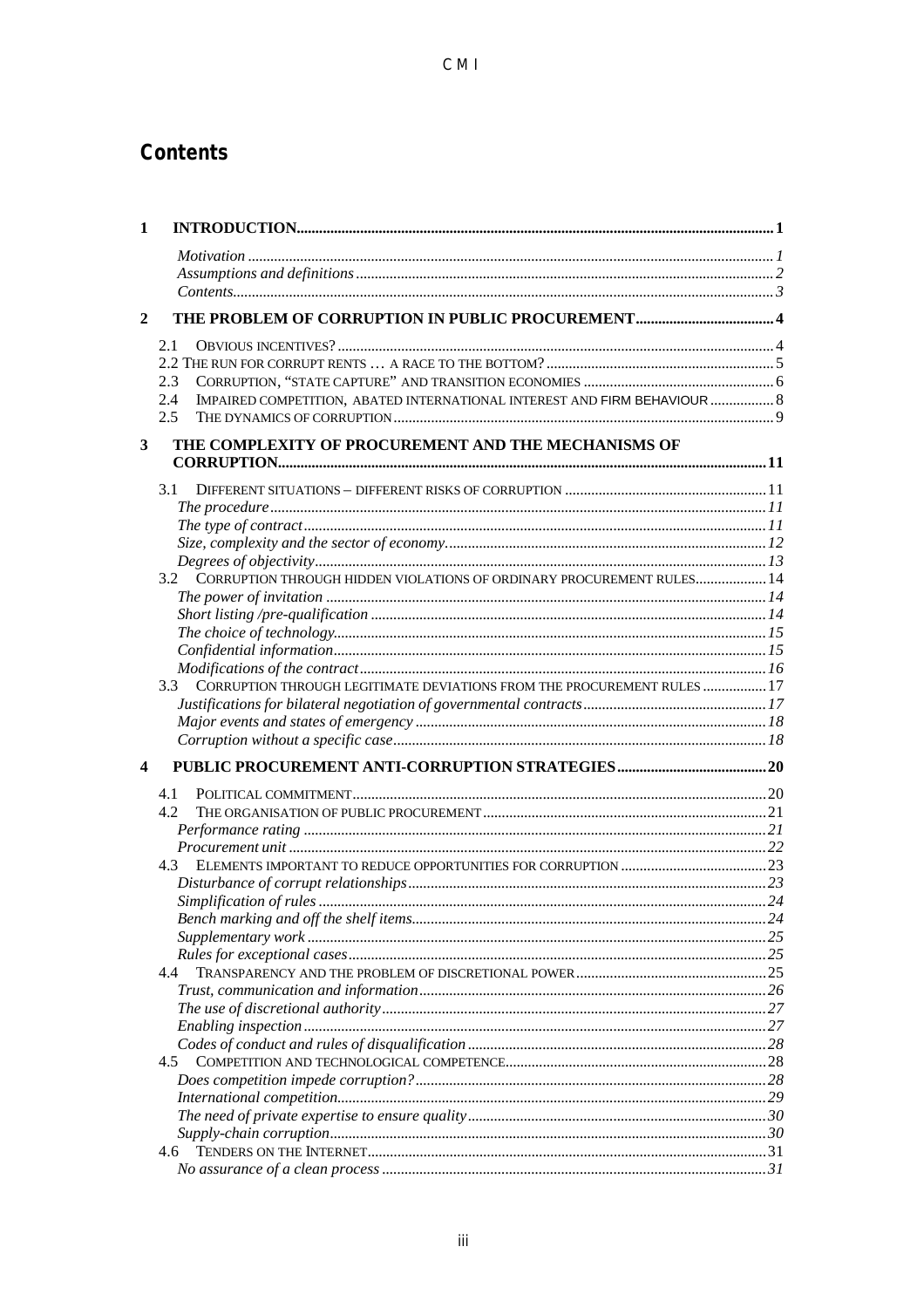# Contents

**1 INTRODUCTION** .......... **1**

*Motivation* .......... *1*
*Assumptions and definitions* .......... *2*
*Contents* .......... *3*

**2 THE PROBLEM OF CORRUPTION IN PUBLIC PROCUREMENT** .......... **4**

2.1 OBVIOUS INCENTIVES? .......... 4
2.2 THE RUN FOR CORRUPT RENTS … A RACE TO THE BOTTOM? .......... 5
2.3 CORRUPTION, "STATE CAPTURE" AND TRANSITION ECONOMIES .......... 6
2.4 IMPAIRED COMPETITION, ABATED INTERNATIONAL INTEREST AND FIRM BEHAVIOUR .......... 8
2.5 THE DYNAMICS OF CORRUPTION .......... 9

**3 THE COMPLEXITY OF PROCUREMENT AND THE MECHANISMS OF CORRUPTION** .......... **11**

3.1 DIFFERENT SITUATIONS – DIFFERENT RISKS OF CORRUPTION .......... 11
*The procedure* .......... *11*
*The type of contract* .......... *11*
*Size, complexity and the sector of economy.* .......... *12*
*Degrees of objectivity* .......... *13*
3.2 CORRUPTION THROUGH HIDDEN VIOLATIONS OF ORDINARY PROCUREMENT RULES .......... 14
*The power of invitation* .......... *14*
*Short listing /pre-qualification* .......... *14*
*The choice of technology* .......... *15*
*Confidential information* .......... *15*
*Modifications of the contract* .......... *16*
3.3 CORRUPTION THROUGH LEGITIMATE DEVIATIONS FROM THE PROCUREMENT RULES .......... 17
*Justifications for bilateral negotiation of governmental contracts* .......... *17*
*Major events and states of emergency* .......... *18*
*Corruption without a specific case* .......... *18*

**4 PUBLIC PROCUREMENT ANTI-CORRUPTION STRATEGIES** .......... **20**

4.1 POLITICAL COMMITMENT .......... 20
4.2 THE ORGANISATION OF PUBLIC PROCUREMENT .......... 21
*Performance rating* .......... *21*
*Procurement unit* .......... *22*
4.3 ELEMENTS IMPORTANT TO REDUCE OPPORTUNITIES FOR CORRUPTION .......... 23
*Disturbance of corrupt relationships* .......... *23*
*Simplification of rules* .......... *24*
*Bench marking and off the shelf items* .......... *24*
*Supplementary work* .......... *25*
*Rules for exceptional cases* .......... *25*
4.4 TRANSPARENCY AND THE PROBLEM OF DISCRETIONAL POWER .......... 25
*Trust, communication and information* .......... *26*
*The use of discretional authority* .......... *27*
*Enabling inspection* .......... *27*
*Codes of conduct and rules of disqualification* .......... *28*
4.5 COMPETITION AND TECHNOLOGICAL COMPETENCE .......... 28
*Does competition impede corruption?* .......... *28*
*International competition* .......... *29*
*The need of private expertise to ensure quality* .......... *30*
*Supply-chain corruption* .......... *30*
4.6 TENDERS ON THE INTERNET .......... 31
*No assurance of a clean process* .......... *31*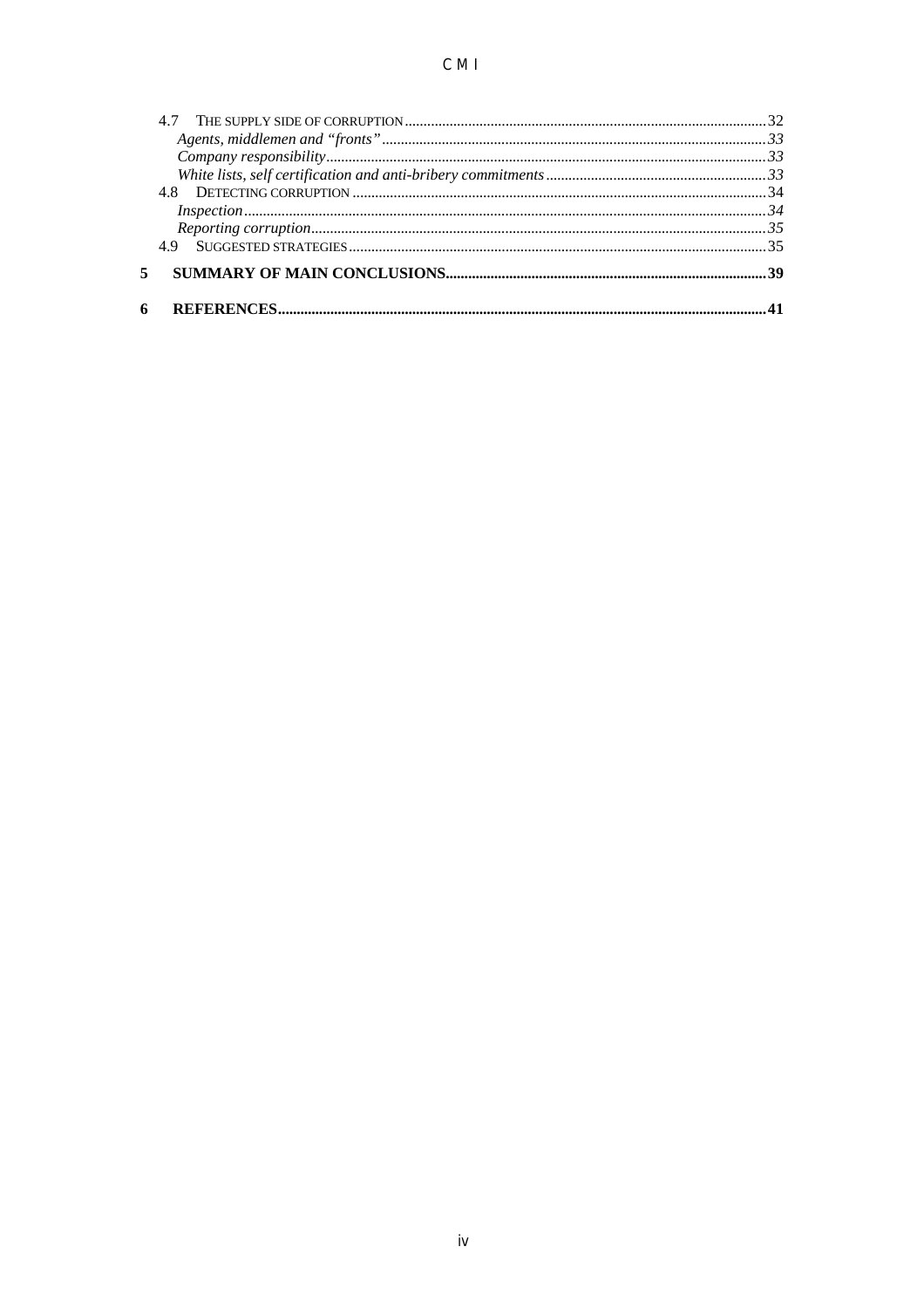4.7 THE SUPPLY SIDE OF CORRUPTION ... 32

*Agents, middlemen and "fronts"* ... *33*

*Company responsibility* ... *33*

*White lists, self certification and anti-bribery commitments* ... *33*

4.8 DETECTING CORRUPTION ... 34

*Inspection* ... *34*

*Reporting corruption* ... *35*

4.9 SUGGESTED STRATEGIES ... 35

**5 SUMMARY OF MAIN CONCLUSIONS ... 39**

**6 REFERENCES ... 41**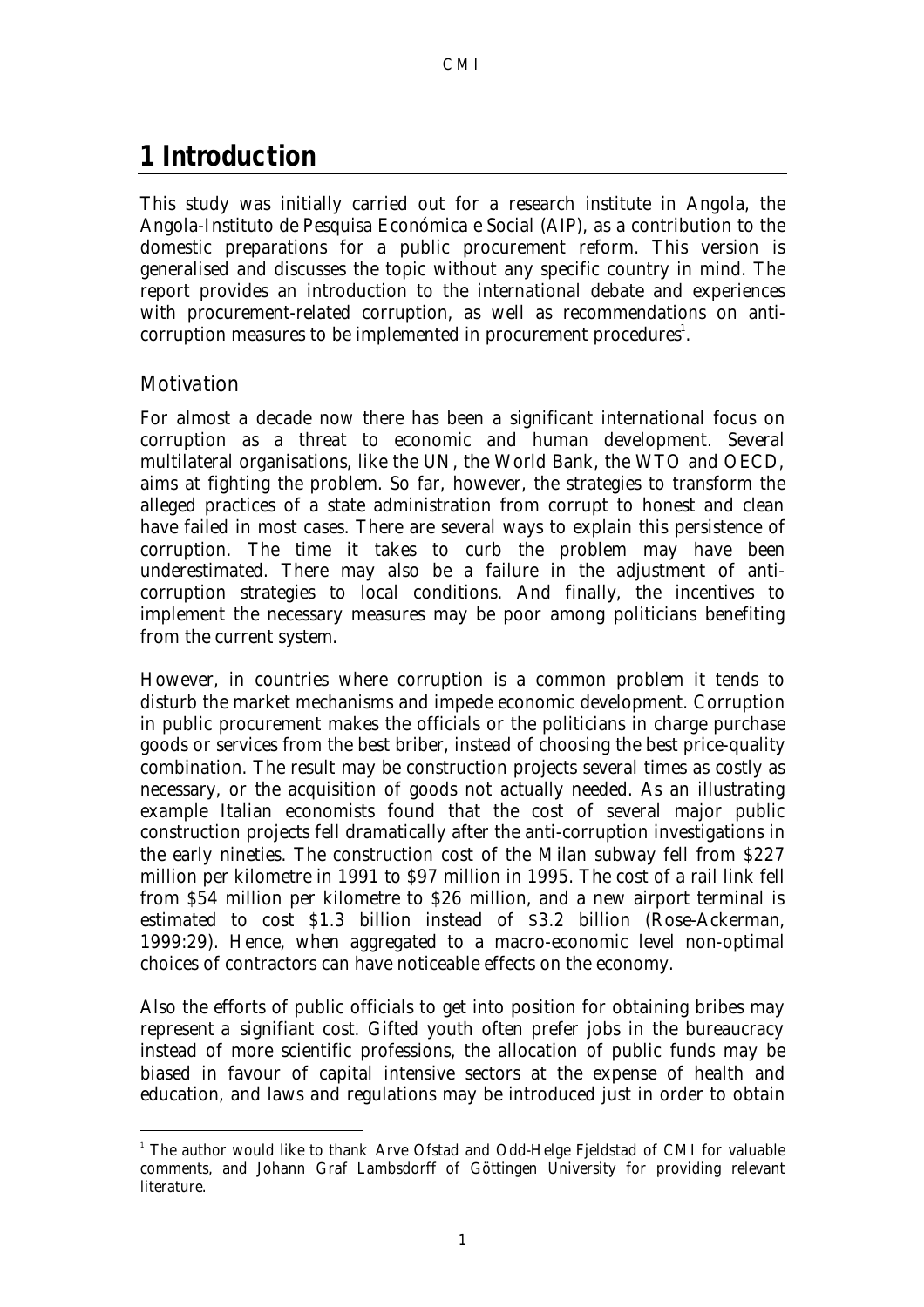# 1 Introduction

This study was initially carried out for a research institute in Angola, the Angola-Instituto de Pesquisa Económica e Social (AIP), as a contribution to the domestic preparations for a public procurement reform. This version is generalised and discusses the topic without any specific country in mind. The report provides an introduction to the international debate and experiences with procurement-related corruption, as well as recommendations on anti-corruption measures to be implemented in procurement procedures[1].

## Motivation

For almost a decade now there has been a significant international focus on corruption as a threat to economic and human development. Several multilateral organisations, like the UN, the World Bank, the WTO and OECD, aims at fighting the problem. So far, however, the strategies to transform the alleged practices of a state administration from corrupt to honest and clean have failed in most cases. There are several ways to explain this persistence of corruption. The time it takes to curb the problem may have been underestimated. There may also be a failure in the adjustment of anti-corruption strategies to local conditions. And finally, the incentives to implement the necessary measures may be poor among politicians benefiting from the current system.

However, in countries where corruption is a common problem it tends to disturb the market mechanisms and impede economic development. Corruption in public procurement makes the officials or the politicians in charge purchase goods or services from the best briber, instead of choosing the best price-quality combination. The result may be construction projects several times as costly as necessary, or the acquisition of goods not actually needed. As an illustrating example Italian economists found that the cost of several major public construction projects fell dramatically after the anti-corruption investigations in the early nineties. The construction cost of the Milan subway fell from $227 million per kilometre in 1991 to $97 million in 1995. The cost of a rail link fell from $54 million per kilometre to $26 million, and a new airport terminal is estimated to cost $1.3 billion instead of $3.2 billion (Rose-Ackerman, 1999:29). Hence, when aggregated to a macro-economic level non-optimal choices of contractors can have noticeable effects on the economy.

Also the efforts of public officials to get into position for obtaining bribes may represent a signifiant cost. Gifted youth often prefer jobs in the bureaucracy instead of more scientific professions, the allocation of public funds may be biased in favour of capital intensive sectors at the expense of health and education, and laws and regulations may be introduced just in order to obtain

[1] The author would like to thank Arve Ofstad and Odd-Helge Fjeldstad of CMI for valuable comments, and Johann Graf Lambsdorff of Göttingen University for providing relevant literature.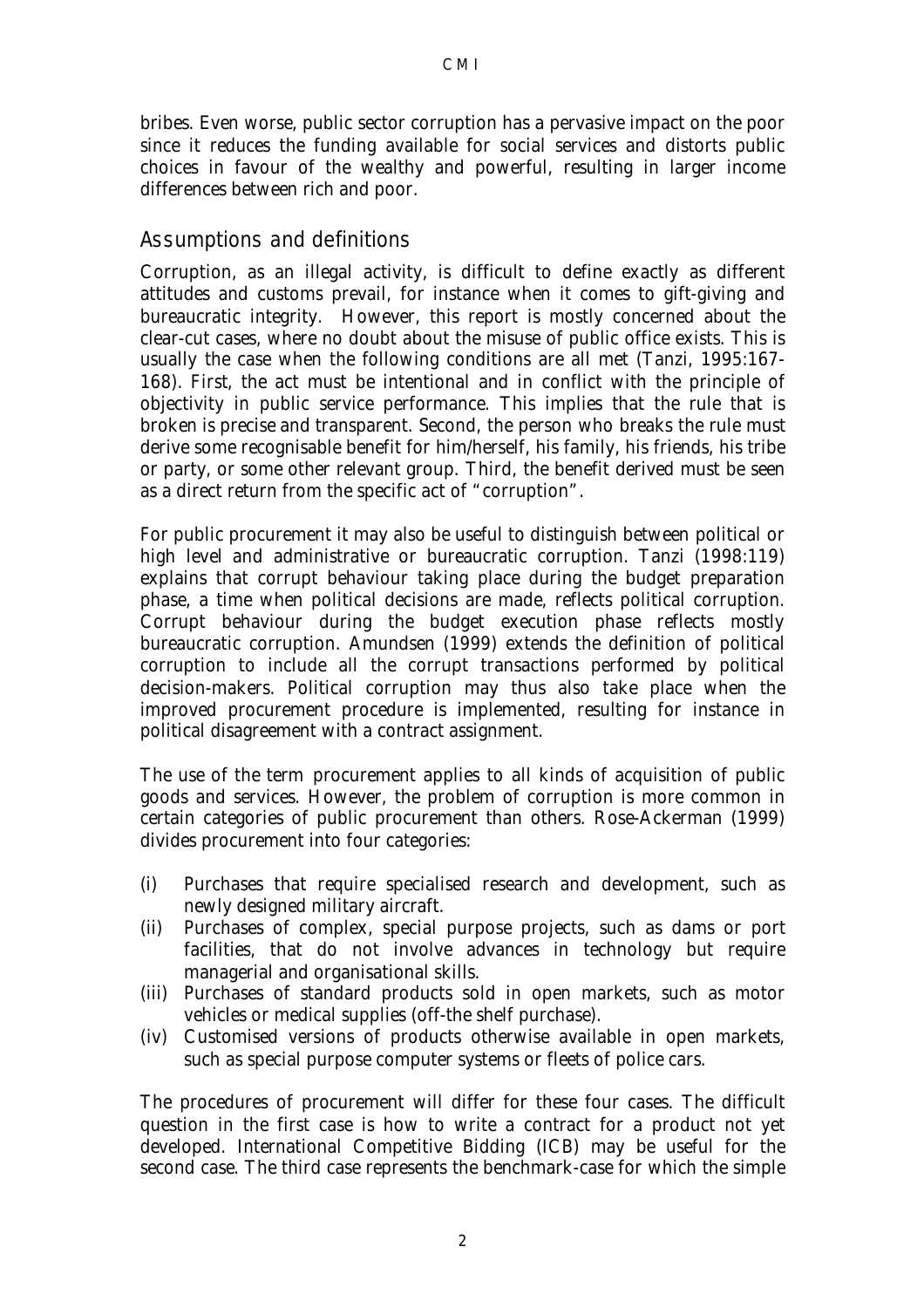bribes. Even worse, public sector corruption has a pervasive impact on the poor since it reduces the funding available for social services and distorts public choices in favour of the wealthy and powerful, resulting in larger income differences between rich and poor.

## Assumptions and definitions

Corruption, as an illegal activity, is difficult to define exactly as different attitudes and customs prevail, for instance when it comes to gift-giving and bureaucratic integrity. However, this report is mostly concerned about the clear-cut cases, where no doubt about the misuse of public office exists. This is usually the case when the following conditions are all met (Tanzi, 1995:167-168). First, the act must be intentional and in conflict with the principle of objectivity in public service performance. This implies that the rule that is broken is precise and transparent. Second, the person who breaks the rule must derive some recognisable benefit for him/herself, his family, his friends, his tribe or party, or some other relevant group. Third, the benefit derived must be seen as a direct return from the specific act of "corruption".

For public procurement it may also be useful to distinguish between political or high level and administrative or bureaucratic corruption. Tanzi (1998:119) explains that corrupt behaviour taking place during the budget preparation phase, a time when political decisions are made, reflects political corruption. Corrupt behaviour during the budget execution phase reflects mostly bureaucratic corruption. Amundsen (1999) extends the definition of political corruption to include all the corrupt transactions performed by political decision-makers. Political corruption may thus also take place when the improved procurement procedure is implemented, resulting for instance in political disagreement with a contract assignment.

The use of the term procurement applies to all kinds of acquisition of public goods and services. However, the problem of corruption is more common in certain categories of public procurement than others. Rose-Ackerman (1999) divides procurement into four categories:

(i) Purchases that require specialised research and development, such as newly designed military aircraft.
(ii) Purchases of complex, special purpose projects, such as dams or port facilities, that do not involve advances in technology but require managerial and organisational skills.
(iii) Purchases of standard products sold in open markets, such as motor vehicles or medical supplies (off-the shelf purchase).
(iv) Customised versions of products otherwise available in open markets, such as special purpose computer systems or fleets of police cars.

The procedures of procurement will differ for these four cases. The difficult question in the first case is how to write a contract for a product not yet developed. International Competitive Bidding (ICB) may be useful for the second case. The third case represents the benchmark-case for which the simple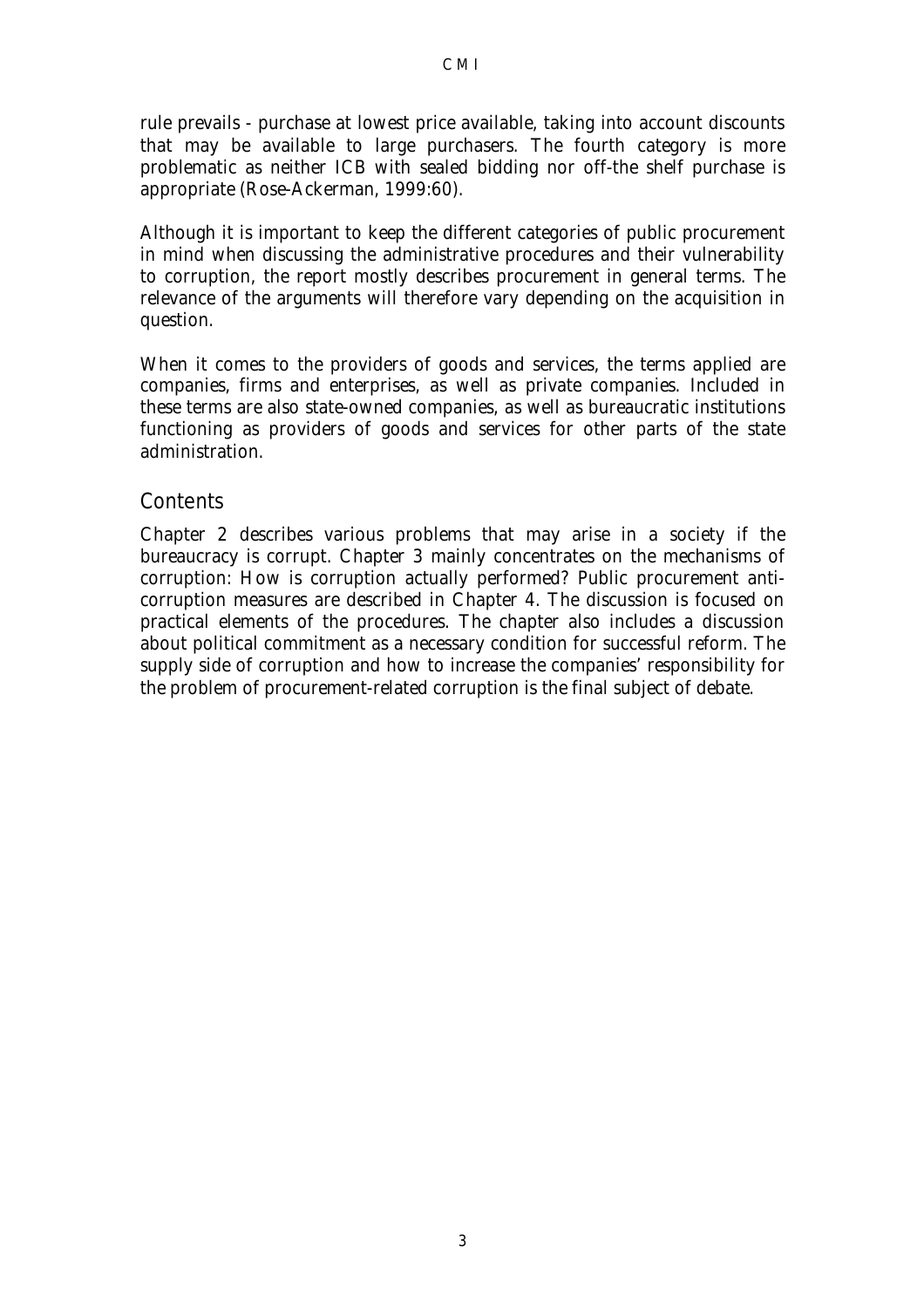rule prevails - purchase at lowest price available, taking into account discounts that may be available to large purchasers. The fourth category is more problematic as neither ICB with sealed bidding nor off-the shelf purchase is appropriate (Rose-Ackerman, 1999:60).

Although it is important to keep the different categories of public procurement in mind when discussing the administrative procedures and their vulnerability to corruption, the report mostly describes procurement in general terms. The relevance of the arguments will therefore vary depending on the acquisition in question.

When it comes to the providers of goods and services, the terms applied are companies, firms and enterprises, as well as private companies. Included in these terms are also state-owned companies, as well as bureaucratic institutions functioning as providers of goods and services for other parts of the state administration.

## Contents

Chapter 2 describes various problems that may arise in a society if the bureaucracy is corrupt. Chapter 3 mainly concentrates on the mechanisms of corruption: How is corruption actually performed? Public procurement anti-corruption measures are described in Chapter 4. The discussion is focused on practical elements of the procedures. The chapter also includes a discussion about political commitment as a necessary condition for successful reform. The supply side of corruption and how to increase the companies' responsibility for the problem of procurement-related corruption is the final subject of debate.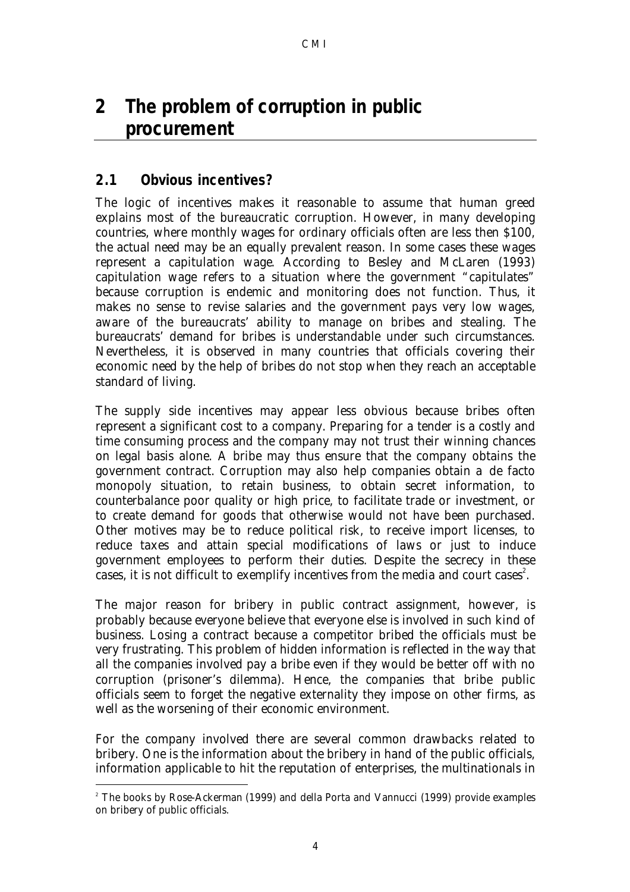# 2 The problem of corruption in public procurement

## 2.1 Obvious incentives?

The logic of incentives makes it reasonable to assume that human greed explains most of the bureaucratic corruption. However, in many developing countries, where monthly wages for ordinary officials often are less then $100, the actual need may be an equally prevalent reason. In some cases these wages represent a capitulation wage. According to Besley and McLaren (1993) capitulation wage refers to a situation where the government "capitulates" because corruption is endemic and monitoring does not function. Thus, it makes no sense to revise salaries and the government pays very low wages, aware of the bureaucrats' ability to manage on bribes and stealing. The bureaucrats' demand for bribes is understandable under such circumstances. Nevertheless, it is observed in many countries that officials covering their economic need by the help of bribes do not stop when they reach an acceptable standard of living.

The supply side incentives may appear less obvious because bribes often represent a significant cost to a company. Preparing for a tender is a costly and time consuming process and the company may not trust their winning chances on legal basis alone. A bribe may thus ensure that the company obtains the government contract. Corruption may also help companies obtain a de facto monopoly situation, to retain business, to obtain secret information, to counterbalance poor quality or high price, to facilitate trade or investment, or to create demand for goods that otherwise would not have been purchased. Other motives may be to reduce political risk, to receive import licenses, to reduce taxes and attain special modifications of laws or just to induce government employees to perform their duties. Despite the secrecy in these cases, it is not difficult to exemplify incentives from the media and court cases[2].

The major reason for bribery in public contract assignment, however, is probably because everyone believe that everyone else is involved in such kind of business. Losing a contract because a competitor bribed the officials must be very frustrating. This problem of hidden information is reflected in the way that all the companies involved pay a bribe even if they would be better off with no corruption (prisoner's dilemma). Hence, the companies that bribe public officials seem to forget the negative externality they impose on other firms, as well as the worsening of their economic environment.

For the company involved there are several common drawbacks related to bribery. One is the information about the bribery in hand of the public officials, information applicable to hit the reputation of enterprises, the multinationals in

[2] The books by Rose-Ackerman (1999) and della Porta and Vannucci (1999) provide examples on bribery of public officials.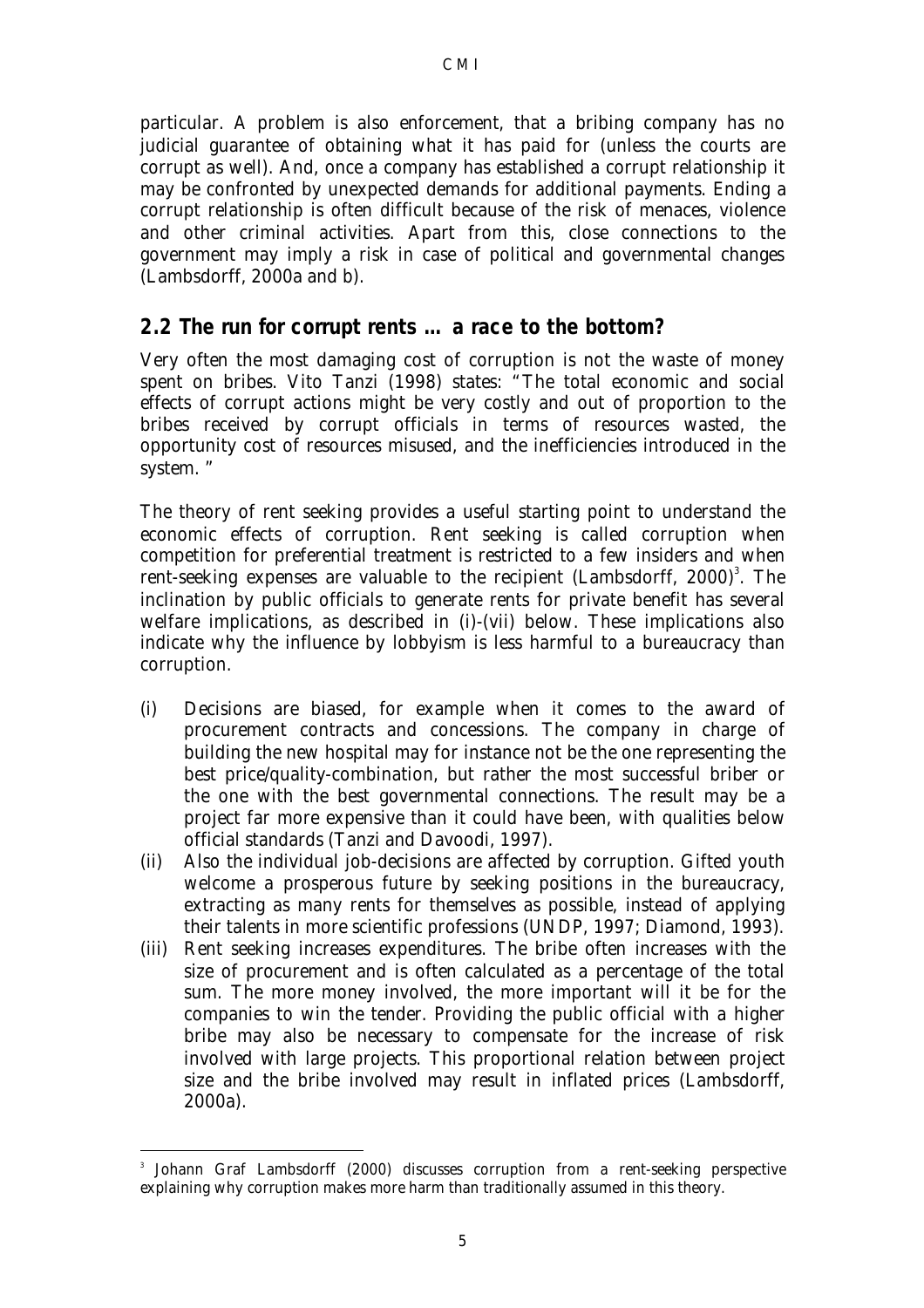particular. A problem is also enforcement, that a bribing company has no judicial guarantee of obtaining what it has paid for (unless the courts are corrupt as well). And, once a company has established a corrupt relationship it may be confronted by unexpected demands for additional payments. Ending a corrupt relationship is often difficult because of the risk of menaces, violence and other criminal activities. Apart from this, close connections to the government may imply a risk in case of political and governmental changes (Lambsdorff, 2000a and b).

## 2.2 The run for corrupt rents … a race to the bottom?

Very often the most damaging cost of corruption is not the waste of money spent on bribes. Vito Tanzi (1998) states: "The total economic and social effects of corrupt actions might be very costly and out of proportion to the bribes received by corrupt officials in terms of resources wasted, the opportunity cost of resources misused, and the inefficiencies introduced in the system. "

The theory of rent seeking provides a useful starting point to understand the economic effects of corruption. Rent seeking is called corruption when competition for preferential treatment is restricted to a few insiders and when rent-seeking expenses are valuable to the recipient (Lambsdorff, 2000)[3]. The inclination by public officials to generate rents for private benefit has several welfare implications, as described in (i)-(vii) below. These implications also indicate why the influence by lobbyism is less harmful to a bureaucracy than corruption.

(i) Decisions are biased, for example when it comes to the award of procurement contracts and concessions. The company in charge of building the new hospital may for instance not be the one representing the best price/quality-combination, but rather the most successful briber or the one with the best governmental connections. The result may be a project far more expensive than it could have been, with qualities below official standards (Tanzi and Davoodi, 1997).

(ii) Also the individual job-decisions are affected by corruption. Gifted youth welcome a prosperous future by seeking positions in the bureaucracy, extracting as many rents for themselves as possible, instead of applying their talents in more scientific professions (UNDP, 1997; Diamond, 1993).

(iii) Rent seeking increases expenditures. The bribe often increases with the size of procurement and is often calculated as a percentage of the total sum. The more money involved, the more important will it be for the companies to win the tender. Providing the public official with a higher bribe may also be necessary to compensate for the increase of risk involved with large projects. This proportional relation between project size and the bribe involved may result in inflated prices (Lambsdorff, 2000a).

---

[3] Johann Graf Lambsdorff (2000) discusses corruption from a rent-seeking perspective explaining why corruption makes more harm than traditionally assumed in this theory.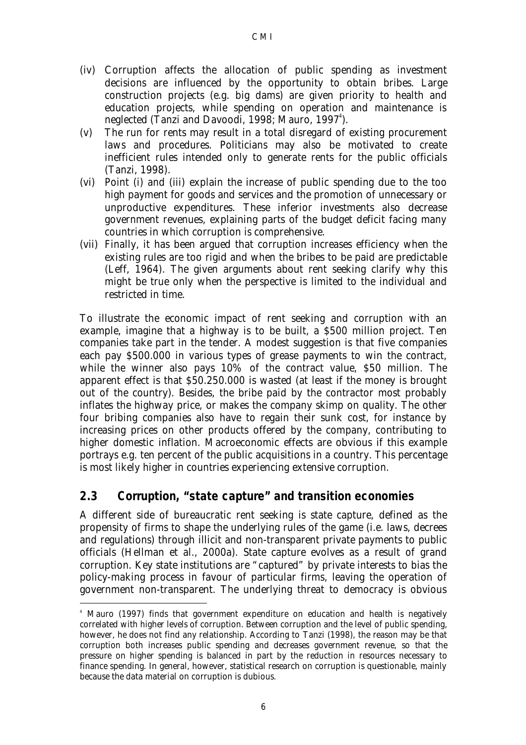(iv) Corruption affects the allocation of public spending as investment decisions are influenced by the opportunity to obtain bribes. Large construction projects (e.g. big dams) are given priority to health and education projects, while spending on operation and maintenance is neglected (Tanzi and Davoodi, 1998; Mauro, 1997[4]).

(v) The run for rents may result in a total disregard of existing procurement laws and procedures. Politicians may also be motivated to create inefficient rules intended only to generate rents for the public officials (Tanzi, 1998).

(vi) Point (i) and (iii) explain the increase of public spending due to the too high payment for goods and services and the promotion of unnecessary or unproductive expenditures. These inferior investments also decrease government revenues, explaining parts of the budget deficit facing many countries in which corruption is comprehensive.

(vii) Finally, it has been argued that corruption increases efficiency when the existing rules are too rigid and when the bribes to be paid are predictable (Leff, 1964). The given arguments about rent seeking clarify why this might be true only when the perspective is limited to the individual and restricted in time.

To illustrate the economic impact of rent seeking and corruption with an example, imagine that a highway is to be built, a $500 million project. Ten companies take part in the tender. A modest suggestion is that five companies each pay $500.000 in various types of grease payments to win the contract, while the winner also pays 10% of the contract value, $50 million. The apparent effect is that $50.250.000 is wasted (at least if the money is brought out of the country). Besides, the bribe paid by the contractor most probably inflates the highway price, or makes the company skimp on quality. The other four bribing companies also have to regain their sunk cost, for instance by increasing prices on other products offered by the company, contributing to higher domestic inflation. Macroeconomic effects are obvious if this example portrays e.g. ten percent of the public acquisitions in a country. This percentage is most likely higher in countries experiencing extensive corruption.

## 2.3 Corruption, "state capture" and transition economies

A different side of bureaucratic rent seeking is state capture, defined as the propensity of firms to shape the underlying rules of the game (i.e. laws, decrees and regulations) through illicit and non-transparent private payments to public officials (Hellman et al., 2000a). State capture evolves as a result of grand corruption. Key state institutions are "captured" by private interests to bias the policy-making process in favour of particular firms, leaving the operation of government non-transparent. The underlying threat to democracy is obvious

---

[4] Mauro (1997) finds that government expenditure on education and health is negatively correlated with higher levels of corruption. Between corruption and the level of public spending, however, he does not find any relationship. According to Tanzi (1998), the reason may be that corruption both increases public spending and decreases government revenue, so that the pressure on higher spending is balanced in part by the reduction in resources necessary to finance spending. In general, however, statistical research on corruption is questionable, mainly because the data material on corruption is dubious.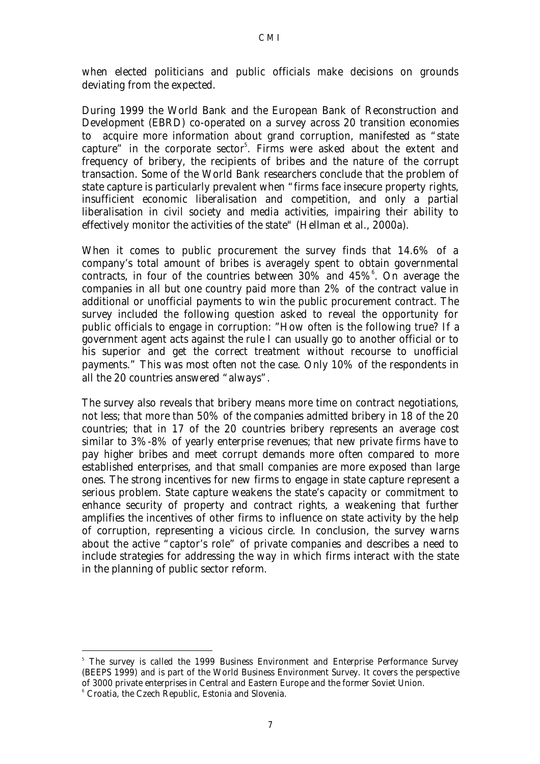when elected politicians and public officials make decisions on grounds deviating from the expected.

During 1999 the World Bank and the European Bank of Reconstruction and Development (EBRD) co-operated on a survey across 20 transition economies to acquire more information about grand corruption, manifested as "state capture" in the corporate sector[5]. Firms were asked about the extent and frequency of bribery, the recipients of bribes and the nature of the corrupt transaction. Some of the World Bank researchers conclude that the problem of state capture is particularly prevalent when "firms face insecure property rights, insufficient economic liberalisation and competition, and only a partial liberalisation in civil society and media activities, impairing their ability to effectively monitor the activities of the state" (Hellman et al., 2000a).

When it comes to public procurement the survey finds that 14.6% of a company's total amount of bribes is averagely spent to obtain governmental contracts, in four of the countries between 30% and 45%[6]. On average the companies in all but one country paid more than 2% of the contract value in additional or unofficial payments to win the public procurement contract. The survey included the following question asked to reveal the opportunity for public officials to engage in corruption: "How often is the following true? If a government agent acts against the rule I can usually go to another official or to his superior and get the correct treatment without recourse to unofficial payments." This was most often not the case. Only 10% of the respondents in all the 20 countries answered "always".

The survey also reveals that bribery means more time on contract negotiations, not less; that more than 50% of the companies admitted bribery in 18 of the 20 countries; that in 17 of the 20 countries bribery represents an average cost similar to 3%-8% of yearly enterprise revenues; that new private firms have to pay higher bribes and meet corrupt demands more often compared to more established enterprises, and that small companies are more exposed than large ones. The strong incentives for new firms to engage in state capture represent a serious problem. State capture weakens the state's capacity or commitment to enhance security of property and contract rights, a weakening that further amplifies the incentives of other firms to influence on state activity by the help of corruption, representing a vicious circle. In conclusion, the survey warns about the active "captor's role" of private companies and describes a need to include strategies for addressing the way in which firms interact with the state in the planning of public sector reform.

---

[5] The survey is called the 1999 Business Environment and Enterprise Performance Survey (BEEPS 1999) and is part of the World Business Environment Survey. It covers the perspective of 3000 private enterprises in Central and Eastern Europe and the former Soviet Union.

[6] Croatia, the Czech Republic, Estonia and Slovenia.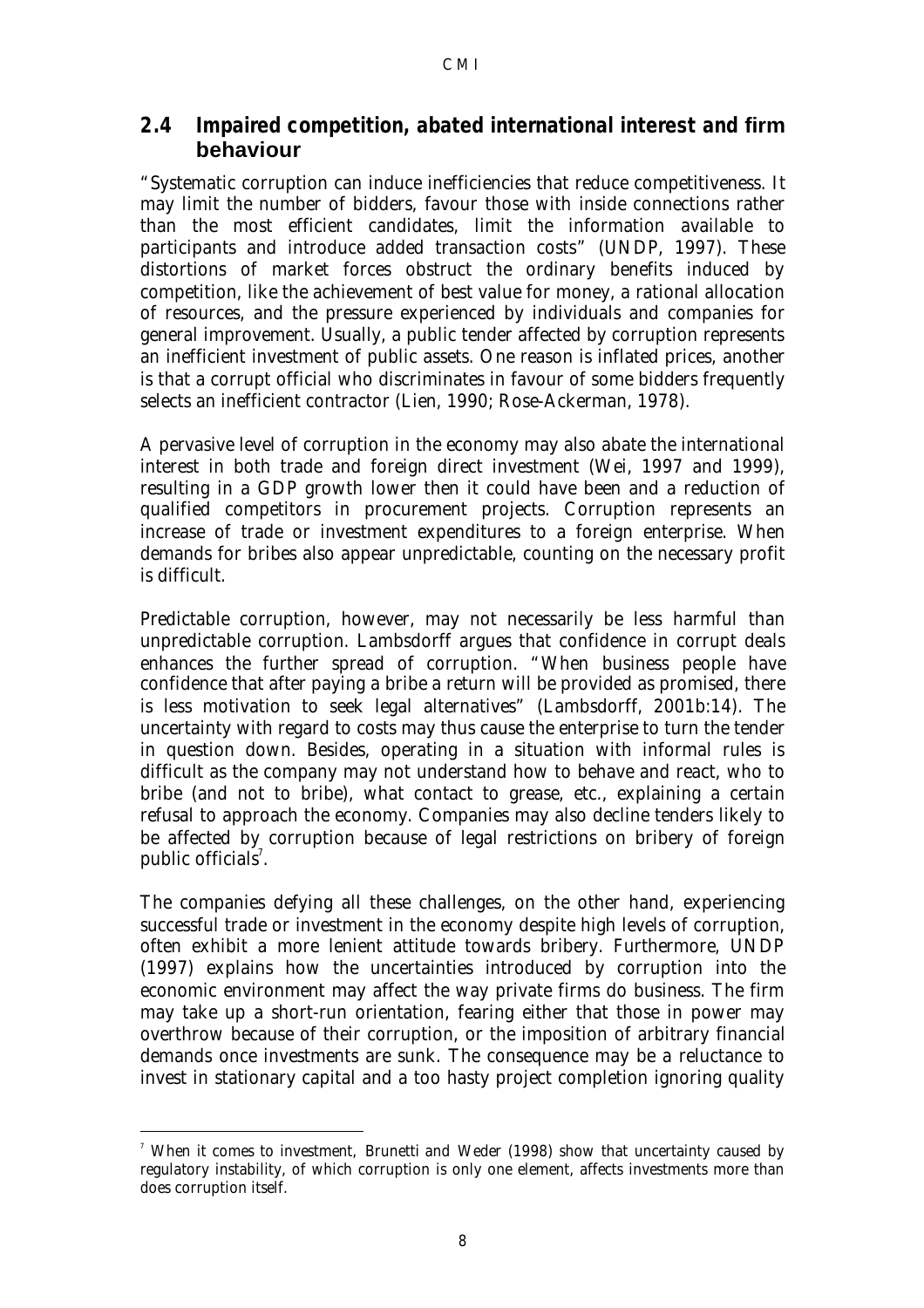## 2.4 Impaired competition, abated international interest and firm behaviour

"Systematic corruption can induce inefficiencies that reduce competitiveness. It may limit the number of bidders, favour those with inside connections rather than the most efficient candidates, limit the information available to participants and introduce added transaction costs" (UNDP, 1997). These distortions of market forces obstruct the ordinary benefits induced by competition, like the achievement of best value for money, a rational allocation of resources, and the pressure experienced by individuals and companies for general improvement. Usually, a public tender affected by corruption represents an inefficient investment of public assets. One reason is inflated prices, another is that a corrupt official who discriminates in favour of some bidders frequently selects an inefficient contractor (Lien, 1990; Rose-Ackerman, 1978).

A pervasive level of corruption in the economy may also abate the international interest in both trade and foreign direct investment (Wei, 1997 and 1999), resulting in a GDP growth lower then it could have been and a reduction of qualified competitors in procurement projects. Corruption represents an increase of trade or investment expenditures to a foreign enterprise. When demands for bribes also appear unpredictable, counting on the necessary profit is difficult.

Predictable corruption, however, may not necessarily be less harmful than unpredictable corruption. Lambsdorff argues that confidence in corrupt deals enhances the further spread of corruption. "When business people have confidence that after paying a bribe a return will be provided as promised, there is less motivation to seek legal alternatives" (Lambsdorff, 2001b:14). The uncertainty with regard to costs may thus cause the enterprise to turn the tender in question down. Besides, operating in a situation with informal rules is difficult as the company may not understand how to behave and react, who to bribe (and not to bribe), what contact to grease, etc., explaining a certain refusal to approach the economy. Companies may also decline tenders likely to be affected by corruption because of legal restrictions on bribery of foreign public officials[7].

The companies defying all these challenges, on the other hand, experiencing successful trade or investment in the economy despite high levels of corruption, often exhibit a more lenient attitude towards bribery. Furthermore, UNDP (1997) explains how the uncertainties introduced by corruption into the economic environment may affect the way private firms do business. The firm may take up a short-run orientation, fearing either that those in power may overthrow because of their corruption, or the imposition of arbitrary financial demands once investments are sunk. The consequence may be a reluctance to invest in stationary capital and a too hasty project completion ignoring quality

[7] When it comes to investment, Brunetti and Weder (1998) show that uncertainty caused by regulatory instability, of which corruption is only one element, affects investments more than does corruption itself.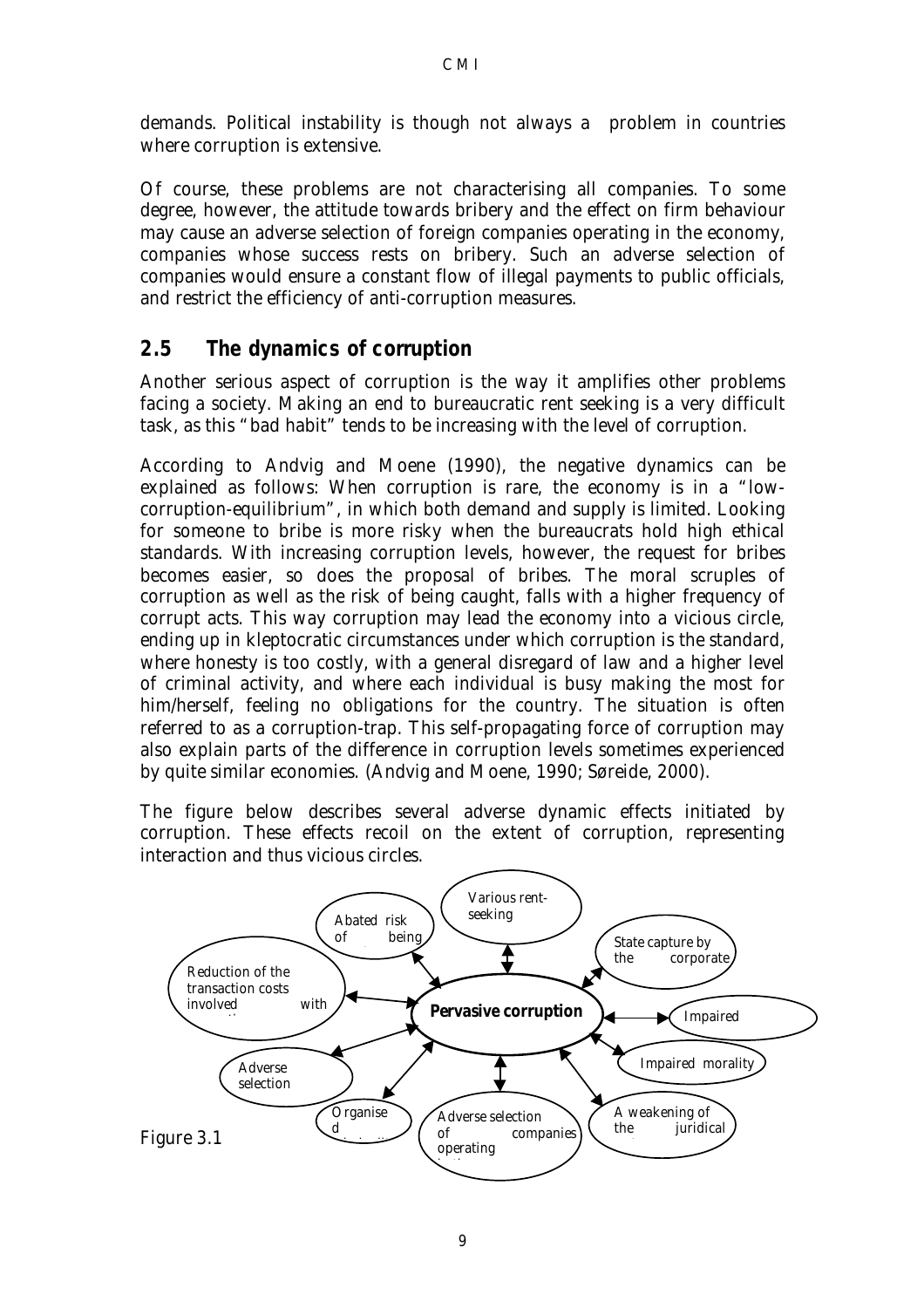demands. Political instability is though not always a problem in countries where corruption is extensive.

Of course, these problems are not characterising all companies. To some degree, however, the attitude towards bribery and the effect on firm behaviour may cause an adverse selection of foreign companies operating in the economy, companies whose success rests on bribery. Such an adverse selection of companies would ensure a constant flow of illegal payments to public officials, and restrict the efficiency of anti-corruption measures.

## 2.5 The dynamics of corruption

Another serious aspect of corruption is the way it amplifies other problems facing a society. Making an end to bureaucratic rent seeking is a very difficult task, as this "bad habit" tends to be increasing with the level of corruption.

According to Andvig and Moene (1990), the negative dynamics can be explained as follows: When corruption is rare, the economy is in a "low-corruption-equilibrium", in which both demand and supply is limited. Looking for someone to bribe is more risky when the bureaucrats hold high ethical standards. With increasing corruption levels, however, the request for bribes becomes easier, so does the proposal of bribes. The moral scruples of corruption as well as the risk of being caught, falls with a higher frequency of corrupt acts. This way corruption may lead the economy into a vicious circle, ending up in kleptocratic circumstances under which corruption is the standard, where honesty is too costly, with a general disregard of law and a higher level of criminal activity, and where each individual is busy making the most for him/herself, feeling no obligations for the country. The situation is often referred to as a corruption-trap. This self-propagating force of corruption may also explain parts of the difference in corruption levels sometimes experienced by quite similar economies. (Andvig and Moene, 1990; Søreide, 2000).

The figure below describes several adverse dynamic effects initiated by corruption. These effects recoil on the extent of corruption, representing interaction and thus vicious circles.

**Pervasive corruption** ↔

- Abated risk of being
- Various rent-seeking
- State capture by the corporate
- Impaired
- Impaired morality
- A weakening of the juridical
- Adverse selection of companies operating
- Organised
- Adverse selection
- Reduction of the transaction costs involved with

Figure 3.1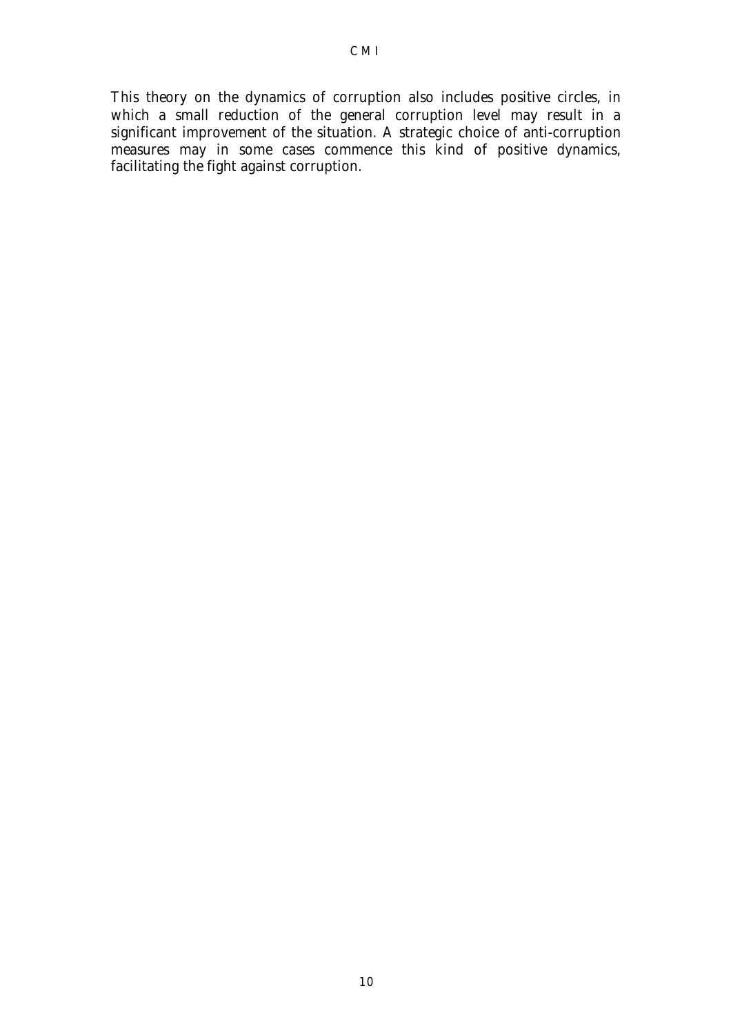This theory on the dynamics of corruption also includes positive circles, in which a small reduction of the general corruption level may result in a significant improvement of the situation. A strategic choice of anti-corruption measures may in some cases commence this kind of positive dynamics, facilitating the fight against corruption.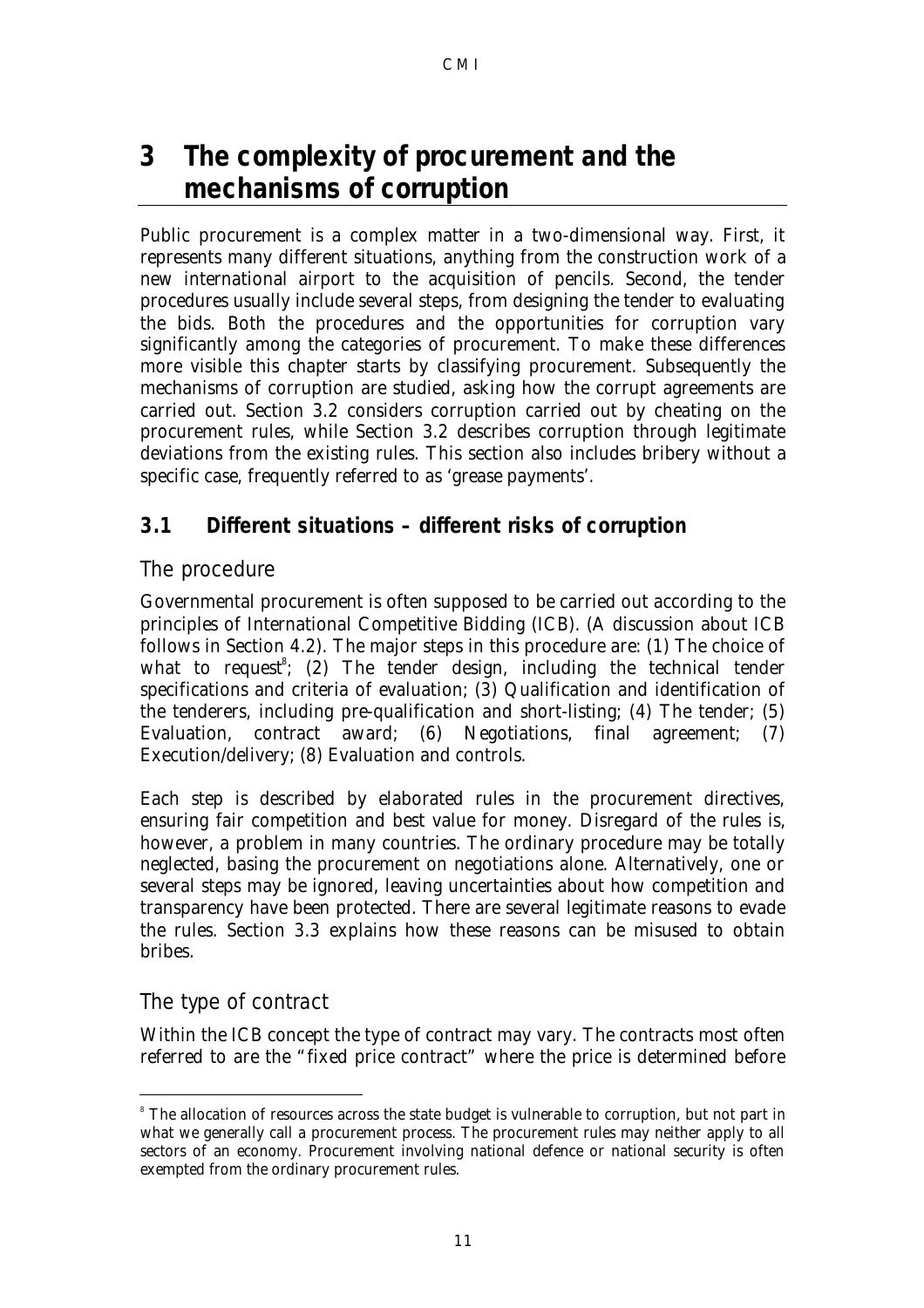# 3 The complexity of procurement and the mechanisms of corruption

Public procurement is a complex matter in a two-dimensional way. First, it represents many different situations, anything from the construction work of a new international airport to the acquisition of pencils. Second, the tender procedures usually include several steps, from designing the tender to evaluating the bids. Both the procedures and the opportunities for corruption vary significantly among the categories of procurement. To make these differences more visible this chapter starts by classifying procurement. Subsequently the mechanisms of corruption are studied, asking how the corrupt agreements are carried out. Section 3.2 considers corruption carried out by cheating on the procurement rules, while Section 3.2 describes corruption through legitimate deviations from the existing rules. This section also includes bribery without a specific case, frequently referred to as 'grease payments'.

## 3.1 Different situations – different risks of corruption

### The procedure

Governmental procurement is often supposed to be carried out according to the principles of International Competitive Bidding (ICB). (A discussion about ICB follows in Section 4.2). The major steps in this procedure are: (1) The choice of what to request[8]; (2) The tender design, including the technical tender specifications and criteria of evaluation; (3) Qualification and identification of the tenderers, including pre-qualification and short-listing; (4) The tender; (5) Evaluation, contract award; (6) Negotiations, final agreement; (7) Execution/delivery; (8) Evaluation and controls.

Each step is described by elaborated rules in the procurement directives, ensuring fair competition and best value for money. Disregard of the rules is, however, a problem in many countries. The ordinary procedure may be totally neglected, basing the procurement on negotiations alone. Alternatively, one or several steps may be ignored, leaving uncertainties about how competition and transparency have been protected. There are several legitimate reasons to evade the rules. Section 3.3 explains how these reasons can be misused to obtain bribes.

### The type of contract

Within the ICB concept the type of contract may vary. The contracts most often referred to are the "fixed price contract" where the price is determined before

---

[8] The allocation of resources across the state budget is vulnerable to corruption, but not part in what we generally call a procurement process. The procurement rules may neither apply to all sectors of an economy. Procurement involving national defence or national security is often exempted from the ordinary procurement rules.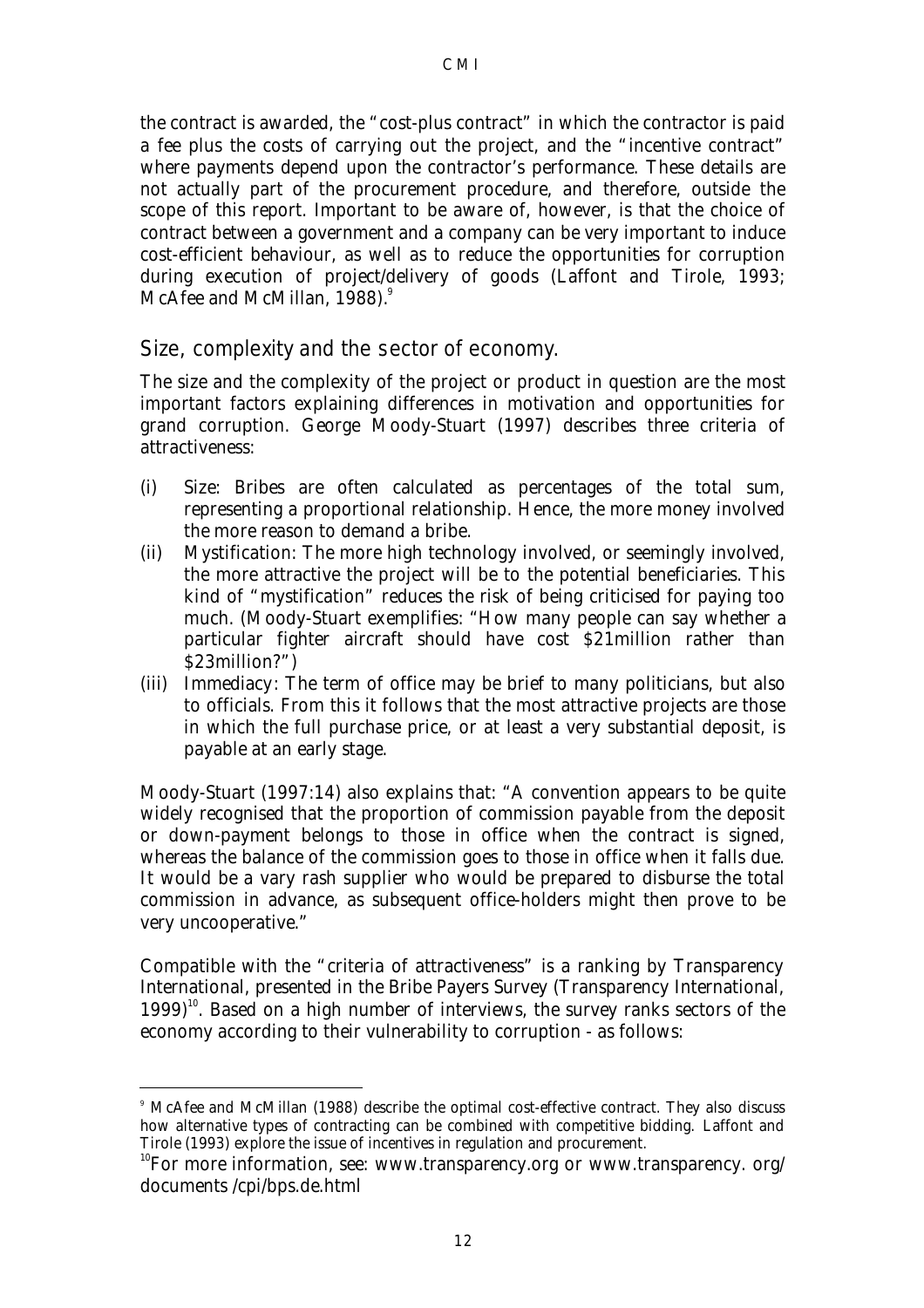the contract is awarded, the "cost-plus contract" in which the contractor is paid a fee plus the costs of carrying out the project, and the "incentive contract" where payments depend upon the contractor's performance. These details are not actually part of the procurement procedure, and therefore, outside the scope of this report. Important to be aware of, however, is that the choice of contract between a government and a company can be very important to induce cost-efficient behaviour, as well as to reduce the opportunities for corruption during execution of project/delivery of goods (Laffont and Tirole, 1993; McAfee and McMillan, 1988).[9]

## Size, complexity and the sector of economy.

The size and the complexity of the project or product in question are the most important factors explaining differences in motivation and opportunities for grand corruption. George Moody-Stuart (1997) describes three criteria of attractiveness:

(i) Size: Bribes are often calculated as percentages of the total sum, representing a proportional relationship. Hence, the more money involved the more reason to demand a bribe.

(ii) Mystification: The more high technology involved, or seemingly involved, the more attractive the project will be to the potential beneficiaries. This kind of "mystification" reduces the risk of being criticised for paying too much. (Moody-Stuart exemplifies: "How many people can say whether a particular fighter aircraft should have cost $21million rather than $23million?")

(iii) Immediacy: The term of office may be brief to many politicians, but also to officials. From this it follows that the most attractive projects are those in which the full purchase price, or at least a very substantial deposit, is payable at an early stage.

Moody-Stuart (1997:14) also explains that: "A convention appears to be quite widely recognised that the proportion of commission payable from the deposit or down-payment belongs to those in office when the contract is signed, whereas the balance of the commission goes to those in office when it falls due. It would be a vary rash supplier who would be prepared to disburse the total commission in advance, as subsequent office-holders might then prove to be very uncooperative."

Compatible with the "criteria of attractiveness" is a ranking by Transparency International, presented in the Bribe Payers Survey (Transparency International, 1999)[10]. Based on a high number of interviews, the survey ranks sectors of the economy according to their vulnerability to corruption - as follows:

---

[9] McAfee and McMillan (1988) describe the optimal cost-effective contract. They also discuss how alternative types of contracting can be combined with competitive bidding. Laffont and Tirole (1993) explore the issue of incentives in regulation and procurement.

[10] For more information, see: www.transparency.org or www.transparency. org/ documents /cpi/bps.de.html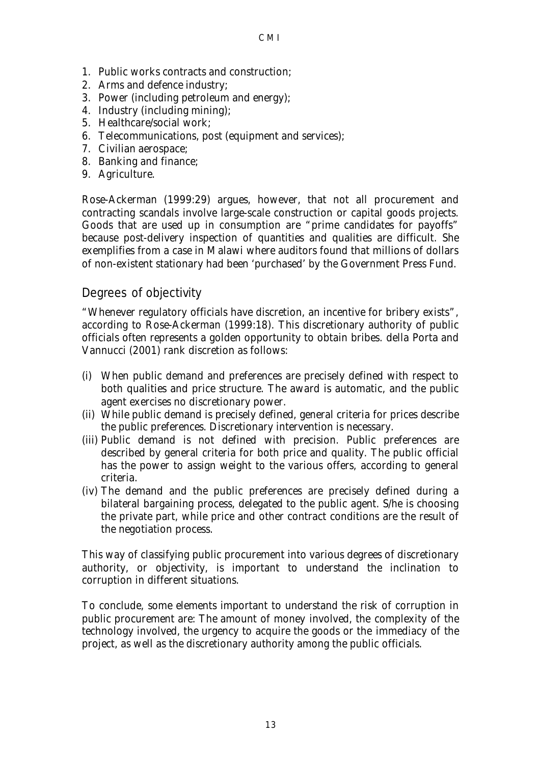1. Public works contracts and construction;
2. Arms and defence industry;
3. Power (including petroleum and energy);
4. Industry (including mining);
5. Healthcare/social work;
6. Telecommunications, post (equipment and services);
7. Civilian aerospace;
8. Banking and finance;
9. Agriculture.

Rose-Ackerman (1999:29) argues, however, that not all procurement and contracting scandals involve large-scale construction or capital goods projects. Goods that are used up in consumption are "prime candidates for payoffs" because post-delivery inspection of quantities and qualities are difficult. She exemplifies from a case in Malawi where auditors found that millions of dollars of non-existent stationary had been 'purchased' by the Government Press Fund.

## Degrees of objectivity

"Whenever regulatory officials have discretion, an incentive for bribery exists", according to Rose-Ackerman (1999:18). This discretionary authority of public officials often represents a golden opportunity to obtain bribes. della Porta and Vannucci (2001) rank discretion as follows:

(i) When public demand and preferences are precisely defined with respect to both qualities and price structure. The award is automatic, and the public agent exercises no discretionary power.
(ii) While public demand is precisely defined, general criteria for prices describe the public preferences. Discretionary intervention is necessary.
(iii) Public demand is not defined with precision. Public preferences are described by general criteria for both price and quality. The public official has the power to assign weight to the various offers, according to general criteria.
(iv) The demand and the public preferences are precisely defined during a bilateral bargaining process, delegated to the public agent. S/he is choosing the private part, while price and other contract conditions are the result of the negotiation process.

This way of classifying public procurement into various degrees of discretionary authority, or objectivity, is important to understand the inclination to corruption in different situations.

To conclude, some elements important to understand the risk of corruption in public procurement are: The amount of money involved, the complexity of the technology involved, the urgency to acquire the goods or the immediacy of the project, as well as the discretionary authority among the public officials.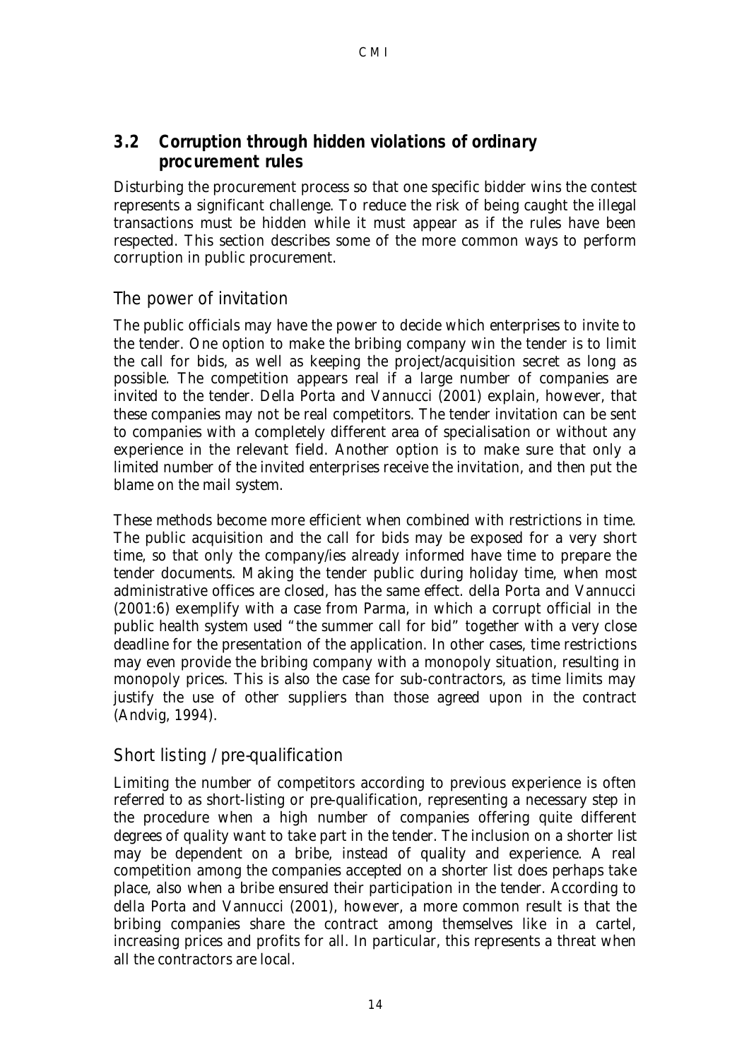## 3.2 Corruption through hidden violations of ordinary procurement rules

Disturbing the procurement process so that one specific bidder wins the contest represents a significant challenge. To reduce the risk of being caught the illegal transactions must be hidden while it must appear as if the rules have been respected. This section describes some of the more common ways to perform corruption in public procurement.

### The power of invitation

The public officials may have the power to decide which enterprises to invite to the tender. One option to make the bribing company win the tender is to limit the call for bids, as well as keeping the project/acquisition secret as long as possible. The competition appears real if a large number of companies are invited to the tender. Della Porta and Vannucci (2001) explain, however, that these companies may not be real competitors. The tender invitation can be sent to companies with a completely different area of specialisation or without any experience in the relevant field. Another option is to make sure that only a limited number of the invited enterprises receive the invitation, and then put the blame on the mail system.

These methods become more efficient when combined with restrictions in time. The public acquisition and the call for bids may be exposed for a very short time, so that only the company/ies already informed have time to prepare the tender documents. Making the tender public during holiday time, when most administrative offices are closed, has the same effect. della Porta and Vannucci (2001:6) exemplify with a case from Parma, in which a corrupt official in the public health system used "the summer call for bid" together with a very close deadline for the presentation of the application. In other cases, time restrictions may even provide the bribing company with a monopoly situation, resulting in monopoly prices. This is also the case for sub-contractors, as time limits may justify the use of other suppliers than those agreed upon in the contract (Andvig, 1994).

### Short listing / pre-qualification

Limiting the number of competitors according to previous experience is often referred to as short-listing or pre-qualification, representing a necessary step in the procedure when a high number of companies offering quite different degrees of quality want to take part in the tender. The inclusion on a shorter list may be dependent on a bribe, instead of quality and experience. A real competition among the companies accepted on a shorter list does perhaps take place, also when a bribe ensured their participation in the tender. According to della Porta and Vannucci (2001), however, a more common result is that the bribing companies share the contract among themselves like in a cartel, increasing prices and profits for all. In particular, this represents a threat when all the contractors are local.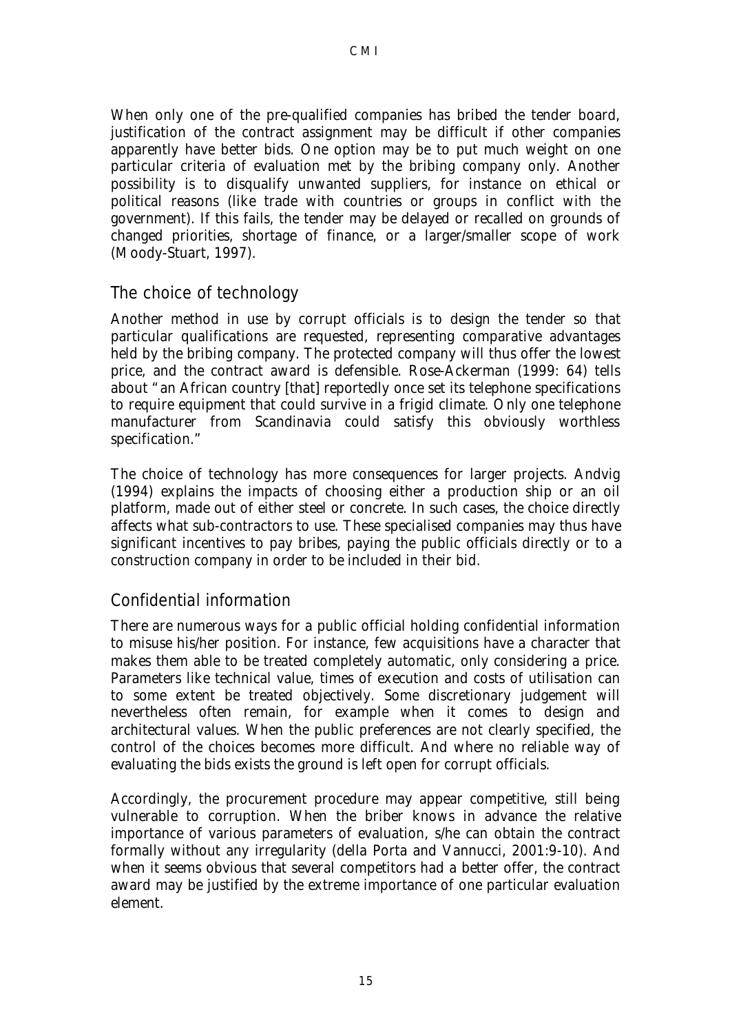When only one of the pre-qualified companies has bribed the tender board, justification of the contract assignment may be difficult if other companies apparently have better bids. One option may be to put much weight on one particular criteria of evaluation met by the bribing company only. Another possibility is to disqualify unwanted suppliers, for instance on ethical or political reasons (like trade with countries or groups in conflict with the government). If this fails, the tender may be delayed or recalled on grounds of changed priorities, shortage of finance, or a larger/smaller scope of work (Moody-Stuart, 1997).

## The choice of technology

Another method in use by corrupt officials is to design the tender so that particular qualifications are requested, representing comparative advantages held by the bribing company. The protected company will thus offer the lowest price, and the contract award is defensible. Rose-Ackerman (1999: 64) tells about "an African country [that] reportedly once set its telephone specifications to require equipment that could survive in a frigid climate. Only one telephone manufacturer from Scandinavia could satisfy this obviously worthless specification."

The choice of technology has more consequences for larger projects. Andvig (1994) explains the impacts of choosing either a production ship or an oil platform, made out of either steel or concrete. In such cases, the choice directly affects what sub-contractors to use. These specialised companies may thus have significant incentives to pay bribes, paying the public officials directly or to a construction company in order to be included in their bid.

## Confidential information

There are numerous ways for a public official holding confidential information to misuse his/her position. For instance, few acquisitions have a character that makes them able to be treated completely automatic, only considering a price. Parameters like technical value, times of execution and costs of utilisation can to some extent be treated objectively. Some discretionary judgement will nevertheless often remain, for example when it comes to design and architectural values. When the public preferences are not clearly specified, the control of the choices becomes more difficult. And where no reliable way of evaluating the bids exists the ground is left open for corrupt officials.

Accordingly, the procurement procedure may appear competitive, still being vulnerable to corruption. When the briber knows in advance the relative importance of various parameters of evaluation, s/he can obtain the contract formally without any irregularity (della Porta and Vannucci, 2001:9-10). And when it seems obvious that several competitors had a better offer, the contract award may be justified by the extreme importance of one particular evaluation element.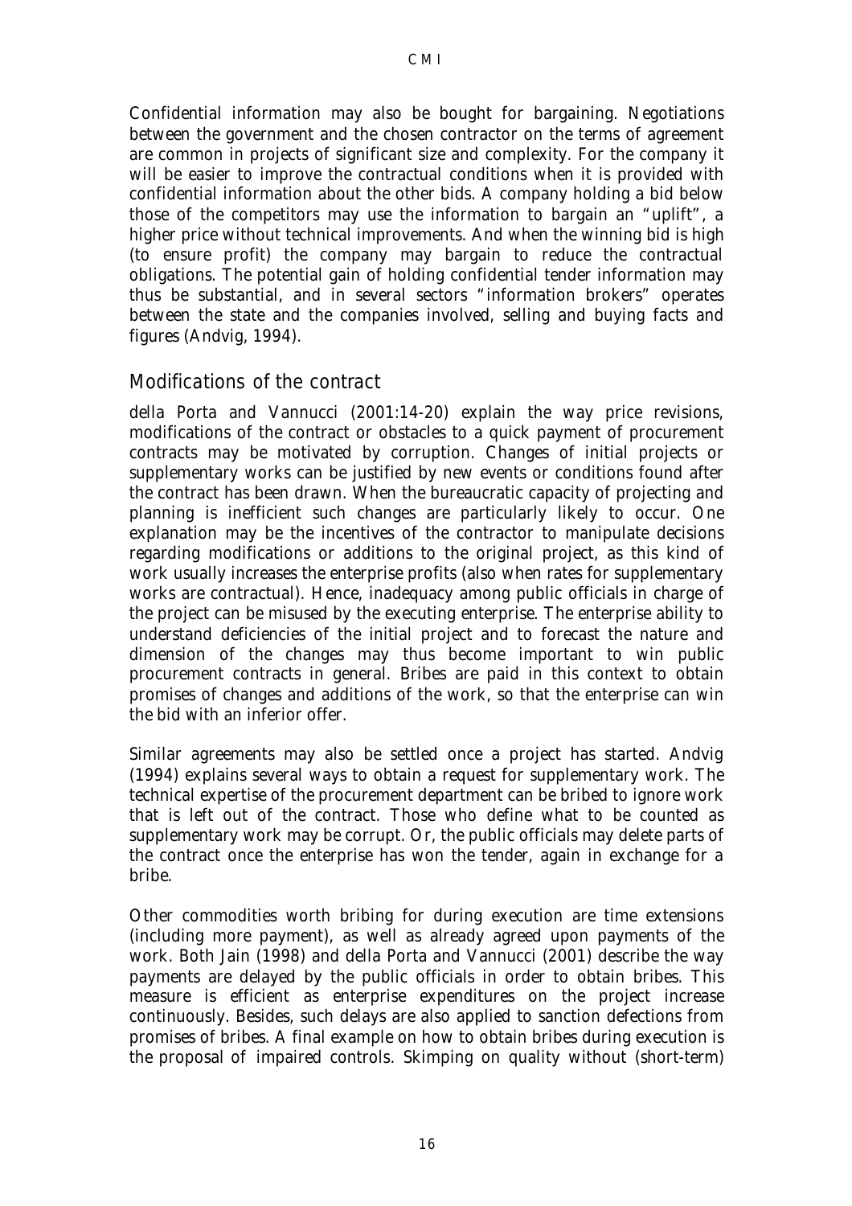Confidential information may also be bought for bargaining. Negotiations between the government and the chosen contractor on the terms of agreement are common in projects of significant size and complexity. For the company it will be easier to improve the contractual conditions when it is provided with confidential information about the other bids. A company holding a bid below those of the competitors may use the information to bargain an "uplift", a higher price without technical improvements. And when the winning bid is high (to ensure profit) the company may bargain to reduce the contractual obligations. The potential gain of holding confidential tender information may thus be substantial, and in several sectors "information brokers" operates between the state and the companies involved, selling and buying facts and figures (Andvig, 1994).

## Modifications of the contract

della Porta and Vannucci (2001:14-20) explain the way price revisions, modifications of the contract or obstacles to a quick payment of procurement contracts may be motivated by corruption. Changes of initial projects or supplementary works can be justified by new events or conditions found after the contract has been drawn. When the bureaucratic capacity of projecting and planning is inefficient such changes are particularly likely to occur. One explanation may be the incentives of the contractor to manipulate decisions regarding modifications or additions to the original project, as this kind of work usually increases the enterprise profits (also when rates for supplementary works are contractual). Hence, inadequacy among public officials in charge of the project can be misused by the executing enterprise. The enterprise ability to understand deficiencies of the initial project and to forecast the nature and dimension of the changes may thus become important to win public procurement contracts in general. Bribes are paid in this context to obtain promises of changes and additions of the work, so that the enterprise can win the bid with an inferior offer.

Similar agreements may also be settled once a project has started. Andvig (1994) explains several ways to obtain a request for supplementary work. The technical expertise of the procurement department can be bribed to ignore work that is left out of the contract. Those who define what to be counted as supplementary work may be corrupt. Or, the public officials may delete parts of the contract once the enterprise has won the tender, again in exchange for a bribe.

Other commodities worth bribing for during execution are time extensions (including more payment), as well as already agreed upon payments of the work. Both Jain (1998) and della Porta and Vannucci (2001) describe the way payments are delayed by the public officials in order to obtain bribes. This measure is efficient as enterprise expenditures on the project increase continuously. Besides, such delays are also applied to sanction defections from promises of bribes. A final example on how to obtain bribes during execution is the proposal of impaired controls. Skimping on quality without (short-term)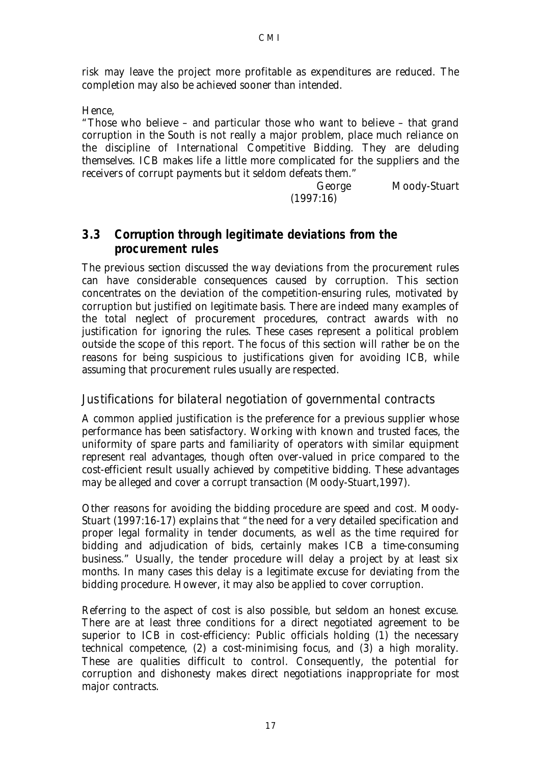risk may leave the project more profitable as expenditures are reduced. The completion may also be achieved sooner than intended.

Hence,

"Those who believe – and particular those who want to believe – that grand corruption in the South is not really a major problem, place much reliance on the discipline of International Competitive Bidding. They are deluding themselves. ICB makes life a little more complicated for the suppliers and the receivers of corrupt payments but it seldom defeats them."

George Moody-Stuart (1997:16)

## 3.3 Corruption through legitimate deviations from the procurement rules

The previous section discussed the way deviations from the procurement rules can have considerable consequences caused by corruption. This section concentrates on the deviation of the competition-ensuring rules, motivated by corruption but justified on legitimate basis. There are indeed many examples of the total neglect of procurement procedures, contract awards with no justification for ignoring the rules. These cases represent a political problem outside the scope of this report. The focus of this section will rather be on the reasons for being suspicious to justifications given for avoiding ICB, while assuming that procurement rules usually are respected.

### Justifications for bilateral negotiation of governmental contracts

A common applied justification is the preference for a previous supplier whose performance has been satisfactory. Working with known and trusted faces, the uniformity of spare parts and familiarity of operators with similar equipment represent real advantages, though often over-valued in price compared to the cost-efficient result usually achieved by competitive bidding. These advantages may be alleged and cover a corrupt transaction (Moody-Stuart,1997).

Other reasons for avoiding the bidding procedure are speed and cost. Moody-Stuart (1997:16-17) explains that "the need for a very detailed specification and proper legal formality in tender documents, as well as the time required for bidding and adjudication of bids, certainly makes ICB a time-consuming business." Usually, the tender procedure will delay a project by at least six months. In many cases this delay is a legitimate excuse for deviating from the bidding procedure. However, it may also be applied to cover corruption.

Referring to the aspect of cost is also possible, but seldom an honest excuse. There are at least three conditions for a direct negotiated agreement to be superior to ICB in cost-efficiency: Public officials holding (1) the necessary technical competence, (2) a cost-minimising focus, and (3) a high morality. These are qualities difficult to control. Consequently, the potential for corruption and dishonesty makes direct negotiations inappropriate for most major contracts.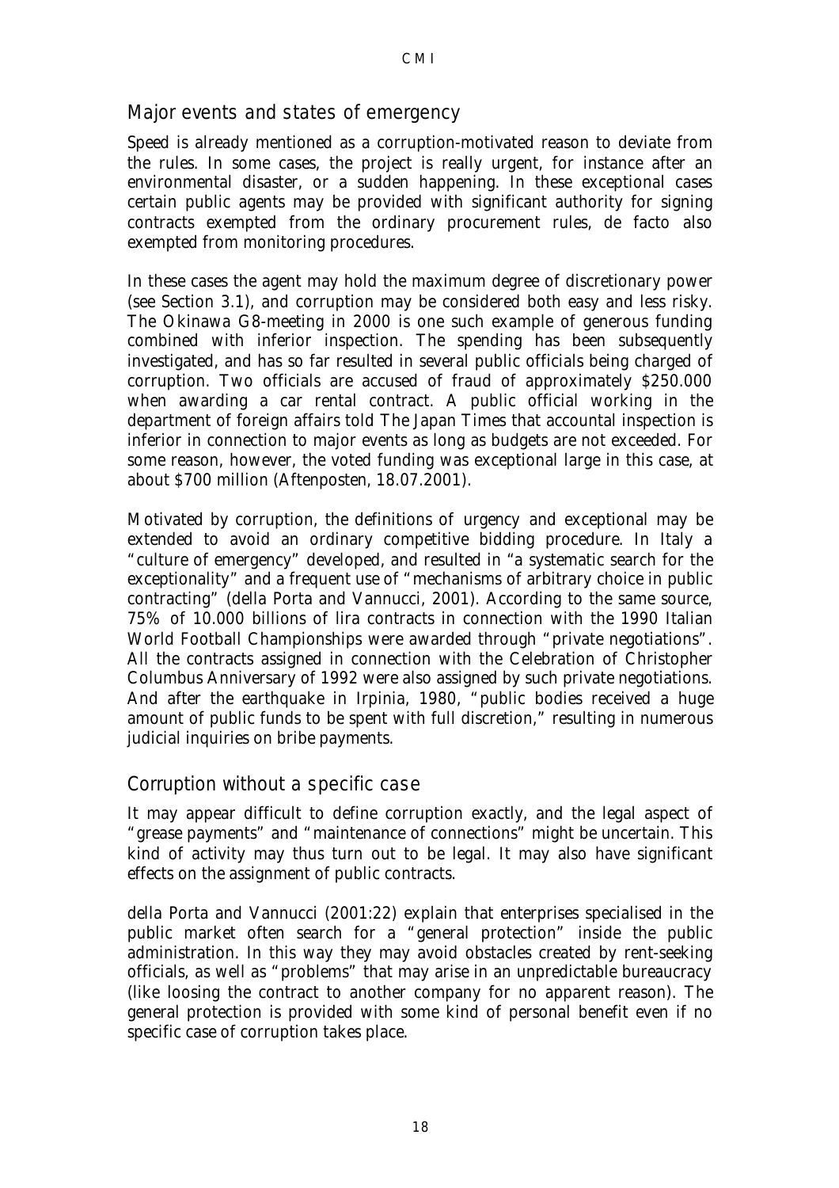## Major events and states of emergency

Speed is already mentioned as a corruption-motivated reason to deviate from the rules. In some cases, the project is really urgent, for instance after an environmental disaster, or a sudden happening. In these exceptional cases certain public agents may be provided with significant authority for signing contracts exempted from the ordinary procurement rules, de facto also exempted from monitoring procedures.

In these cases the agent may hold the maximum degree of discretionary power (see Section 3.1), and corruption may be considered both easy and less risky. The Okinawa G8-meeting in 2000 is one such example of generous funding combined with inferior inspection. The spending has been subsequently investigated, and has so far resulted in several public officials being charged of corruption. Two officials are accused of fraud of approximately $250.000 when awarding a car rental contract. A public official working in the department of foreign affairs told The Japan Times that accountal inspection is inferior in connection to major events as long as budgets are not exceeded. For some reason, however, the voted funding was exceptional large in this case, at about $700 million (Aftenposten, 18.07.2001).

Motivated by corruption, the definitions of urgency and exceptional may be extended to avoid an ordinary competitive bidding procedure. In Italy a "culture of emergency" developed, and resulted in "a systematic search for the exceptionality" and a frequent use of "mechanisms of arbitrary choice in public contracting" (della Porta and Vannucci, 2001). According to the same source, 75% of 10.000 billions of lira contracts in connection with the 1990 Italian World Football Championships were awarded through "private negotiations". All the contracts assigned in connection with the Celebration of Christopher Columbus Anniversary of 1992 were also assigned by such private negotiations. And after the earthquake in Irpinia, 1980, "public bodies received a huge amount of public funds to be spent with full discretion," resulting in numerous judicial inquiries on bribe payments.

## Corruption without a specific case

It may appear difficult to define corruption exactly, and the legal aspect of "grease payments" and "maintenance of connections" might be uncertain. This kind of activity may thus turn out to be legal. It may also have significant effects on the assignment of public contracts.

della Porta and Vannucci (2001:22) explain that enterprises specialised in the public market often search for a "general protection" inside the public administration. In this way they may avoid obstacles created by rent-seeking officials, as well as "problems" that may arise in an unpredictable bureaucracy (like loosing the contract to another company for no apparent reason). The general protection is provided with some kind of personal benefit even if no specific case of corruption takes place.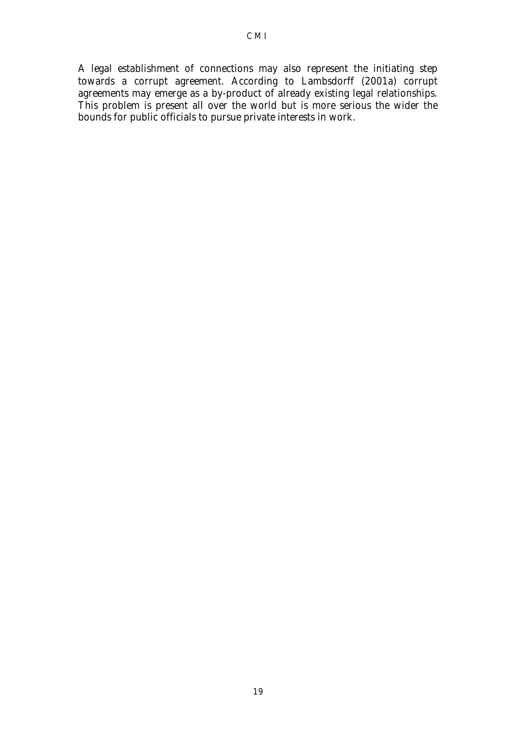A legal establishment of connections may also represent the initiating step towards a corrupt agreement. According to Lambsdorff (2001a) corrupt agreements may emerge as a by-product of already existing legal relationships. This problem is present all over the world but is more serious the wider the bounds for public officials to pursue private interests in work.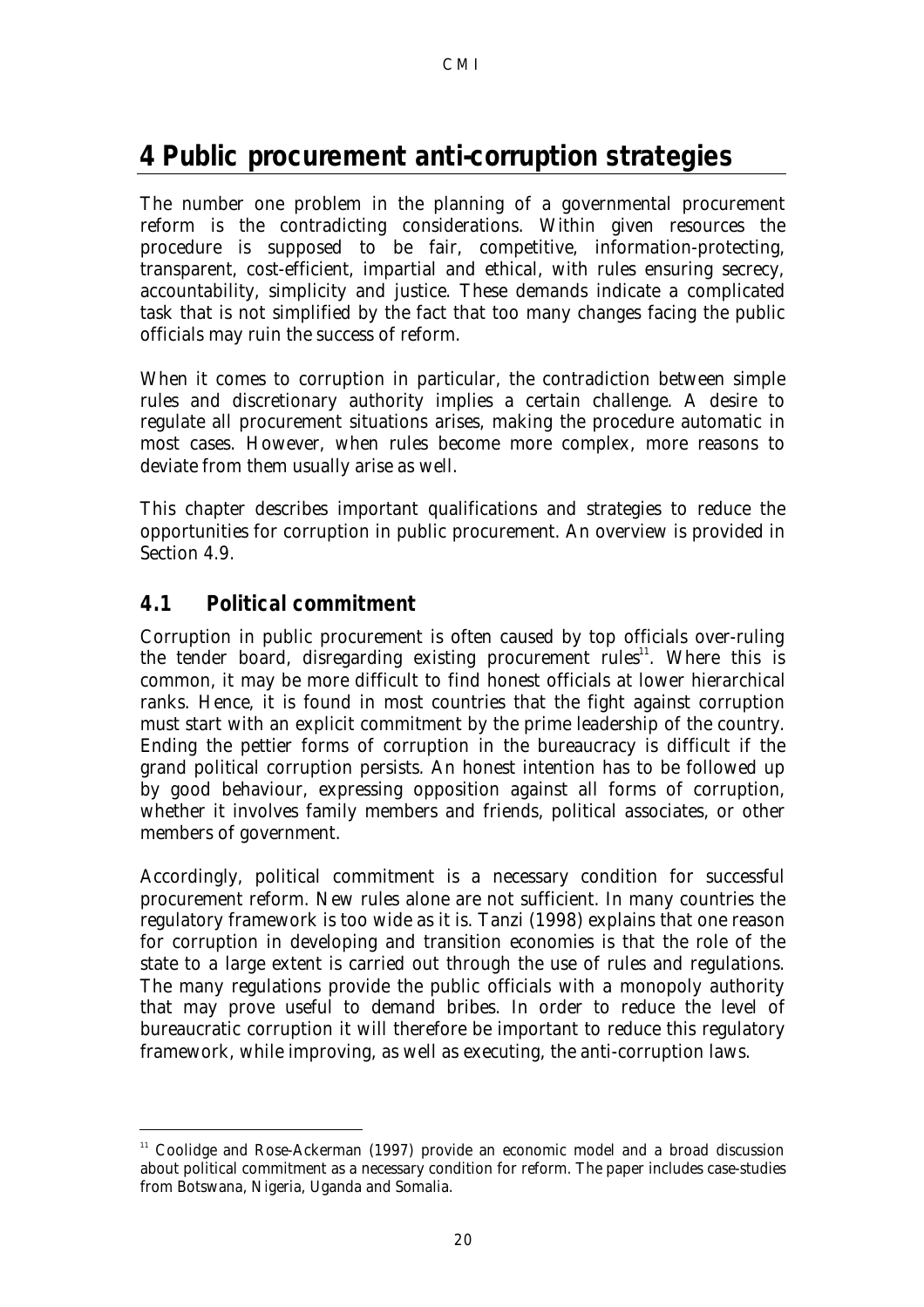# 4 Public procurement anti-corruption strategies

The number one problem in the planning of a governmental procurement reform is the contradicting considerations. Within given resources the procedure is supposed to be fair, competitive, information-protecting, transparent, cost-efficient, impartial and ethical, with rules ensuring secrecy, accountability, simplicity and justice. These demands indicate a complicated task that is not simplified by the fact that too many changes facing the public officials may ruin the success of reform.

When it comes to corruption in particular, the contradiction between simple rules and discretionary authority implies a certain challenge. A desire to regulate all procurement situations arises, making the procedure automatic in most cases. However, when rules become more complex, more reasons to deviate from them usually arise as well.

This chapter describes important qualifications and strategies to reduce the opportunities for corruption in public procurement. An overview is provided in Section 4.9.

## 4.1 Political commitment

Corruption in public procurement is often caused by top officials over-ruling the tender board, disregarding existing procurement rules[11]. Where this is common, it may be more difficult to find honest officials at lower hierarchical ranks. Hence, it is found in most countries that the fight against corruption must start with an explicit commitment by the prime leadership of the country. Ending the pettier forms of corruption in the bureaucracy is difficult if the grand political corruption persists. An honest intention has to be followed up by good behaviour, expressing opposition against all forms of corruption, whether it involves family members and friends, political associates, or other members of government.

Accordingly, political commitment is a necessary condition for successful procurement reform. New rules alone are not sufficient. In many countries the regulatory framework is too wide as it is. Tanzi (1998) explains that one reason for corruption in developing and transition economies is that the role of the state to a large extent is carried out through the use of rules and regulations. The many regulations provide the public officials with a monopoly authority that may prove useful to demand bribes. In order to reduce the level of bureaucratic corruption it will therefore be important to reduce this regulatory framework, while improving, as well as executing, the anti-corruption laws.

[11] Coolidge and Rose-Ackerman (1997) provide an economic model and a broad discussion about political commitment as a necessary condition for reform. The paper includes case-studies from Botswana, Nigeria, Uganda and Somalia.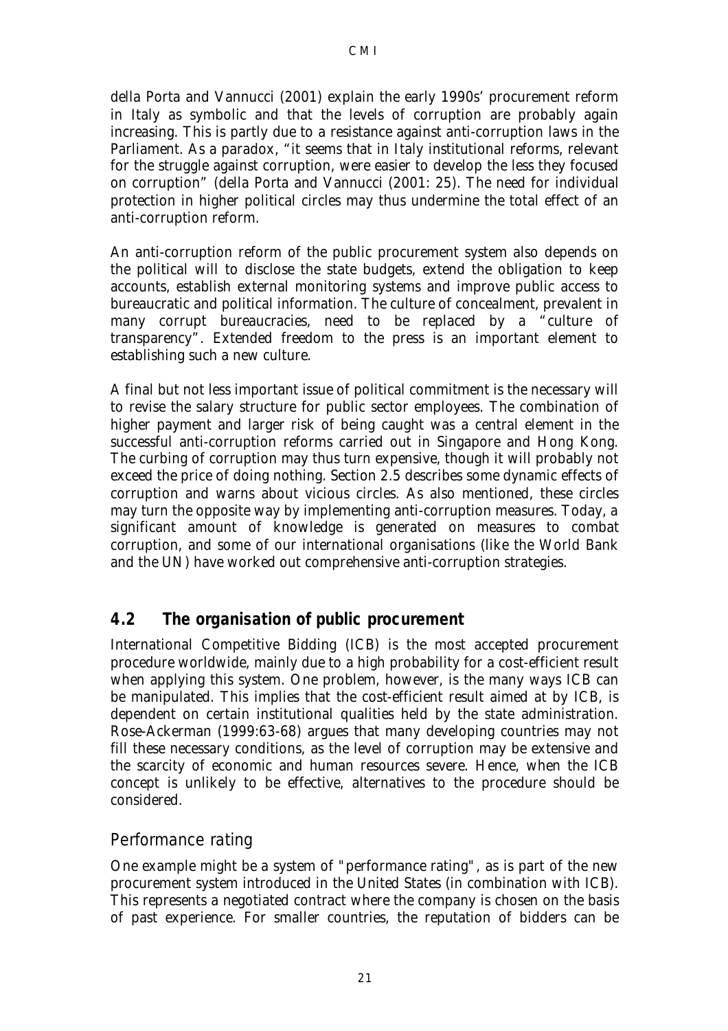della Porta and Vannucci (2001) explain the early 1990s' procurement reform in Italy as symbolic and that the levels of corruption are probably again increasing. This is partly due to a resistance against anti-corruption laws in the Parliament. As a paradox, "it seems that in Italy institutional reforms, relevant for the struggle against corruption, were easier to develop the less they focused on corruption" (della Porta and Vannucci (2001: 25). The need for individual protection in higher political circles may thus undermine the total effect of an anti-corruption reform.

An anti-corruption reform of the public procurement system also depends on the political will to disclose the state budgets, extend the obligation to keep accounts, establish external monitoring systems and improve public access to bureaucratic and political information. The culture of concealment, prevalent in many corrupt bureaucracies, need to be replaced by a "culture of transparency". Extended freedom to the press is an important element to establishing such a new culture.

A final but not less important issue of political commitment is the necessary will to revise the salary structure for public sector employees. The combination of higher payment and larger risk of being caught was a central element in the successful anti-corruption reforms carried out in Singapore and Hong Kong. The curbing of corruption may thus turn expensive, though it will probably not exceed the price of doing nothing. Section 2.5 describes some dynamic effects of corruption and warns about vicious circles. As also mentioned, these circles may turn the opposite way by implementing anti-corruption measures. Today, a significant amount of knowledge is generated on measures to combat corruption, and some of our international organisations (like the World Bank and the UN) have worked out comprehensive anti-corruption strategies.

## 4.2 The organisation of public procurement

International Competitive Bidding (ICB) is the most accepted procurement procedure worldwide, mainly due to a high probability for a cost-efficient result when applying this system. One problem, however, is the many ways ICB can be manipulated. This implies that the cost-efficient result aimed at by ICB, is dependent on certain institutional qualities held by the state administration. Rose-Ackerman (1999:63-68) argues that many developing countries may not fill these necessary conditions, as the level of corruption may be extensive and the scarcity of economic and human resources severe. Hence, when the ICB concept is unlikely to be effective, alternatives to the procedure should be considered.

### Performance rating

One example might be a system of "performance rating", as is part of the new procurement system introduced in the United States (in combination with ICB). This represents a negotiated contract where the company is chosen on the basis of past experience. For smaller countries, the reputation of bidders can be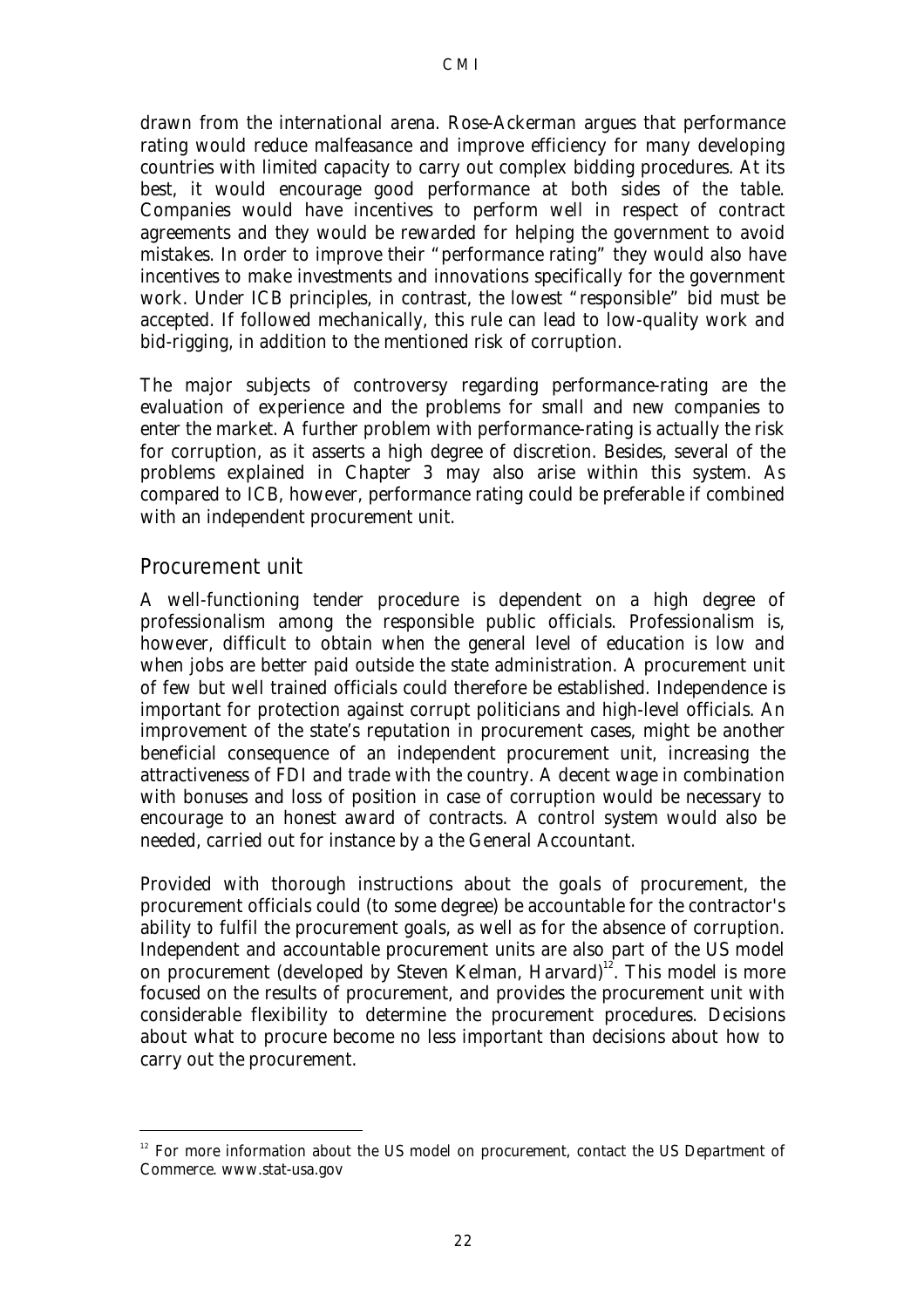drawn from the international arena. Rose-Ackerman argues that performance rating would reduce malfeasance and improve efficiency for many developing countries with limited capacity to carry out complex bidding procedures. At its best, it would encourage good performance at both sides of the table. Companies would have incentives to perform well in respect of contract agreements and they would be rewarded for helping the government to avoid mistakes. In order to improve their "performance rating" they would also have incentives to make investments and innovations specifically for the government work. Under ICB principles, in contrast, the lowest "responsible" bid must be accepted. If followed mechanically, this rule can lead to low-quality work and bid-rigging, in addition to the mentioned risk of corruption.

The major subjects of controversy regarding performance-rating are the evaluation of experience and the problems for small and new companies to enter the market. A further problem with performance-rating is actually the risk for corruption, as it asserts a high degree of discretion. Besides, several of the problems explained in Chapter 3 may also arise within this system. As compared to ICB, however, performance rating could be preferable if combined with an independent procurement unit.

## Procurement unit

A well-functioning tender procedure is dependent on a high degree of professionalism among the responsible public officials. Professionalism is, however, difficult to obtain when the general level of education is low and when jobs are better paid outside the state administration. A procurement unit of few but well trained officials could therefore be established. Independence is important for protection against corrupt politicians and high-level officials. An improvement of the state's reputation in procurement cases, might be another beneficial consequence of an independent procurement unit, increasing the attractiveness of FDI and trade with the country. A decent wage in combination with bonuses and loss of position in case of corruption would be necessary to encourage to an honest award of contracts. A control system would also be needed, carried out for instance by a the General Accountant.

Provided with thorough instructions about the goals of procurement, the procurement officials could (to some degree) be accountable for the contractor's ability to fulfil the procurement goals, as well as for the absence of corruption. Independent and accountable procurement units are also part of the US model on procurement (developed by Steven Kelman, Harvard)[12]. This model is more focused on the results of procurement, and provides the procurement unit with considerable flexibility to determine the procurement procedures. Decisions about what to procure become no less important than decisions about how to carry out the procurement.

[12] For more information about the US model on procurement, contact the US Department of Commerce. www.stat-usa.gov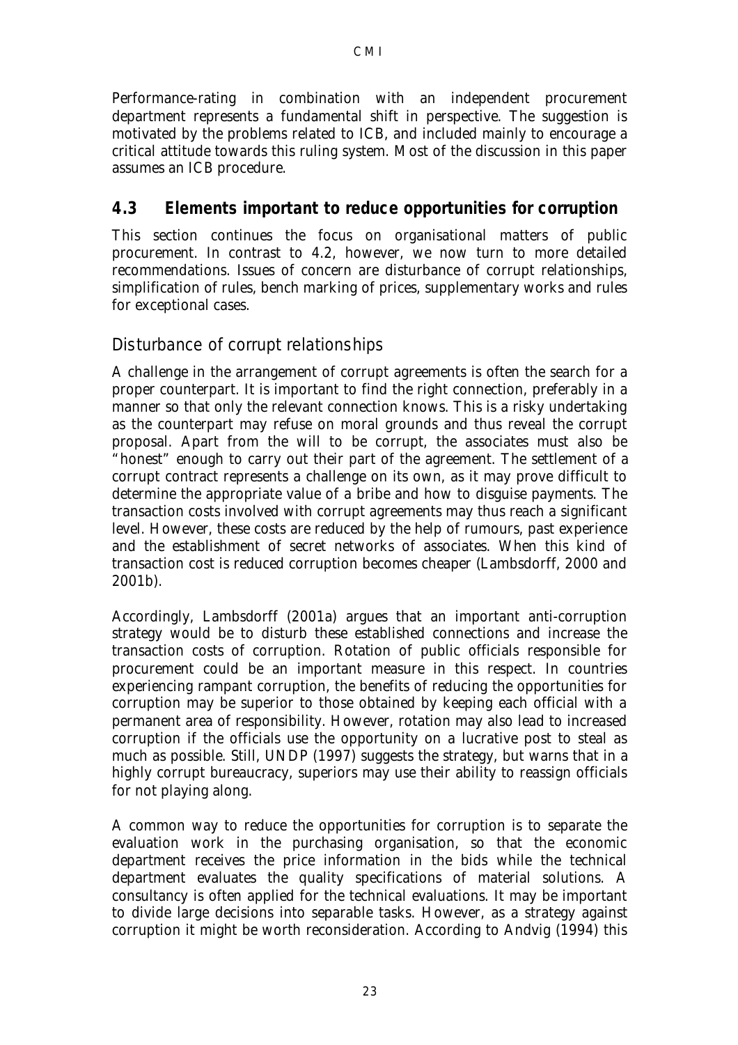Performance-rating in combination with an independent procurement department represents a fundamental shift in perspective. The suggestion is motivated by the problems related to ICB, and included mainly to encourage a critical attitude towards this ruling system. Most of the discussion in this paper assumes an ICB procedure.

## 4.3 Elements important to reduce opportunities for corruption

This section continues the focus on organisational matters of public procurement. In contrast to 4.2, however, we now turn to more detailed recommendations. Issues of concern are disturbance of corrupt relationships, simplification of rules, bench marking of prices, supplementary works and rules for exceptional cases.

### Disturbance of corrupt relationships

A challenge in the arrangement of corrupt agreements is often the search for a proper counterpart. It is important to find the right connection, preferably in a manner so that only the relevant connection knows. This is a risky undertaking as the counterpart may refuse on moral grounds and thus reveal the corrupt proposal. Apart from the will to be corrupt, the associates must also be "honest" enough to carry out their part of the agreement. The settlement of a corrupt contract represents a challenge on its own, as it may prove difficult to determine the appropriate value of a bribe and how to disguise payments. The transaction costs involved with corrupt agreements may thus reach a significant level. However, these costs are reduced by the help of rumours, past experience and the establishment of secret networks of associates. When this kind of transaction cost is reduced corruption becomes cheaper (Lambsdorff, 2000 and 2001b).

Accordingly, Lambsdorff (2001a) argues that an important anti-corruption strategy would be to disturb these established connections and increase the transaction costs of corruption. Rotation of public officials responsible for procurement could be an important measure in this respect. In countries experiencing rampant corruption, the benefits of reducing the opportunities for corruption may be superior to those obtained by keeping each official with a permanent area of responsibility. However, rotation may also lead to increased corruption if the officials use the opportunity on a lucrative post to steal as much as possible. Still, UNDP (1997) suggests the strategy, but warns that in a highly corrupt bureaucracy, superiors may use their ability to reassign officials for not playing along.

A common way to reduce the opportunities for corruption is to separate the evaluation work in the purchasing organisation, so that the economic department receives the price information in the bids while the technical department evaluates the quality specifications of material solutions. A consultancy is often applied for the technical evaluations. It may be important to divide large decisions into separable tasks. However, as a strategy against corruption it might be worth reconsideration. According to Andvig (1994) this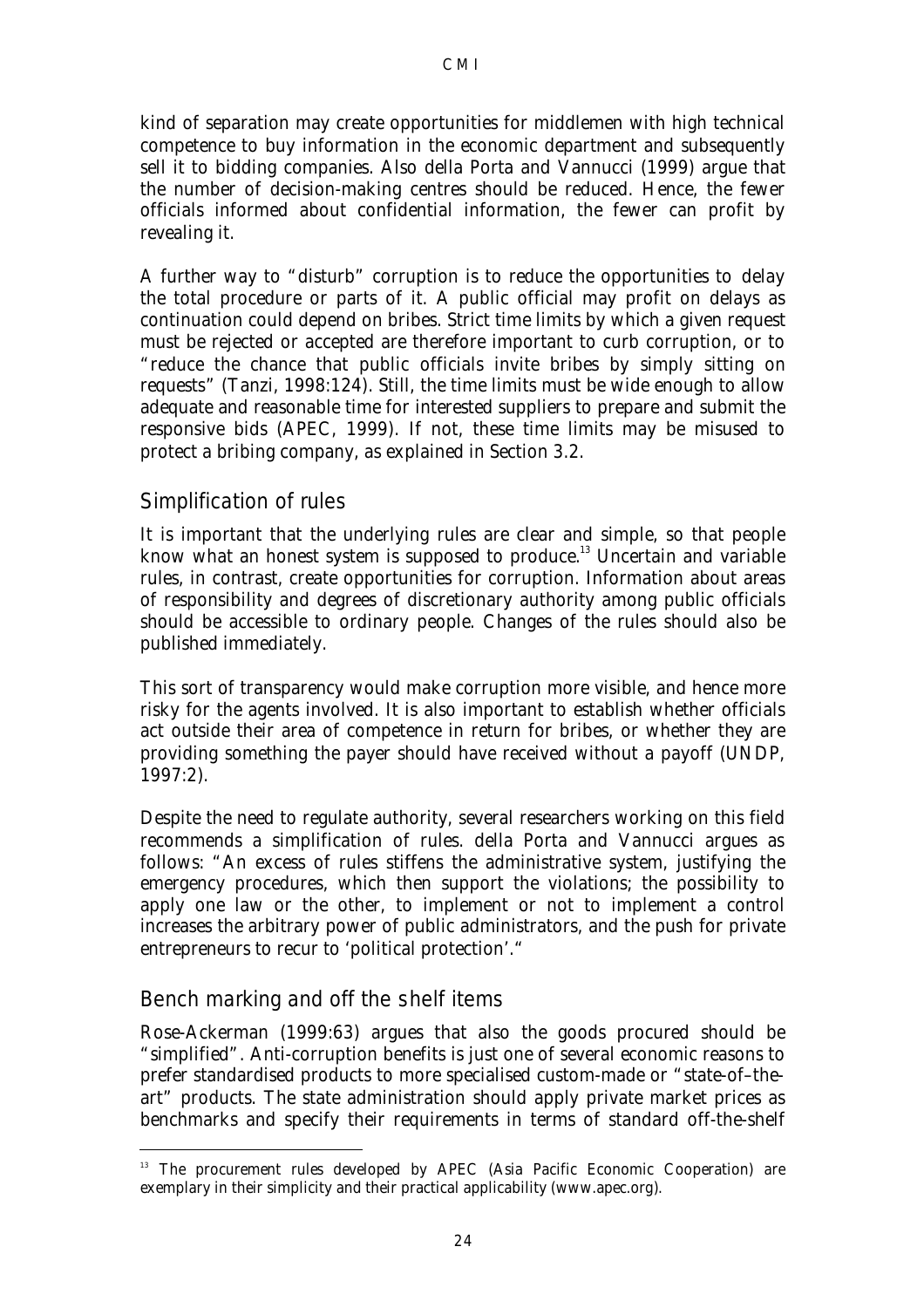kind of separation may create opportunities for middlemen with high technical competence to buy information in the economic department and subsequently sell it to bidding companies. Also della Porta and Vannucci (1999) argue that the number of decision-making centres should be reduced. Hence, the fewer officials informed about confidential information, the fewer can profit by revealing it.

A further way to "disturb" corruption is to reduce the opportunities to delay the total procedure or parts of it. A public official may profit on delays as continuation could depend on bribes. Strict time limits by which a given request must be rejected or accepted are therefore important to curb corruption, or to "reduce the chance that public officials invite bribes by simply sitting on requests" (Tanzi, 1998:124). Still, the time limits must be wide enough to allow adequate and reasonable time for interested suppliers to prepare and submit the responsive bids (APEC, 1999). If not, these time limits may be misused to protect a bribing company, as explained in Section 3.2.

## Simplification of rules

It is important that the underlying rules are clear and simple, so that people know what an honest system is supposed to produce.[13] Uncertain and variable rules, in contrast, create opportunities for corruption. Information about areas of responsibility and degrees of discretionary authority among public officials should be accessible to ordinary people. Changes of the rules should also be published immediately.

This sort of transparency would make corruption more visible, and hence more risky for the agents involved. It is also important to establish whether officials act outside their area of competence in return for bribes, or whether they are providing something the payer should have received without a payoff (UNDP, 1997:2).

Despite the need to regulate authority, several researchers working on this field recommends a simplification of rules. della Porta and Vannucci argues as follows: "An excess of rules stiffens the administrative system, justifying the emergency procedures, which then support the violations; the possibility to apply one law or the other, to implement or not to implement a control increases the arbitrary power of public administrators, and the push for private entrepreneurs to recur to 'political protection'."

## Bench marking and off the shelf items

Rose-Ackerman (1999:63) argues that also the goods procured should be "simplified". Anti-corruption benefits is just one of several economic reasons to prefer standardised products to more specialised custom-made or "state-of–the-art" products. The state administration should apply private market prices as benchmarks and specify their requirements in terms of standard off-the-shelf

---

[13] The procurement rules developed by APEC (Asia Pacific Economic Cooperation) are exemplary in their simplicity and their practical applicability (www.apec.org).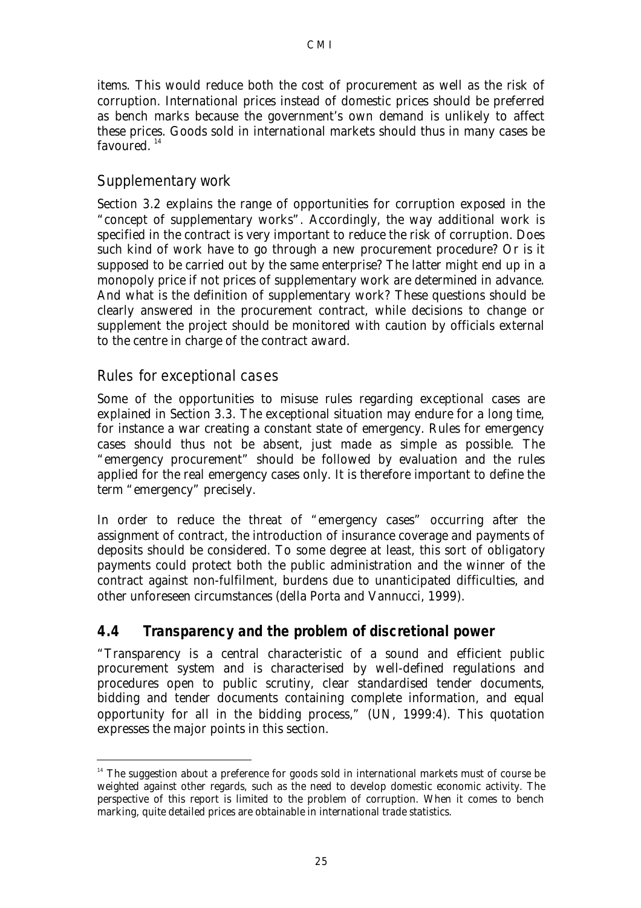items. This would reduce both the cost of procurement as well as the risk of corruption. International prices instead of domestic prices should be preferred as bench marks because the government's own demand is unlikely to affect these prices. Goods sold in international markets should thus in many cases be favoured. [14]

### Supplementary work

Section 3.2 explains the range of opportunities for corruption exposed in the "concept of supplementary works". Accordingly, the way additional work is specified in the contract is very important to reduce the risk of corruption. Does such kind of work have to go through a new procurement procedure? Or is it supposed to be carried out by the same enterprise? The latter might end up in a monopoly price if not prices of supplementary work are determined in advance. And what is the definition of supplementary work? These questions should be clearly answered in the procurement contract, while decisions to change or supplement the project should be monitored with caution by officials external to the centre in charge of the contract award.

### Rules for exceptional cases

Some of the opportunities to misuse rules regarding exceptional cases are explained in Section 3.3. The exceptional situation may endure for a long time, for instance a war creating a constant state of emergency. Rules for emergency cases should thus not be absent, just made as simple as possible. The "emergency procurement" should be followed by evaluation and the rules applied for the real emergency cases only. It is therefore important to define the term "emergency" precisely.

In order to reduce the threat of "emergency cases" occurring after the assignment of contract, the introduction of insurance coverage and payments of deposits should be considered. To some degree at least, this sort of obligatory payments could protect both the public administration and the winner of the contract against non-fulfilment, burdens due to unanticipated difficulties, and other unforeseen circumstances (della Porta and Vannucci, 1999).

## 4.4 Transparency and the problem of discretional power

"Transparency is a central characteristic of a sound and efficient public procurement system and is characterised by well-defined regulations and procedures open to public scrutiny, clear standardised tender documents, bidding and tender documents containing complete information, and equal opportunity for all in the bidding process," (UN, 1999:4). This quotation expresses the major points in this section.

---

[14] The suggestion about a preference for goods sold in international markets must of course be weighted against other regards, such as the need to develop domestic economic activity. The perspective of this report is limited to the problem of corruption. When it comes to bench marking, quite detailed prices are obtainable in international trade statistics.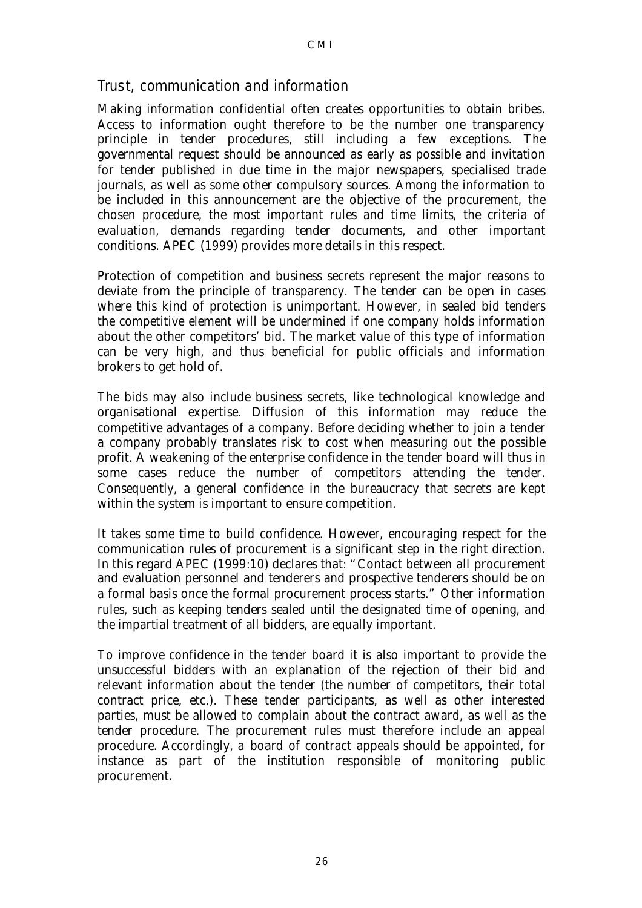## *Trust, communication and information*

Making information confidential often creates opportunities to obtain bribes. Access to information ought therefore to be the number one transparency principle in tender procedures, still including a few exceptions. The governmental request should be announced as early as possible and invitation for tender published in due time in the major newspapers, specialised trade journals, as well as some other compulsory sources. Among the information to be included in this announcement are the objective of the procurement, the chosen procedure, the most important rules and time limits, the criteria of evaluation, demands regarding tender documents, and other important conditions. APEC (1999) provides more details in this respect.

Protection of competition and business secrets represent the major reasons to deviate from the principle of transparency. The tender can be open in cases where this kind of protection is unimportant. However, in sealed bid tenders the competitive element will be undermined if one company holds information about the other competitors' bid. The market value of this type of information can be very high, and thus beneficial for public officials and information brokers to get hold of.

The bids may also include business secrets, like technological knowledge and organisational expertise. Diffusion of this information may reduce the competitive advantages of a company. Before deciding whether to join a tender a company probably translates risk to cost when measuring out the possible profit. A weakening of the enterprise confidence in the tender board will thus in some cases reduce the number of competitors attending the tender. Consequently, a general confidence in the bureaucracy that secrets are kept within the system is important to ensure competition.

It takes some time to build confidence. However, encouraging respect for the communication rules of procurement is a significant step in the right direction. In this regard APEC (1999:10) declares that: "Contact between all procurement and evaluation personnel and tenderers and prospective tenderers should be on a formal basis once the formal procurement process starts." Other information rules, such as keeping tenders sealed until the designated time of opening, and the impartial treatment of all bidders, are equally important.

To improve confidence in the tender board it is also important to provide the unsuccessful bidders with an explanation of the rejection of their bid and relevant information about the tender (the number of competitors, their total contract price, etc.). These tender participants, as well as other interested parties, must be allowed to complain about the contract award, as well as the tender procedure. The procurement rules must therefore include an appeal procedure. Accordingly, a board of contract appeals should be appointed, for instance as part of the institution responsible of monitoring public procurement.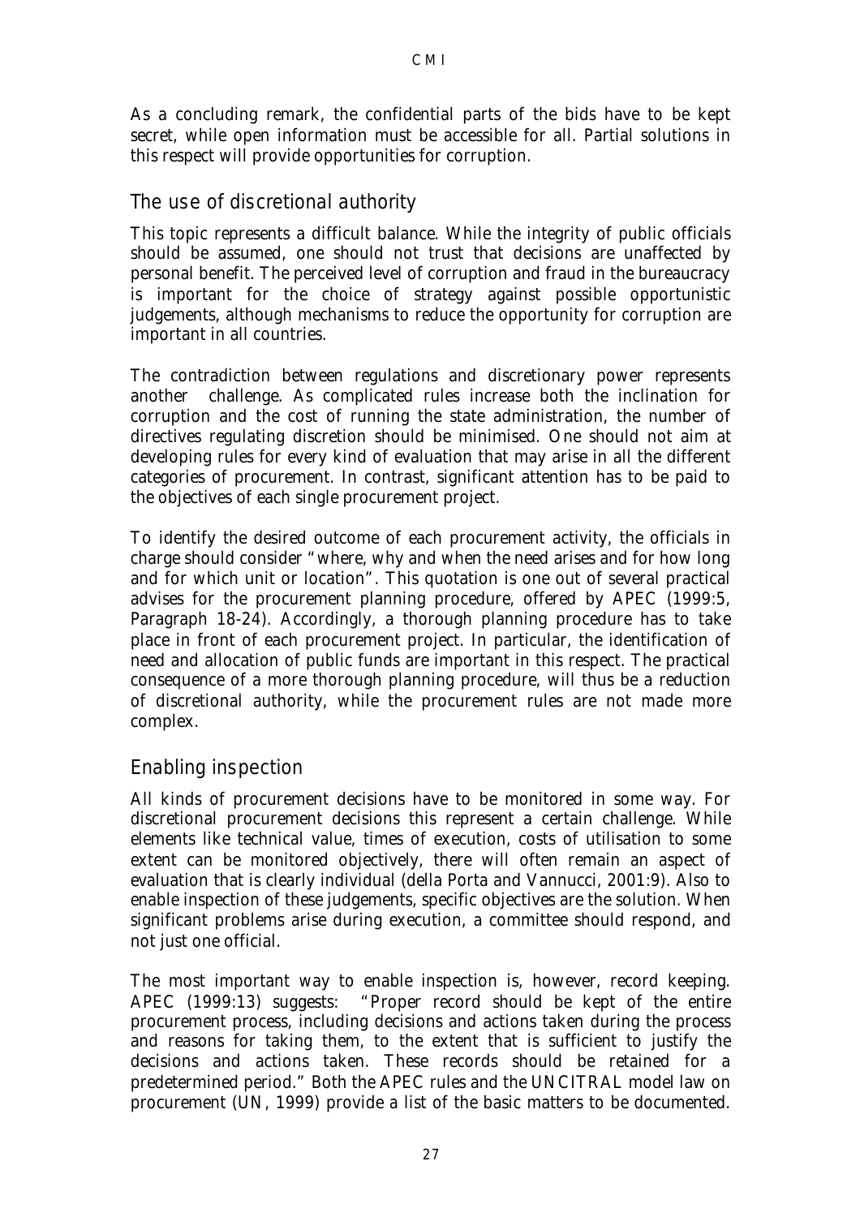As a concluding remark, the confidential parts of the bids have to be kept secret, while open information must be accessible for all. Partial solutions in this respect will provide opportunities for corruption.

## The use of discretional authority

This topic represents a difficult balance. While the integrity of public officials should be assumed, one should not trust that decisions are unaffected by personal benefit. The perceived level of corruption and fraud in the bureaucracy is important for the choice of strategy against possible opportunistic judgements, although mechanisms to reduce the opportunity for corruption are important in all countries.

The contradiction between regulations and discretionary power represents another challenge. As complicated rules increase both the inclination for corruption and the cost of running the state administration, the number of directives regulating discretion should be minimised. One should not aim at developing rules for every kind of evaluation that may arise in all the different categories of procurement. In contrast, significant attention has to be paid to the objectives of each single procurement project.

To identify the desired outcome of each procurement activity, the officials in charge should consider "where, why and when the need arises and for how long and for which unit or location". This quotation is one out of several practical advises for the procurement planning procedure, offered by APEC (1999:5, Paragraph 18-24). Accordingly, a thorough planning procedure has to take place in front of each procurement project. In particular, the identification of need and allocation of public funds are important in this respect. The practical consequence of a more thorough planning procedure, will thus be a reduction of discretional authority, while the procurement rules are not made more complex.

## Enabling inspection

All kinds of procurement decisions have to be monitored in some way. For discretional procurement decisions this represent a certain challenge. While elements like technical value, times of execution, costs of utilisation to some extent can be monitored objectively, there will often remain an aspect of evaluation that is clearly individual (della Porta and Vannucci, 2001:9). Also to enable inspection of these judgements, specific objectives are the solution. When significant problems arise during execution, a committee should respond, and not just one official.

The most important way to enable inspection is, however, record keeping. APEC (1999:13) suggests: "Proper record should be kept of the entire procurement process, including decisions and actions taken during the process and reasons for taking them, to the extent that is sufficient to justify the decisions and actions taken. These records should be retained for a predetermined period." Both the APEC rules and the UNCITRAL model law on procurement (UN, 1999) provide a list of the basic matters to be documented.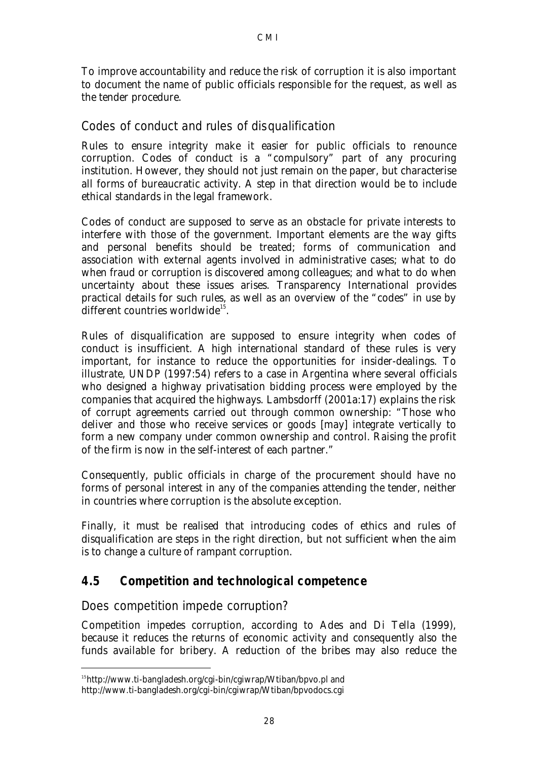To improve accountability and reduce the risk of corruption it is also important to document the name of public officials responsible for the request, as well as the tender procedure.

### Codes of conduct and rules of disqualification

Rules to ensure integrity make it easier for public officials to renounce corruption. Codes of conduct is a "compulsory" part of any procuring institution. However, they should not just remain on the paper, but characterise all forms of bureaucratic activity. A step in that direction would be to include ethical standards in the legal framework.

Codes of conduct are supposed to serve as an obstacle for private interests to interfere with those of the government. Important elements are the way gifts and personal benefits should be treated; forms of communication and association with external agents involved in administrative cases; what to do when fraud or corruption is discovered among colleagues; and what to do when uncertainty about these issues arises. Transparency International provides practical details for such rules, as well as an overview of the "codes" in use by different countries worldwide[15].

Rules of disqualification are supposed to ensure integrity when codes of conduct is insufficient. A high international standard of these rules is very important, for instance to reduce the opportunities for insider-dealings. To illustrate, UNDP (1997:54) refers to a case in Argentina where several officials who designed a highway privatisation bidding process were employed by the companies that acquired the highways. Lambsdorff (2001a:17) explains the risk of corrupt agreements carried out through common ownership: "Those who deliver and those who receive services or goods [may] integrate vertically to form a new company under common ownership and control. Raising the profit of the firm is now in the self-interest of each partner."

Consequently, public officials in charge of the procurement should have no forms of personal interest in any of the companies attending the tender, neither in countries where corruption is the absolute exception.

Finally, it must be realised that introducing codes of ethics and rules of disqualification are steps in the right direction, but not sufficient when the aim is to change a culture of rampant corruption.

## 4.5 Competition and technological competence

### Does competition impede corruption?

Competition impedes corruption, according to Ades and Di Tella (1999), because it reduces the returns of economic activity and consequently also the funds available for bribery. A reduction of the bribes may also reduce the

[15] http://www.ti-bangladesh.org/cgi-bin/cgiwrap/Wtiban/bpvo.pl and http://www.ti-bangladesh.org/cgi-bin/cgiwrap/Wtiban/bpvodocs.cgi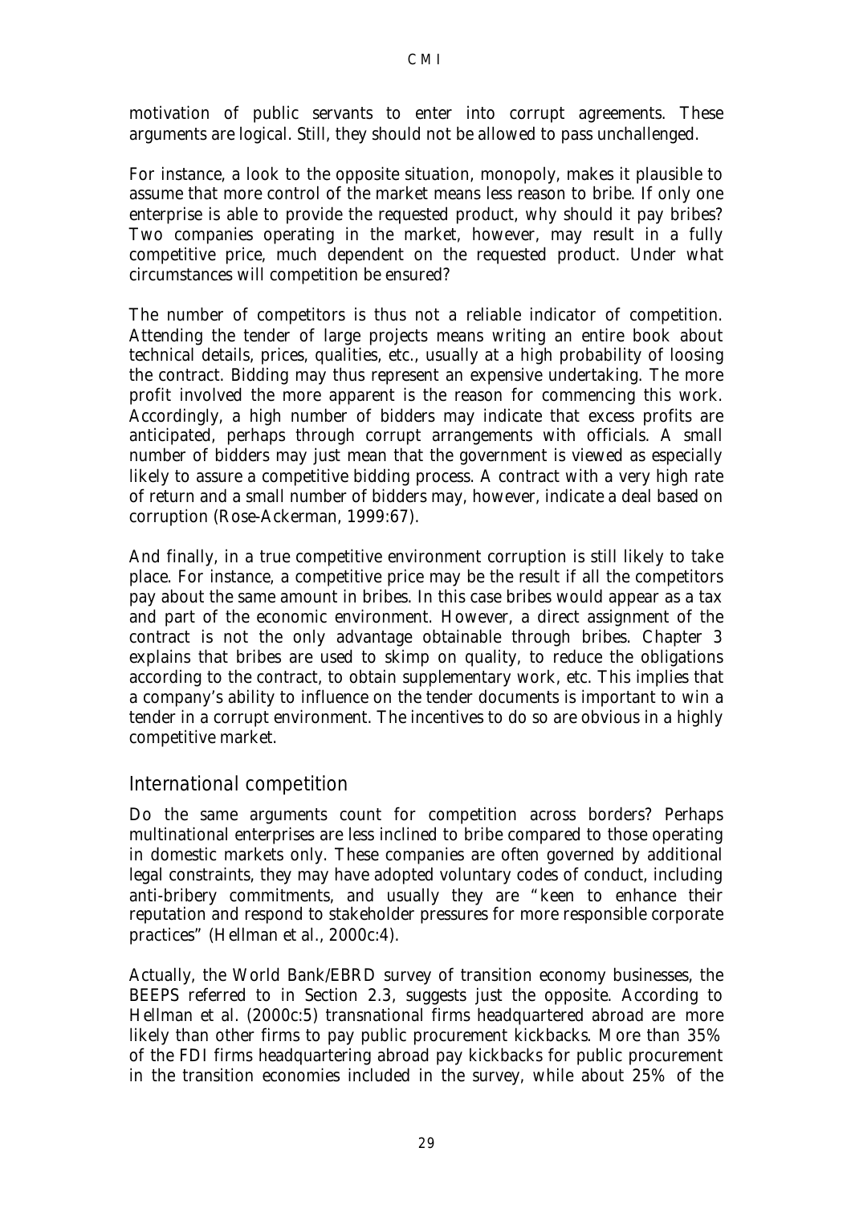motivation of public servants to enter into corrupt agreements. These arguments are logical. Still, they should not be allowed to pass unchallenged.

For instance, a look to the opposite situation, monopoly, makes it plausible to assume that more control of the market means less reason to bribe. If only one enterprise is able to provide the requested product, why should it pay bribes? Two companies operating in the market, however, may result in a fully competitive price, much dependent on the requested product. Under what circumstances will competition be ensured?

The number of competitors is thus not a reliable indicator of competition. Attending the tender of large projects means writing an entire book about technical details, prices, qualities, etc., usually at a high probability of loosing the contract. Bidding may thus represent an expensive undertaking. The more profit involved the more apparent is the reason for commencing this work. Accordingly, a high number of bidders may indicate that excess profits are anticipated, perhaps through corrupt arrangements with officials. A small number of bidders may just mean that the government is viewed as especially likely to assure a competitive bidding process. A contract with a very high rate of return and a small number of bidders may, however, indicate a deal based on corruption (Rose-Ackerman, 1999:67).

And finally, in a true competitive environment corruption is still likely to take place. For instance, a competitive price may be the result if all the competitors pay about the same amount in bribes. In this case bribes would appear as a tax and part of the economic environment. However, a direct assignment of the contract is not the only advantage obtainable through bribes. Chapter 3 explains that bribes are used to skimp on quality, to reduce the obligations according to the contract, to obtain supplementary work, etc. This implies that a company's ability to influence on the tender documents is important to win a tender in a corrupt environment. The incentives to do so are obvious in a highly competitive market.

## International competition

Do the same arguments count for competition across borders? Perhaps multinational enterprises are less inclined to bribe compared to those operating in domestic markets only. These companies are often governed by additional legal constraints, they may have adopted voluntary codes of conduct, including anti-bribery commitments, and usually they are "keen to enhance their reputation and respond to stakeholder pressures for more responsible corporate practices" (Hellman et al., 2000c:4).

Actually, the World Bank/EBRD survey of transition economy businesses, the BEEPS referred to in Section 2.3, suggests just the opposite. According to Hellman et al. (2000c:5) transnational firms headquartered abroad are more likely than other firms to pay public procurement kickbacks. More than 35% of the FDI firms headquartering abroad pay kickbacks for public procurement in the transition economies included in the survey, while about 25% of the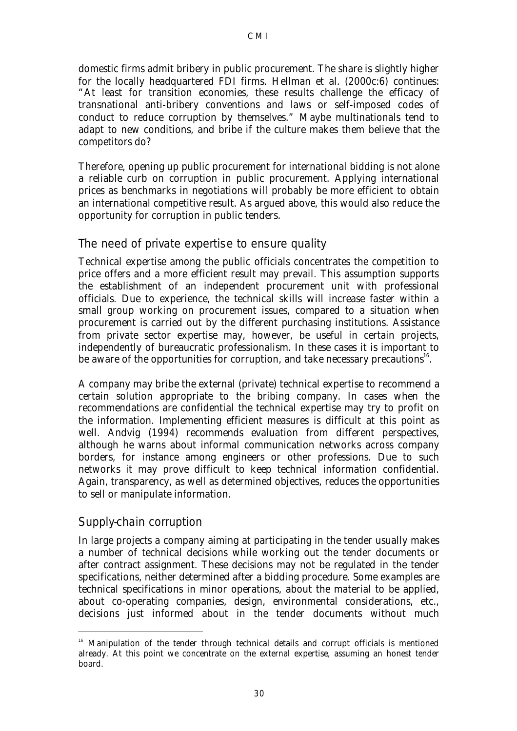domestic firms admit bribery in public procurement. The share is slightly higher for the locally headquartered FDI firms. Hellman et al. (2000c:6) continues: "At least for transition economies, these results challenge the efficacy of transnational anti-bribery conventions and laws or self-imposed codes of conduct to reduce corruption by themselves." Maybe multinationals tend to adapt to new conditions, and bribe if the culture makes them believe that the competitors do?

Therefore, opening up public procurement for international bidding is not alone a reliable curb on corruption in public procurement. Applying international prices as benchmarks in negotiations will probably be more efficient to obtain an international competitive result. As argued above, this would also reduce the opportunity for corruption in public tenders.

## The need of private expertise to ensure quality

Technical expertise among the public officials concentrates the competition to price offers and a more efficient result may prevail. This assumption supports the establishment of an independent procurement unit with professional officials. Due to experience, the technical skills will increase faster within a small group working on procurement issues, compared to a situation when procurement is carried out by the different purchasing institutions. Assistance from private sector expertise may, however, be useful in certain projects, independently of bureaucratic professionalism. In these cases it is important to be aware of the opportunities for corruption, and take necessary precautions[16].

A company may bribe the external (private) technical expertise to recommend a certain solution appropriate to the bribing company. In cases when the recommendations are confidential the technical expertise may try to profit on the information. Implementing efficient measures is difficult at this point as well. Andvig (1994) recommends evaluation from different perspectives, although he warns about informal communication networks across company borders, for instance among engineers or other professions. Due to such networks it may prove difficult to keep technical information confidential. Again, transparency, as well as determined objectives, reduces the opportunities to sell or manipulate information.

## Supply-chain corruption

In large projects a company aiming at participating in the tender usually makes a number of technical decisions while working out the tender documents or after contract assignment. These decisions may not be regulated in the tender specifications, neither determined after a bidding procedure. Some examples are technical specifications in minor operations, about the material to be applied, about co-operating companies, design, environmental considerations, etc., decisions just informed about in the tender documents without much

---

[16] Manipulation of the tender through technical details and corrupt officials is mentioned already. At this point we concentrate on the external expertise, assuming an honest tender board.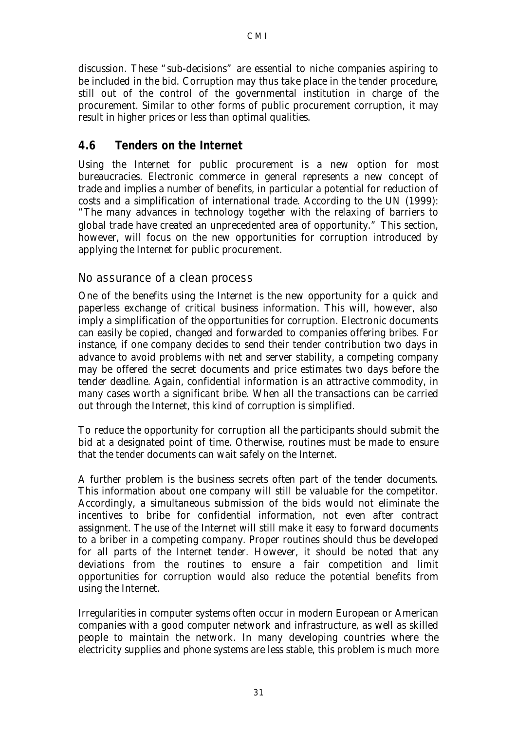discussion. These "sub-decisions" are essential to niche companies aspiring to be included in the bid. Corruption may thus take place in the tender procedure, still out of the control of the governmental institution in charge of the procurement. Similar to other forms of public procurement corruption, it may result in higher prices or less than optimal qualities.

## 4.6 Tenders on the Internet

Using the Internet for public procurement is a new option for most bureaucracies. Electronic commerce in general represents a new concept of trade and implies a number of benefits, in particular a potential for reduction of costs and a simplification of international trade. According to the UN (1999): "The many advances in technology together with the relaxing of barriers to global trade have created an unprecedented area of opportunity." This section, however, will focus on the new opportunities for corruption introduced by applying the Internet for public procurement.

### No assurance of a clean process

One of the benefits using the Internet is the new opportunity for a quick and paperless exchange of critical business information. This will, however, also imply a simplification of the opportunities for corruption. Electronic documents can easily be copied, changed and forwarded to companies offering bribes. For instance, if one company decides to send their tender contribution two days in advance to avoid problems with net and server stability, a competing company may be offered the secret documents and price estimates two days before the tender deadline. Again, confidential information is an attractive commodity, in many cases worth a significant bribe. When all the transactions can be carried out through the Internet, this kind of corruption is simplified.

To reduce the opportunity for corruption all the participants should submit the bid at a designated point of time. Otherwise, routines must be made to ensure that the tender documents can wait safely on the Internet.

A further problem is the business secrets often part of the tender documents. This information about one company will still be valuable for the competitor. Accordingly, a simultaneous submission of the bids would not eliminate the incentives to bribe for confidential information, not even after contract assignment. The use of the Internet will still make it easy to forward documents to a briber in a competing company. Proper routines should thus be developed for all parts of the Internet tender. However, it should be noted that any deviations from the routines to ensure a fair competition and limit opportunities for corruption would also reduce the potential benefits from using the Internet.

Irregularities in computer systems often occur in modern European or American companies with a good computer network and infrastructure, as well as skilled people to maintain the network. In many developing countries where the electricity supplies and phone systems are less stable, this problem is much more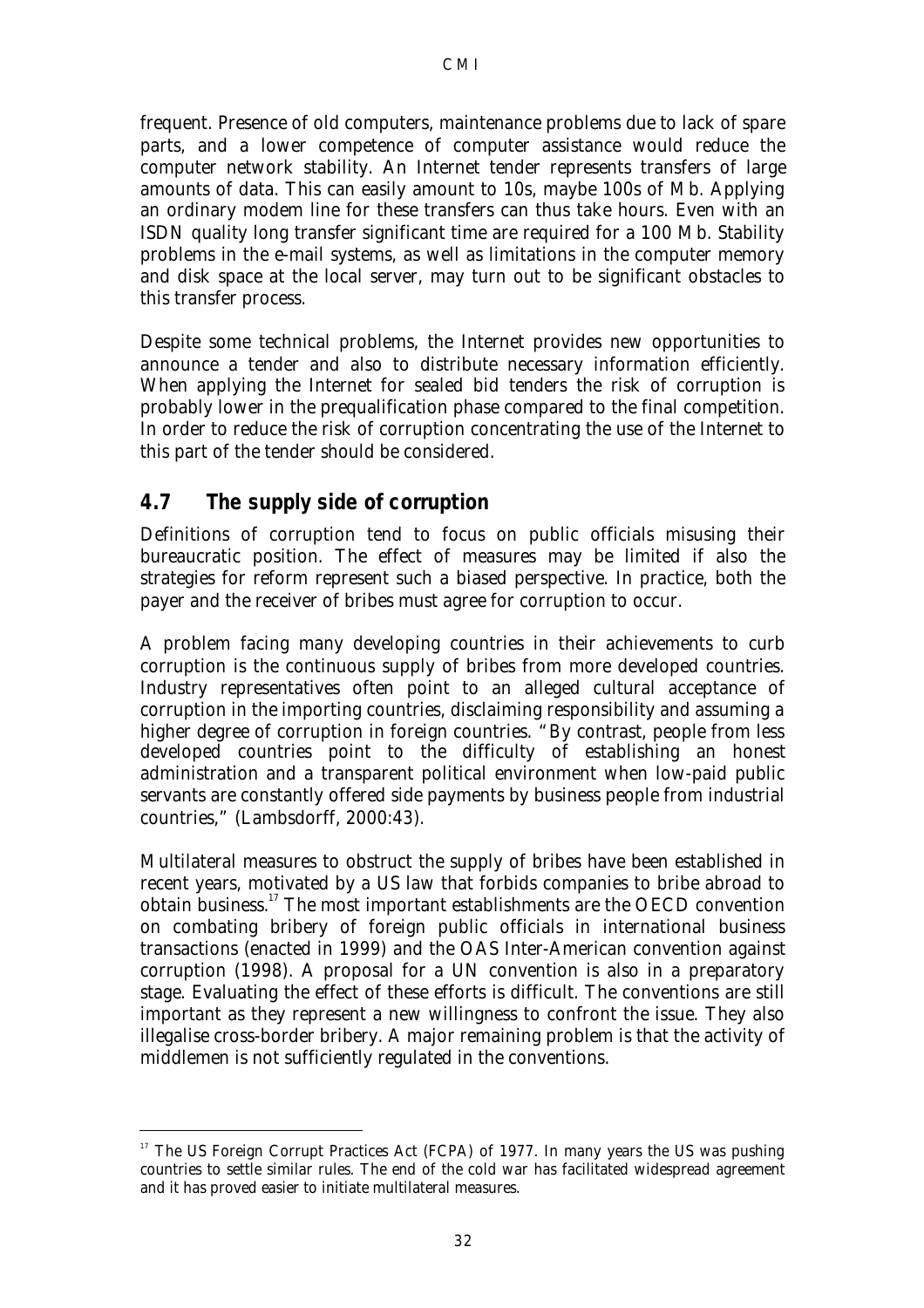frequent. Presence of old computers, maintenance problems due to lack of spare parts, and a lower competence of computer assistance would reduce the computer network stability. An Internet tender represents transfers of large amounts of data. This can easily amount to 10s, maybe 100s of Mb. Applying an ordinary modem line for these transfers can thus take hours. Even with an ISDN quality long transfer significant time are required for a 100 Mb. Stability problems in the e-mail systems, as well as limitations in the computer memory and disk space at the local server, may turn out to be significant obstacles to this transfer process.

Despite some technical problems, the Internet provides new opportunities to announce a tender and also to distribute necessary information efficiently. When applying the Internet for sealed bid tenders the risk of corruption is probably lower in the prequalification phase compared to the final competition. In order to reduce the risk of corruption concentrating the use of the Internet to this part of the tender should be considered.

## 4.7 The supply side of corruption

Definitions of corruption tend to focus on public officials misusing their bureaucratic position. The effect of measures may be limited if also the strategies for reform represent such a biased perspective. In practice, both the payer and the receiver of bribes must agree for corruption to occur.

A problem facing many developing countries in their achievements to curb corruption is the continuous supply of bribes from more developed countries. Industry representatives often point to an alleged cultural acceptance of corruption in the importing countries, disclaiming responsibility and assuming a higher degree of corruption in foreign countries. "By contrast, people from less developed countries point to the difficulty of establishing an honest administration and a transparent political environment when low-paid public servants are constantly offered side payments by business people from industrial countries," (Lambsdorff, 2000:43).

Multilateral measures to obstruct the supply of bribes have been established in recent years, motivated by a US law that forbids companies to bribe abroad to obtain business.[17] The most important establishments are the OECD convention on combating bribery of foreign public officials in international business transactions (enacted in 1999) and the OAS Inter-American convention against corruption (1998). A proposal for a UN convention is also in a preparatory stage. Evaluating the effect of these efforts is difficult. The conventions are still important as they represent a new willingness to confront the issue. They also illegalise cross-border bribery. A major remaining problem is that the activity of middlemen is not sufficiently regulated in the conventions.

[17] The US Foreign Corrupt Practices Act (FCPA) of 1977. In many years the US was pushing countries to settle similar rules. The end of the cold war has facilitated widespread agreement and it has proved easier to initiate multilateral measures.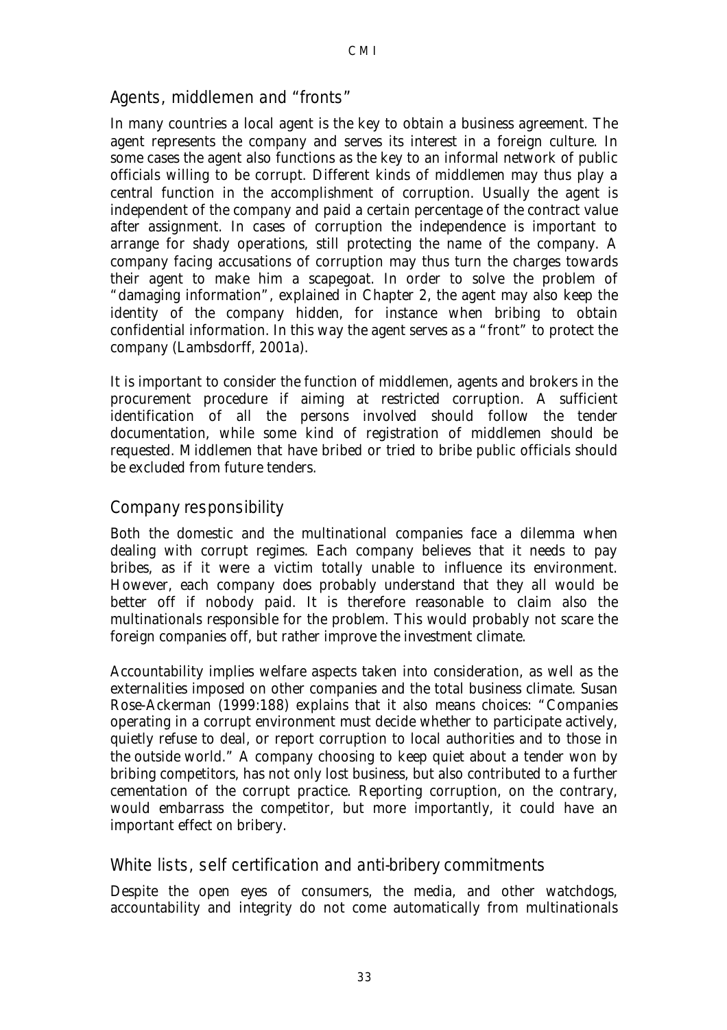## Agents, middlemen and "fronts"

In many countries a local agent is the key to obtain a business agreement. The agent represents the company and serves its interest in a foreign culture. In some cases the agent also functions as the key to an informal network of public officials willing to be corrupt. Different kinds of middlemen may thus play a central function in the accomplishment of corruption. Usually the agent is independent of the company and paid a certain percentage of the contract value after assignment. In cases of corruption the independence is important to arrange for shady operations, still protecting the name of the company. A company facing accusations of corruption may thus turn the charges towards their agent to make him a scapegoat. In order to solve the problem of "damaging information", explained in Chapter 2, the agent may also keep the identity of the company hidden, for instance when bribing to obtain confidential information. In this way the agent serves as a "front" to protect the company (Lambsdorff, 2001a).

It is important to consider the function of middlemen, agents and brokers in the procurement procedure if aiming at restricted corruption. A sufficient identification of all the persons involved should follow the tender documentation, while some kind of registration of middlemen should be requested. Middlemen that have bribed or tried to bribe public officials should be excluded from future tenders.

## Company responsibility

Both the domestic and the multinational companies face a dilemma when dealing with corrupt regimes. Each company believes that it needs to pay bribes, as if it were a victim totally unable to influence its environment. However, each company does probably understand that they all would be better off if nobody paid. It is therefore reasonable to claim also the multinationals responsible for the problem. This would probably not scare the foreign companies off, but rather improve the investment climate.

Accountability implies welfare aspects taken into consideration, as well as the externalities imposed on other companies and the total business climate. Susan Rose-Ackerman (1999:188) explains that it also means choices: "Companies operating in a corrupt environment must decide whether to participate actively, quietly refuse to deal, or report corruption to local authorities and to those in the outside world." A company choosing to keep quiet about a tender won by bribing competitors, has not only lost business, but also contributed to a further cementation of the corrupt practice. Reporting corruption, on the contrary, would embarrass the competitor, but more importantly, it could have an important effect on bribery.

## White lists, self certification and anti-bribery commitments

Despite the open eyes of consumers, the media, and other watchdogs, accountability and integrity do not come automatically from multinationals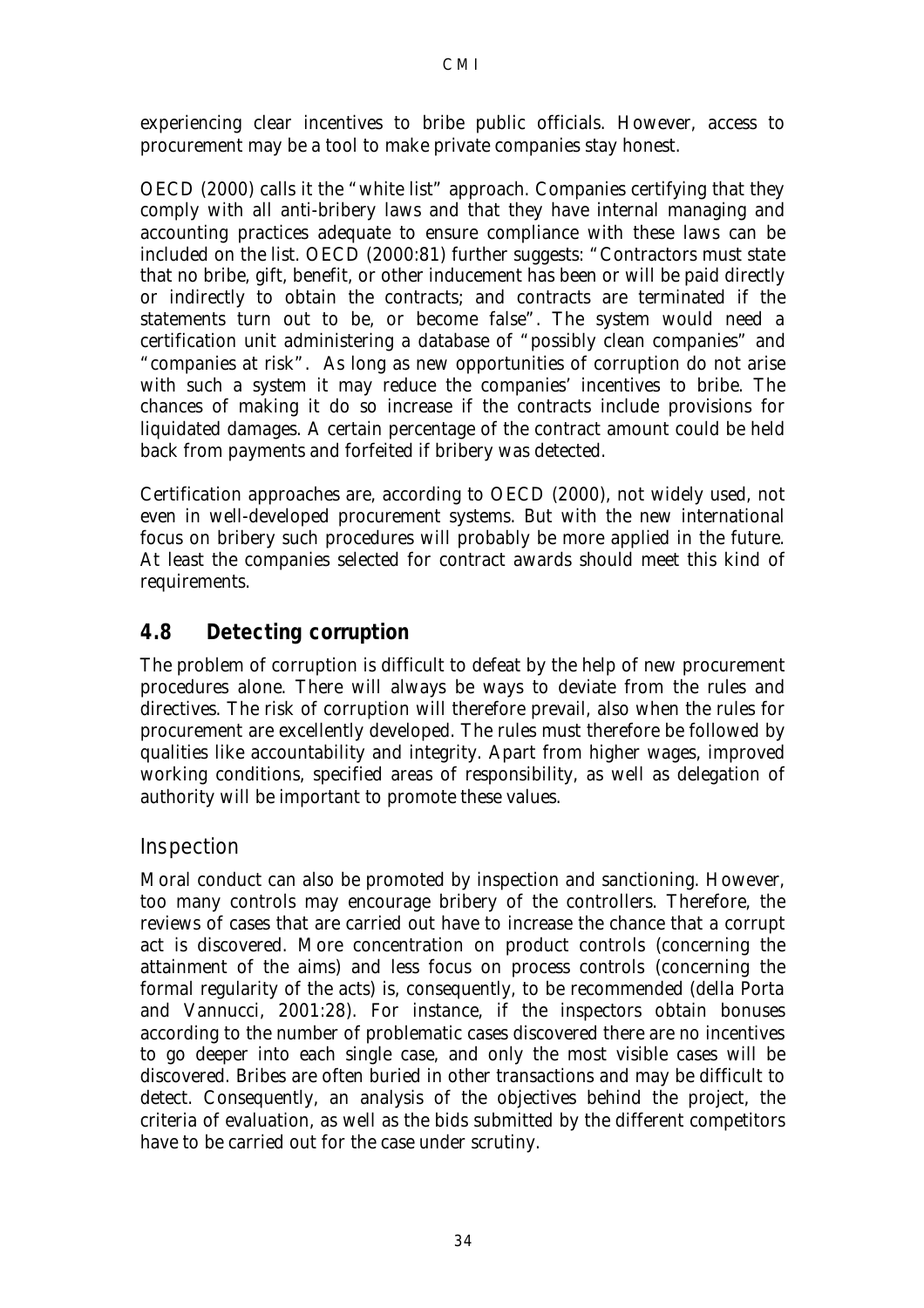experiencing clear incentives to bribe public officials. However, access to procurement may be a tool to make private companies stay honest.

OECD (2000) calls it the "white list" approach. Companies certifying that they comply with all anti-bribery laws and that they have internal managing and accounting practices adequate to ensure compliance with these laws can be included on the list. OECD (2000:81) further suggests: "Contractors must state that no bribe, gift, benefit, or other inducement has been or will be paid directly or indirectly to obtain the contracts; and contracts are terminated if the statements turn out to be, or become false". The system would need a certification unit administering a database of "possibly clean companies" and "companies at risk". As long as new opportunities of corruption do not arise with such a system it may reduce the companies' incentives to bribe. The chances of making it do so increase if the contracts include provisions for liquidated damages. A certain percentage of the contract amount could be held back from payments and forfeited if bribery was detected.

Certification approaches are, according to OECD (2000), not widely used, not even in well-developed procurement systems. But with the new international focus on bribery such procedures will probably be more applied in the future. At least the companies selected for contract awards should meet this kind of requirements.

## 4.8 Detecting corruption

The problem of corruption is difficult to defeat by the help of new procurement procedures alone. There will always be ways to deviate from the rules and directives. The risk of corruption will therefore prevail, also when the rules for procurement are excellently developed. The rules must therefore be followed by qualities like accountability and integrity. Apart from higher wages, improved working conditions, specified areas of responsibility, as well as delegation of authority will be important to promote these values.

### Inspection

Moral conduct can also be promoted by inspection and sanctioning. However, too many controls may encourage bribery of the controllers. Therefore, the reviews of cases that are carried out have to increase the chance that a corrupt act is discovered. More concentration on product controls (concerning the attainment of the aims) and less focus on process controls (concerning the formal regularity of the acts) is, consequently, to be recommended (della Porta and Vannucci, 2001:28). For instance, if the inspectors obtain bonuses according to the number of problematic cases discovered there are no incentives to go deeper into each single case, and only the most visible cases will be discovered. Bribes are often buried in other transactions and may be difficult to detect. Consequently, an analysis of the objectives behind the project, the criteria of evaluation, as well as the bids submitted by the different competitors have to be carried out for the case under scrutiny.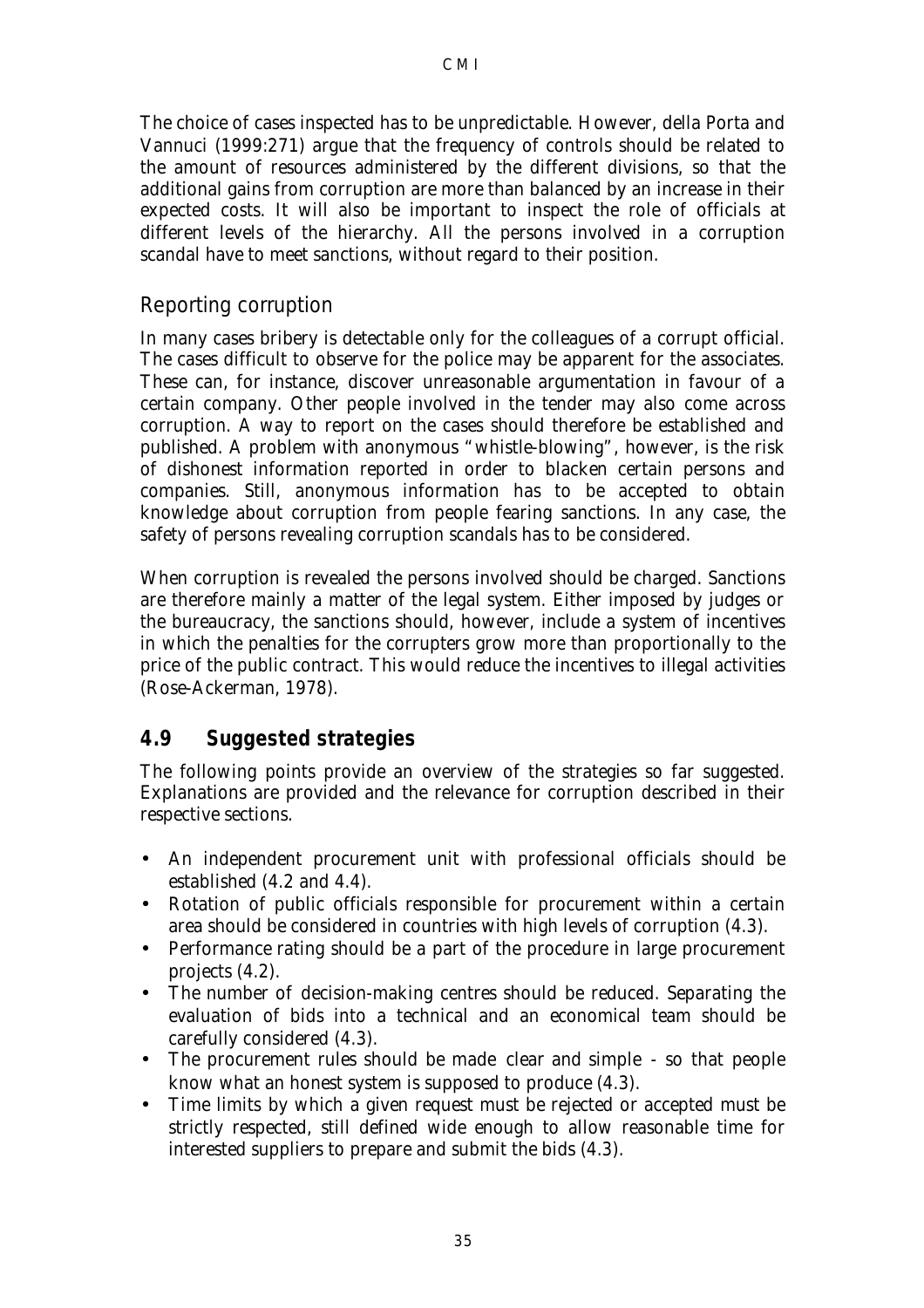The choice of cases inspected has to be unpredictable. However, della Porta and Vannuci (1999:271) argue that the frequency of controls should be related to the amount of resources administered by the different divisions, so that the additional gains from corruption are more than balanced by an increase in their expected costs. It will also be important to inspect the role of officials at different levels of the hierarchy. All the persons involved in a corruption scandal have to meet sanctions, without regard to their position.

### Reporting corruption

In many cases bribery is detectable only for the colleagues of a corrupt official. The cases difficult to observe for the police may be apparent for the associates. These can, for instance, discover unreasonable argumentation in favour of a certain company. Other people involved in the tender may also come across corruption. A way to report on the cases should therefore be established and published. A problem with anonymous "whistle-blowing", however, is the risk of dishonest information reported in order to blacken certain persons and companies. Still, anonymous information has to be accepted to obtain knowledge about corruption from people fearing sanctions. In any case, the safety of persons revealing corruption scandals has to be considered.

When corruption is revealed the persons involved should be charged. Sanctions are therefore mainly a matter of the legal system. Either imposed by judges or the bureaucracy, the sanctions should, however, include a system of incentives in which the penalties for the corrupters grow more than proportionally to the price of the public contract. This would reduce the incentives to illegal activities (Rose-Ackerman, 1978).

## 4.9 Suggested strategies

The following points provide an overview of the strategies so far suggested. Explanations are provided and the relevance for corruption described in their respective sections.

- An independent procurement unit with professional officials should be established (4.2 and 4.4).
- Rotation of public officials responsible for procurement within a certain area should be considered in countries with high levels of corruption (4.3).
- Performance rating should be a part of the procedure in large procurement projects (4.2).
- The number of decision-making centres should be reduced. Separating the evaluation of bids into a technical and an economical team should be carefully considered (4.3).
- The procurement rules should be made clear and simple - so that people know what an honest system is supposed to produce (4.3).
- Time limits by which a given request must be rejected or accepted must be strictly respected, still defined wide enough to allow reasonable time for interested suppliers to prepare and submit the bids (4.3).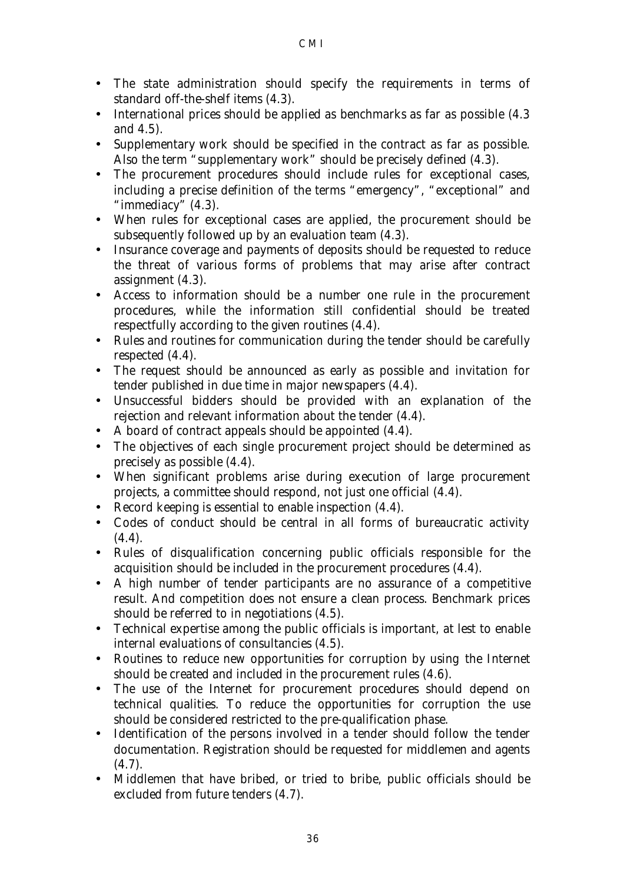- The state administration should specify the requirements in terms of standard off-the-shelf items (4.3).
- International prices should be applied as benchmarks as far as possible (4.3 and 4.5).
- Supplementary work should be specified in the contract as far as possible. Also the term "supplementary work" should be precisely defined (4.3).
- The procurement procedures should include rules for exceptional cases, including a precise definition of the terms "emergency", "exceptional" and "immediacy" (4.3).
- When rules for exceptional cases are applied, the procurement should be subsequently followed up by an evaluation team (4.3).
- Insurance coverage and payments of deposits should be requested to reduce the threat of various forms of problems that may arise after contract assignment (4.3).
- Access to information should be a number one rule in the procurement procedures, while the information still confidential should be treated respectfully according to the given routines (4.4).
- Rules and routines for communication during the tender should be carefully respected (4.4).
- The request should be announced as early as possible and invitation for tender published in due time in major newspapers (4.4).
- Unsuccessful bidders should be provided with an explanation of the rejection and relevant information about the tender (4.4).
- A board of contract appeals should be appointed (4.4).
- The objectives of each single procurement project should be determined as precisely as possible (4.4).
- When significant problems arise during execution of large procurement projects, a committee should respond, not just one official (4.4).
- Record keeping is essential to enable inspection (4.4).
- Codes of conduct should be central in all forms of bureaucratic activity (4.4).
- Rules of disqualification concerning public officials responsible for the acquisition should be included in the procurement procedures (4.4).
- A high number of tender participants are no assurance of a competitive result. And competition does not ensure a clean process. Benchmark prices should be referred to in negotiations (4.5).
- Technical expertise among the public officials is important, at lest to enable internal evaluations of consultancies (4.5).
- Routines to reduce new opportunities for corruption by using the Internet should be created and included in the procurement rules (4.6).
- The use of the Internet for procurement procedures should depend on technical qualities. To reduce the opportunities for corruption the use should be considered restricted to the pre-qualification phase.
- Identification of the persons involved in a tender should follow the tender documentation. Registration should be requested for middlemen and agents (4.7).
- Middlemen that have bribed, or tried to bribe, public officials should be excluded from future tenders (4.7).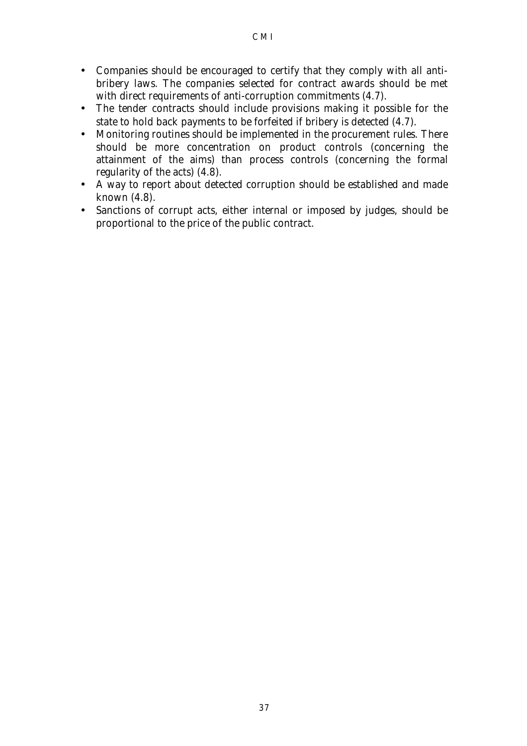- Companies should be encouraged to certify that they comply with all anti-bribery laws. The companies selected for contract awards should be met with direct requirements of anti-corruption commitments (4.7).
- The tender contracts should include provisions making it possible for the state to hold back payments to be forfeited if bribery is detected (4.7).
- Monitoring routines should be implemented in the procurement rules. There should be more concentration on product controls (concerning the attainment of the aims) than process controls (concerning the formal regularity of the acts) (4.8).
- A way to report about detected corruption should be established and made known (4.8).
- Sanctions of corrupt acts, either internal or imposed by judges, should be proportional to the price of the public contract.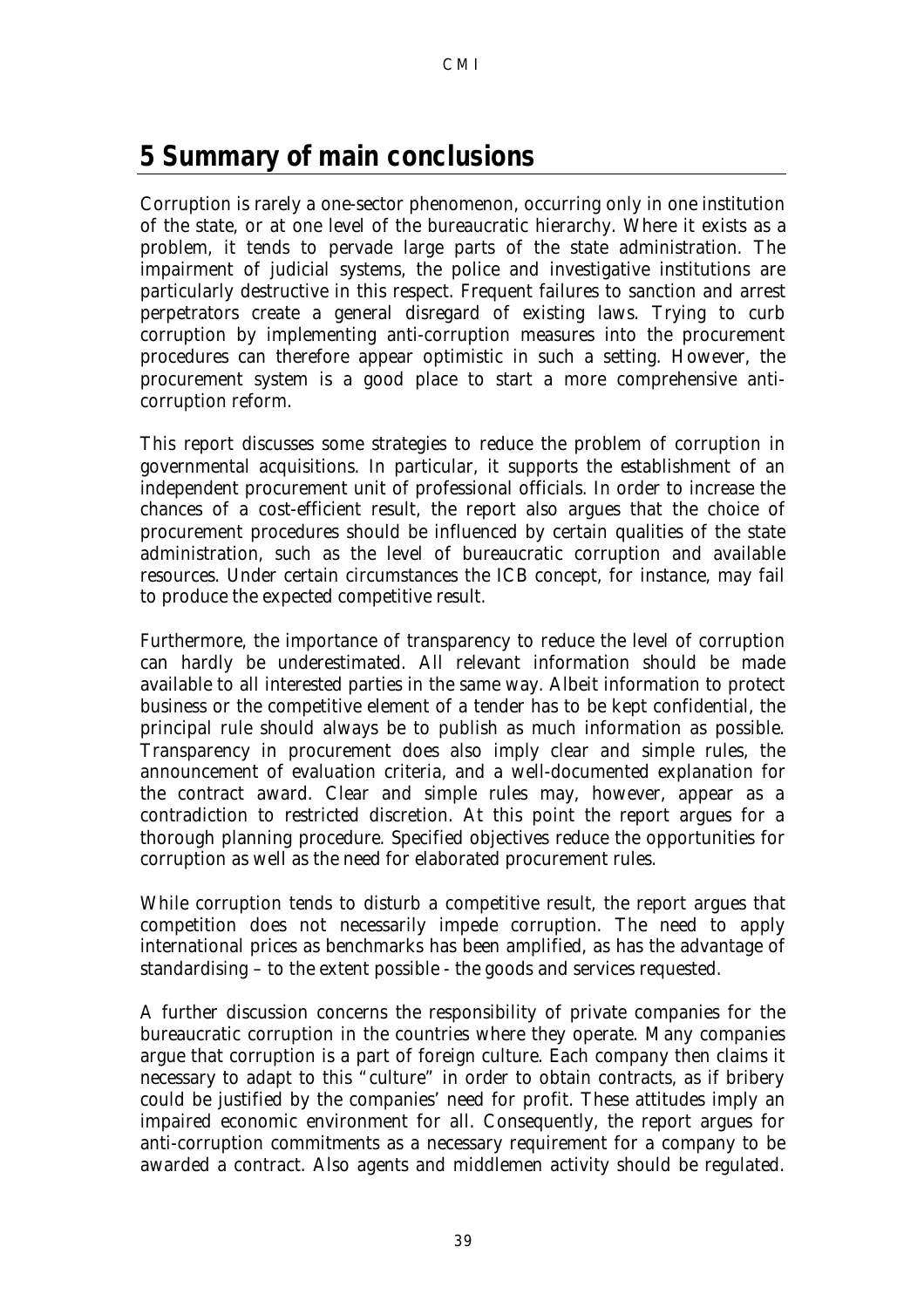# 5 Summary of main conclusions

Corruption is rarely a one-sector phenomenon, occurring only in one institution of the state, or at one level of the bureaucratic hierarchy. Where it exists as a problem, it tends to pervade large parts of the state administration. The impairment of judicial systems, the police and investigative institutions are particularly destructive in this respect. Frequent failures to sanction and arrest perpetrators create a general disregard of existing laws. Trying to curb corruption by implementing anti-corruption measures into the procurement procedures can therefore appear optimistic in such a setting. However, the procurement system is a good place to start a more comprehensive anti-corruption reform.

This report discusses some strategies to reduce the problem of corruption in governmental acquisitions. In particular, it supports the establishment of an independent procurement unit of professional officials. In order to increase the chances of a cost-efficient result, the report also argues that the choice of procurement procedures should be influenced by certain qualities of the state administration, such as the level of bureaucratic corruption and available resources. Under certain circumstances the ICB concept, for instance, may fail to produce the expected competitive result.

Furthermore, the importance of transparency to reduce the level of corruption can hardly be underestimated. All relevant information should be made available to all interested parties in the same way. Albeit information to protect business or the competitive element of a tender has to be kept confidential, the principal rule should always be to publish as much information as possible. Transparency in procurement does also imply clear and simple rules, the announcement of evaluation criteria, and a well-documented explanation for the contract award. Clear and simple rules may, however, appear as a contradiction to restricted discretion. At this point the report argues for a thorough planning procedure. Specified objectives reduce the opportunities for corruption as well as the need for elaborated procurement rules.

While corruption tends to disturb a competitive result, the report argues that competition does not necessarily impede corruption. The need to apply international prices as benchmarks has been amplified, as has the advantage of standardising – to the extent possible - the goods and services requested.

A further discussion concerns the responsibility of private companies for the bureaucratic corruption in the countries where they operate. Many companies argue that corruption is a part of foreign culture. Each company then claims it necessary to adapt to this "culture" in order to obtain contracts, as if bribery could be justified by the companies' need for profit. These attitudes imply an impaired economic environment for all. Consequently, the report argues for anti-corruption commitments as a necessary requirement for a company to be awarded a contract. Also agents and middlemen activity should be regulated.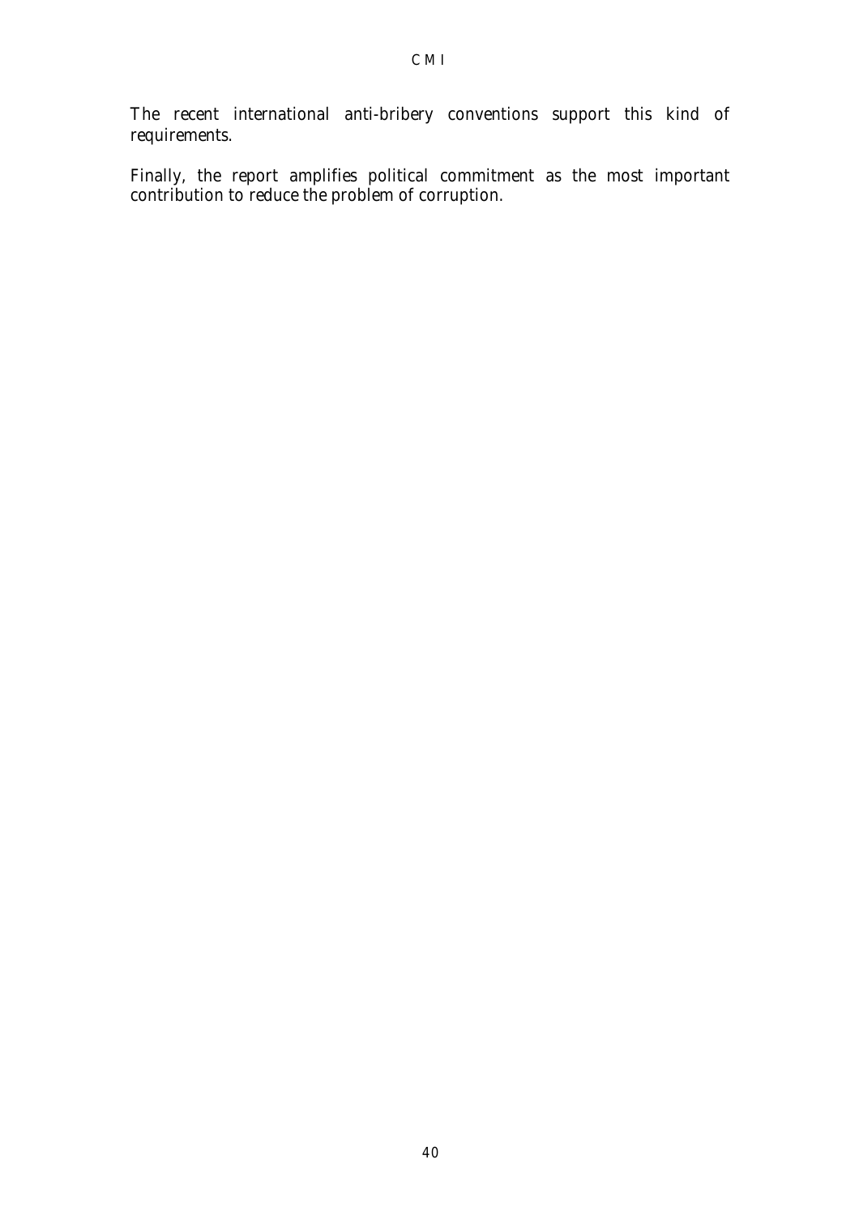The recent international anti-bribery conventions support this kind of requirements.

Finally, the report amplifies political commitment as the most important contribution to reduce the problem of corruption.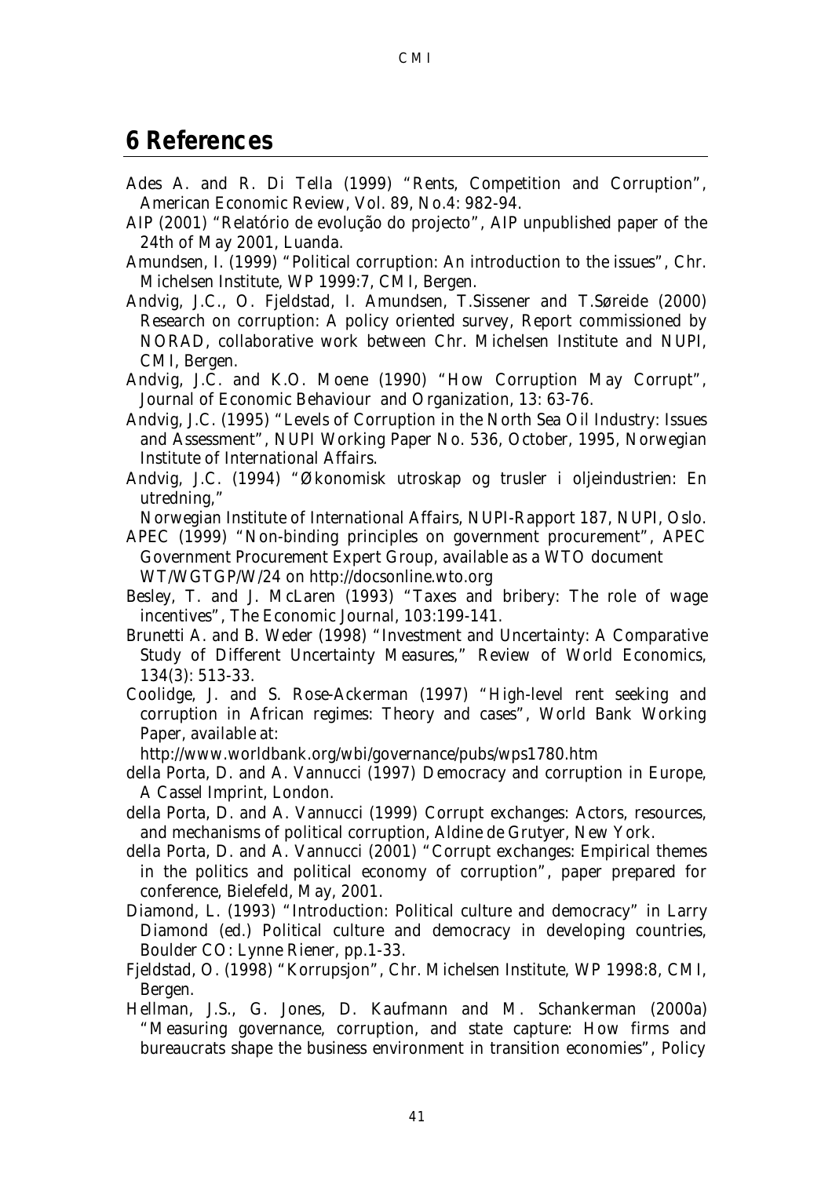# 6 References

Ades A. and R. Di Tella (1999) "Rents, Competition and Corruption", American Economic Review, Vol. 89, No.4: 982-94.

AIP (2001) "Relatório de evolução do projecto", AIP unpublished paper of the 24th of May 2001, Luanda.

Amundsen, I. (1999) "Political corruption: An introduction to the issues", Chr. Michelsen Institute, WP 1999:7, CMI, Bergen.

Andvig, J.C., O. Fjeldstad, I. Amundsen, T.Sissener and T.Søreide (2000) Research on corruption: A policy oriented survey, Report commissioned by NORAD, collaborative work between Chr. Michelsen Institute and NUPI, CMI, Bergen.

Andvig, J.C. and K.O. Moene (1990) "How Corruption May Corrupt", Journal of Economic Behaviour and Organization, 13: 63-76.

Andvig, J.C. (1995) "Levels of Corruption in the North Sea Oil Industry: Issues and Assessment", NUPI Working Paper No. 536, October, 1995, Norwegian Institute of International Affairs.

Andvig, J.C. (1994) "Økonomisk utroskap og trusler i oljeindustrien: En utredning,"
Norwegian Institute of International Affairs, NUPI-Rapport 187, NUPI, Oslo.

APEC (1999) "Non-binding principles on government procurement", APEC Government Procurement Expert Group, available as a WTO document WT/WGTGP/W/24 on http://docsonline.wto.org

Besley, T. and J. McLaren (1993) "Taxes and bribery: The role of wage incentives", The Economic Journal, 103:199-141.

Brunetti A. and B. Weder (1998) "Investment and Uncertainty: A Comparative Study of Different Uncertainty Measures," Review of World Economics, 134(3): 513-33.

Coolidge, J. and S. Rose-Ackerman (1997) "High-level rent seeking and corruption in African regimes: Theory and cases", World Bank Working Paper, available at:
http://www.worldbank.org/wbi/governance/pubs/wps1780.htm

della Porta, D. and A. Vannucci (1997) Democracy and corruption in Europe, A Cassel Imprint, London.

della Porta, D. and A. Vannucci (1999) Corrupt exchanges: Actors, resources, and mechanisms of political corruption, Aldine de Grutyer, New York.

della Porta, D. and A. Vannucci (2001) "Corrupt exchanges: Empirical themes in the politics and political economy of corruption", paper prepared for conference, Bielefeld, May, 2001.

Diamond, L. (1993) "Introduction: Political culture and democracy" in Larry Diamond (ed.) Political culture and democracy in developing countries, Boulder CO: Lynne Riener, pp.1-33.

Fjeldstad, O. (1998) "Korrupsjon", Chr. Michelsen Institute, WP 1998:8, CMI, Bergen.

Hellman, J.S., G. Jones, D. Kaufmann and M. Schankerman (2000a) "Measuring governance, corruption, and state capture: How firms and bureaucrats shape the business environment in transition economies", Policy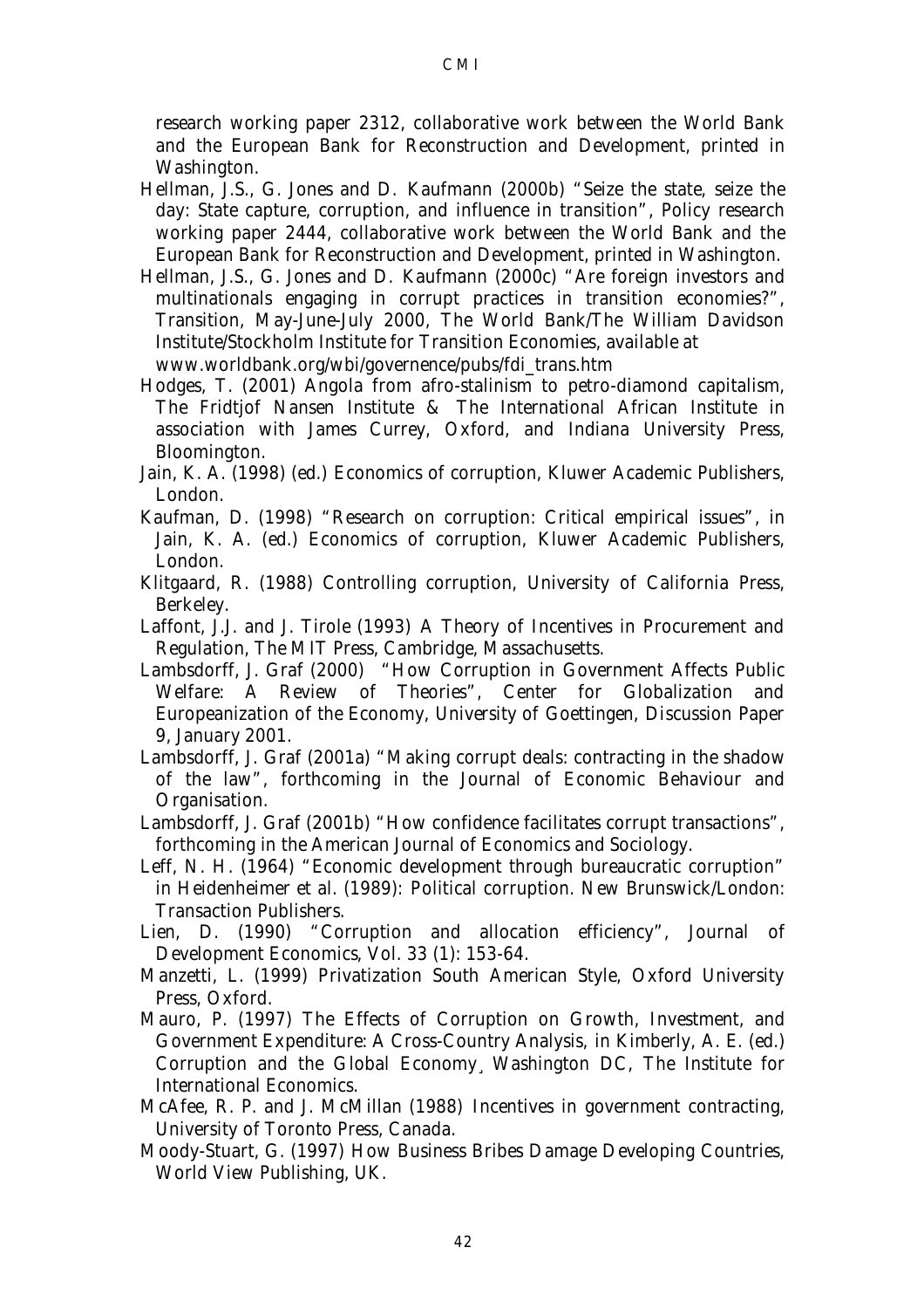research working paper 2312, collaborative work between the World Bank and the European Bank for Reconstruction and Development, printed in Washington.

Hellman, J.S., G. Jones and D. Kaufmann (2000b) "Seize the state, seize the day: State capture, corruption, and influence in transition", Policy research working paper 2444, collaborative work between the World Bank and the European Bank for Reconstruction and Development, printed in Washington.

Hellman, J.S., G. Jones and D. Kaufmann (2000c) "Are foreign investors and multinationals engaging in corrupt practices in transition economies?", Transition, May-June-July 2000, The World Bank/The William Davidson Institute/Stockholm Institute for Transition Economies, available at www.worldbank.org/wbi/governence/pubs/fdi_trans.htm

Hodges, T. (2001) Angola from afro-stalinism to petro-diamond capitalism, The Fridtjof Nansen Institute & The International African Institute in association with James Currey, Oxford, and Indiana University Press, Bloomington.

Jain, K. A. (1998) (ed.) Economics of corruption, Kluwer Academic Publishers, London.

Kaufman, D. (1998) "Research on corruption: Critical empirical issues", in Jain, K. A. (ed.) Economics of corruption, Kluwer Academic Publishers, London.

Klitgaard, R. (1988) Controlling corruption, University of California Press, Berkeley.

Laffont, J.J. and J. Tirole (1993) A Theory of Incentives in Procurement and Regulation, The MIT Press, Cambridge, Massachusetts.

Lambsdorff, J. Graf (2000) "How Corruption in Government Affects Public Welfare: A Review of Theories", Center for Globalization and Europeanization of the Economy, University of Goettingen, Discussion Paper 9, January 2001.

Lambsdorff, J. Graf (2001a) "Making corrupt deals: contracting in the shadow of the law", forthcoming in the Journal of Economic Behaviour and Organisation.

Lambsdorff, J. Graf (2001b) "How confidence facilitates corrupt transactions", forthcoming in the American Journal of Economics and Sociology.

Leff, N. H. (1964) "Economic development through bureaucratic corruption" in Heidenheimer et al. (1989): Political corruption. New Brunswick/London: Transaction Publishers.

Lien, D. (1990) "Corruption and allocation efficiency", Journal of Development Economics, Vol. 33 (1): 153-64.

Manzetti, L. (1999) Privatization South American Style, Oxford University Press, Oxford.

Mauro, P. (1997) The Effects of Corruption on Growth, Investment, and Government Expenditure: A Cross-Country Analysis, in Kimberly, A. E. (ed.) Corruption and the Global Economy¸ Washington DC, The Institute for International Economics.

McAfee, R. P. and J. McMillan (1988) Incentives in government contracting, University of Toronto Press, Canada.

Moody-Stuart, G. (1997) How Business Bribes Damage Developing Countries, World View Publishing, UK.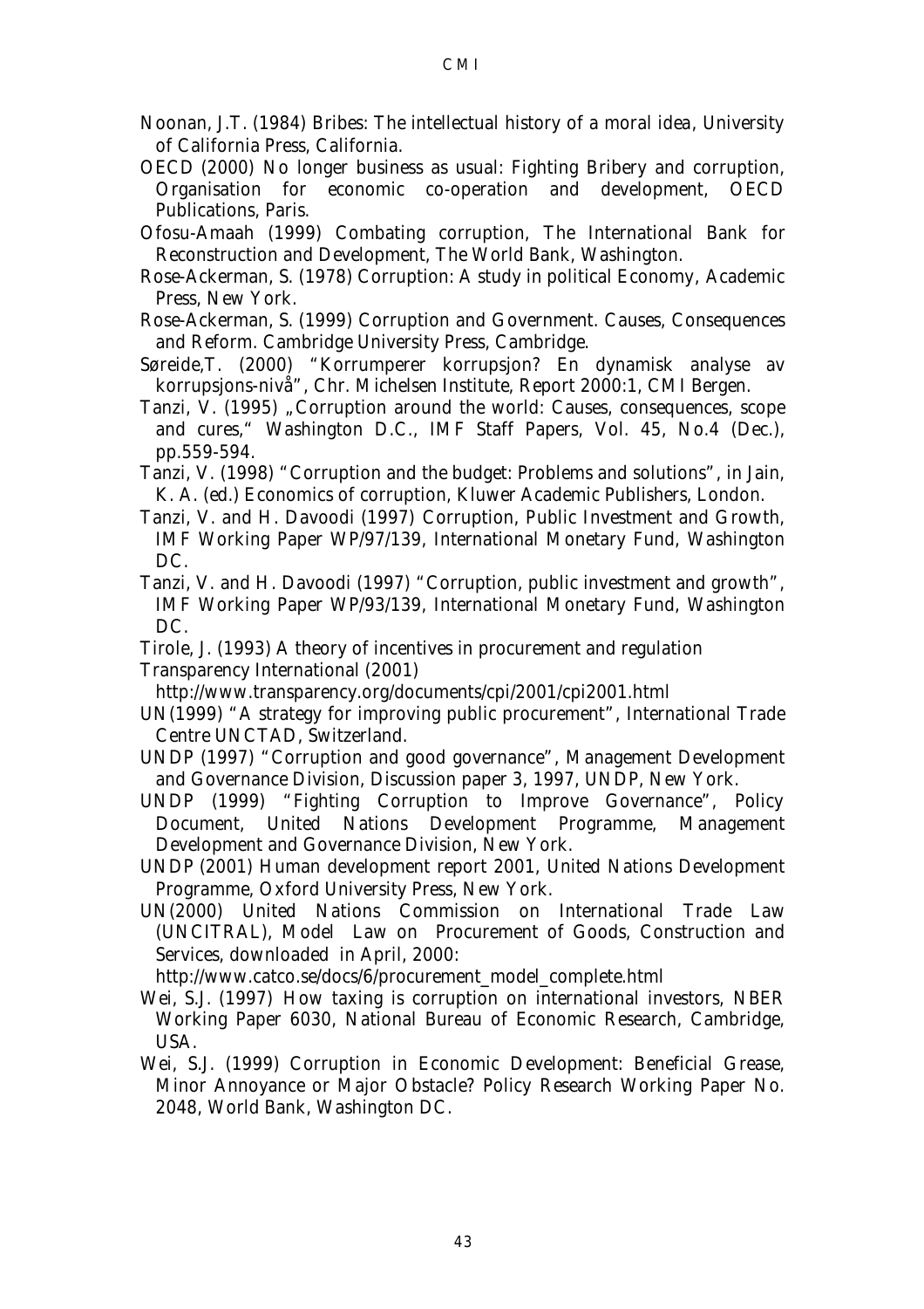Noonan, J.T. (1984) Bribes: The intellectual history of a moral idea, University of California Press, California.

OECD (2000) No longer business as usual: Fighting Bribery and corruption, Organisation for economic co-operation and development, OECD Publications, Paris.

Ofosu-Amaah (1999) Combating corruption, The International Bank for Reconstruction and Development, The World Bank, Washington.

Rose-Ackerman, S. (1978) Corruption: A study in political Economy, Academic Press, New York.

Rose-Ackerman, S. (1999) Corruption and Government. Causes, Consequences and Reform. Cambridge University Press, Cambridge.

Søreide,T. (2000) "Korrumperer korrupsjon? En dynamisk analyse av korrupsjons-nivå", Chr. Michelsen Institute, Report 2000:1, CMI Bergen.

Tanzi, V. (1995) „Corruption around the world: Causes, consequences, scope and cures," Washington D.C., IMF Staff Papers, Vol. 45, No.4 (Dec.), pp.559-594.

Tanzi, V. (1998) "Corruption and the budget: Problems and solutions", in Jain, K. A. (ed.) Economics of corruption, Kluwer Academic Publishers, London.

Tanzi, V. and H. Davoodi (1997) Corruption, Public Investment and Growth, IMF Working Paper WP/97/139, International Monetary Fund, Washington DC.

Tanzi, V. and H. Davoodi (1997) "Corruption, public investment and growth", IMF Working Paper WP/93/139, International Monetary Fund, Washington DC.

Tirole, J. (1993) A theory of incentives in procurement and regulation

Transparency International (2001) http://www.transparency.org/documents/cpi/2001/cpi2001.html

UN(1999) "A strategy for improving public procurement", International Trade Centre UNCTAD, Switzerland.

UNDP (1997) "Corruption and good governance", Management Development and Governance Division, Discussion paper 3, 1997, UNDP, New York.

UNDP (1999) "Fighting Corruption to Improve Governance", Policy Document, United Nations Development Programme, Management Development and Governance Division, New York.

UNDP (2001) Human development report 2001, United Nations Development Programme, Oxford University Press, New York.

UN(2000) United Nations Commission on International Trade Law (UNCITRAL), Model Law on Procurement of Goods, Construction and Services, downloaded in April, 2000: http://www.catco.se/docs/6/procurement_model_complete.html

Wei, S.J. (1997) How taxing is corruption on international investors, NBER Working Paper 6030, National Bureau of Economic Research, Cambridge, USA.

Wei, S.J. (1999) Corruption in Economic Development: Beneficial Grease, Minor Annoyance or Major Obstacle? Policy Research Working Paper No. 2048, World Bank, Washington DC.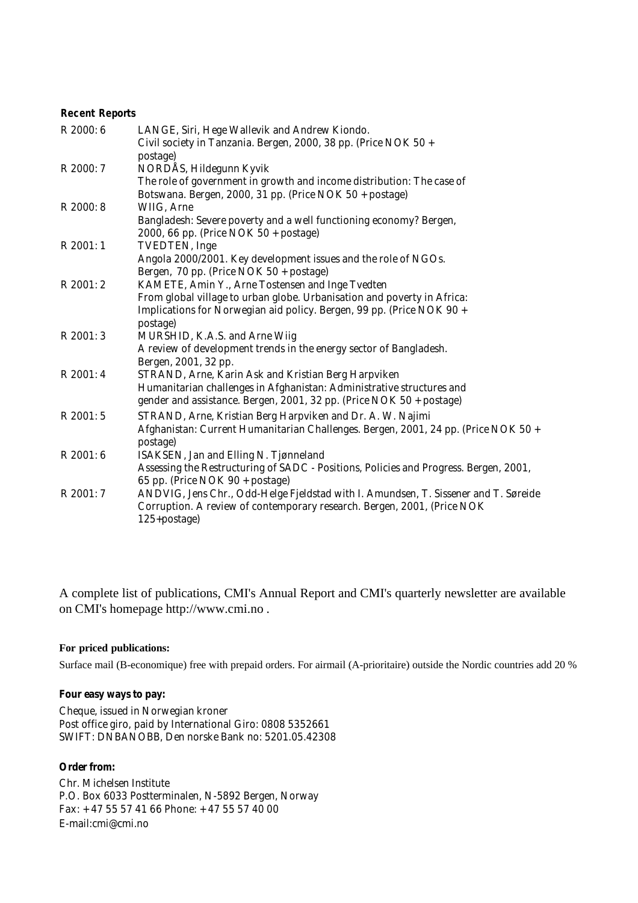**Recent Reports**

| | |
|---|---|
| R 2000: 6 | LANGE, Siri, Hege Wallevik and Andrew Kiondo.<br>Civil society in Tanzania. Bergen, 2000, 38 pp. (Price NOK 50 + postage) |
| R 2000: 7 | NORDÅS, Hildegunn Kyvik<br>The role of government in growth and income distribution: The case of Botswana. Bergen, 2000, 31 pp. (Price NOK 50 + postage) |
| R 2000: 8 | WIIG, Arne<br>Bangladesh: Severe poverty and a well functioning economy? Bergen, 2000, 66 pp. (Price NOK 50 + postage) |
| R 2001: 1 | TVEDTEN, Inge<br>Angola 2000/2001. Key development issues and the role of NGOs. Bergen, 70 pp. (Price NOK 50 + postage) |
| R 2001: 2 | KAMETE, Amin Y., Arne Tostensen and Inge Tvedten<br>From global village to urban globe. Urbanisation and poverty in Africa: Implications for Norwegian aid policy. Bergen, 99 pp. (Price NOK 90 + postage) |
| R 2001: 3 | MURSHID, K.A.S. and Arne Wiig<br>A review of development trends in the energy sector of Bangladesh. Bergen, 2001, 32 pp. |
| R 2001: 4 | STRAND, Arne, Karin Ask and Kristian Berg Harpviken<br>Humanitarian challenges in Afghanistan: Administrative structures and gender and assistance. Bergen, 2001, 32 pp. (Price NOK 50 + postage) |
| R 2001: 5 | STRAND, Arne, Kristian Berg Harpviken and Dr. A. W. Najimi<br>Afghanistan: Current Humanitarian Challenges. Bergen, 2001, 24 pp. (Price NOK 50 + postage) |
| R 2001: 6 | ISAKSEN, Jan and Elling N. Tjønneland<br>Assessing the Restructuring of SADC - Positions, Policies and Progress. Bergen, 2001, 65 pp. (Price NOK 90 + postage) |
| R 2001: 7 | ANDVIG, Jens Chr., Odd-Helge Fjeldstad with I. Amundsen, T. Sissener and T. Søreide<br>Corruption. A review of contemporary research. Bergen, 2001, (Price NOK 125+postage) |

A complete list of publications, CMI's Annual Report and CMI's quarterly newsletter are available on CMI's homepage http://www.cmi.no .

**For priced publications:**

Surface mail (B-economique) free with prepaid orders. For airmail (A-prioritaire) outside the Nordic countries add 20 %

**Four easy ways to pay:**

Cheque, issued in Norwegian kroner  
Post office giro, paid by International Giro: 0808 5352661  
SWIFT: DNBANOBB, Den norske Bank no: 5201.05.42308

**Order from:**

Chr. Michelsen Institute  
P.O. Box 6033 Postterminalen, N-5892 Bergen, Norway  
Fax: + 47 55 57 41 66 Phone: + 47 55 57 40 00  
E-mail:cmi@cmi.no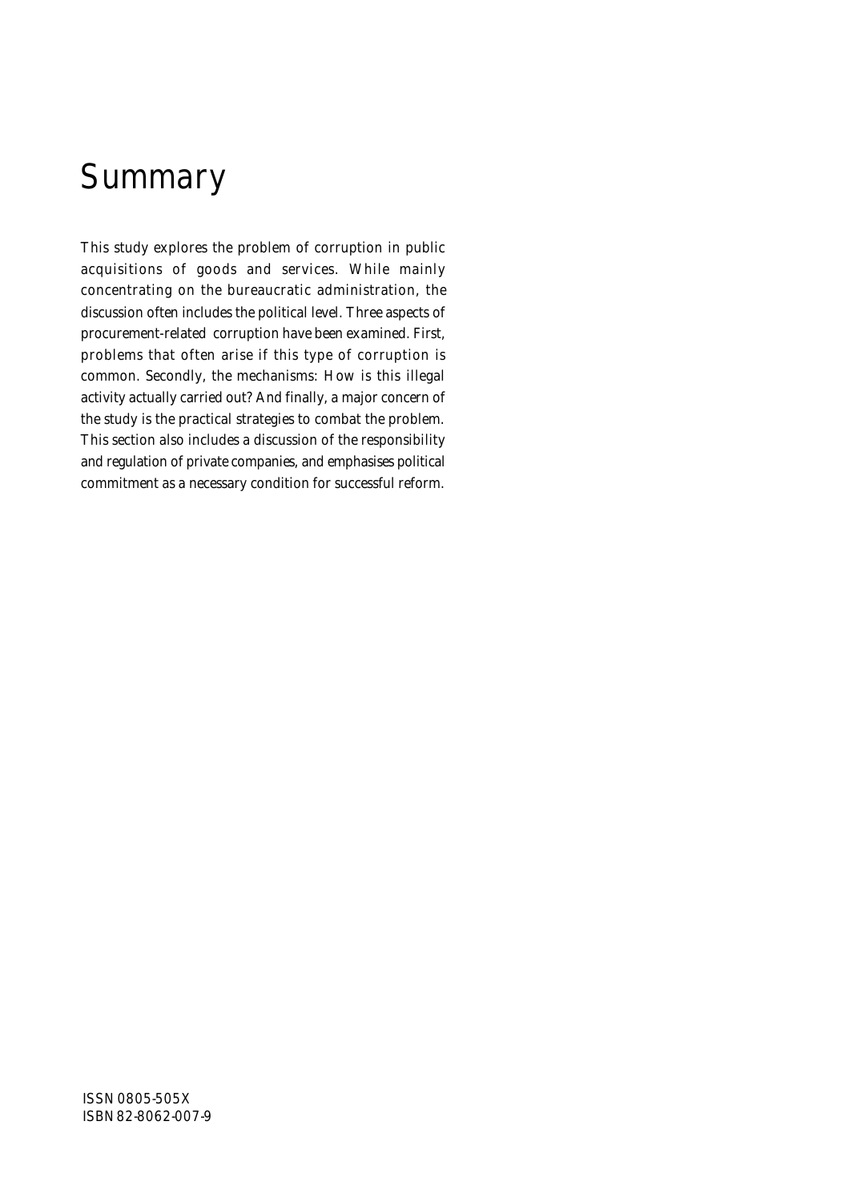# Summary

This study explores the problem of corruption in public acquisitions of goods and services. While mainly concentrating on the bureaucratic administration, the discussion often includes the political level. Three aspects of procurement-related corruption have been examined. First, problems that often arise if this type of corruption is common. Secondly, the mechanisms: How is this illegal activity actually carried out? And finally, a major concern of the study is the practical strategies to combat the problem. This section also includes a discussion of the responsibility and regulation of private companies, and emphasises political commitment as a necessary condition for successful reform.

ISSN 0805-505X
ISBN 82-8062-007-9